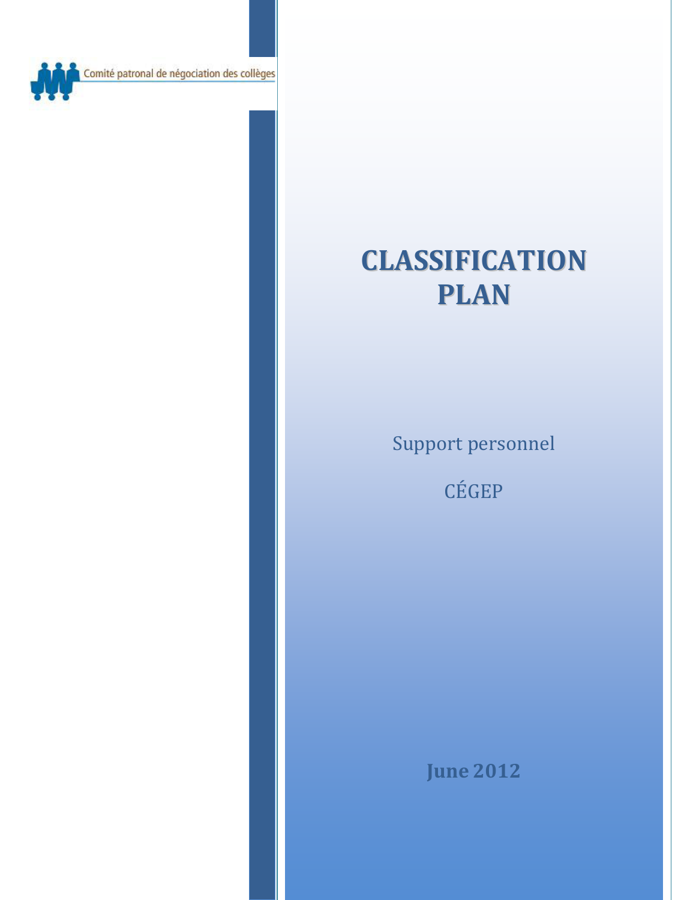Comité patronal de négociation des collèges

# CLASSIFICATION PLAN

Support personnel

CÉGEP

**June 2012**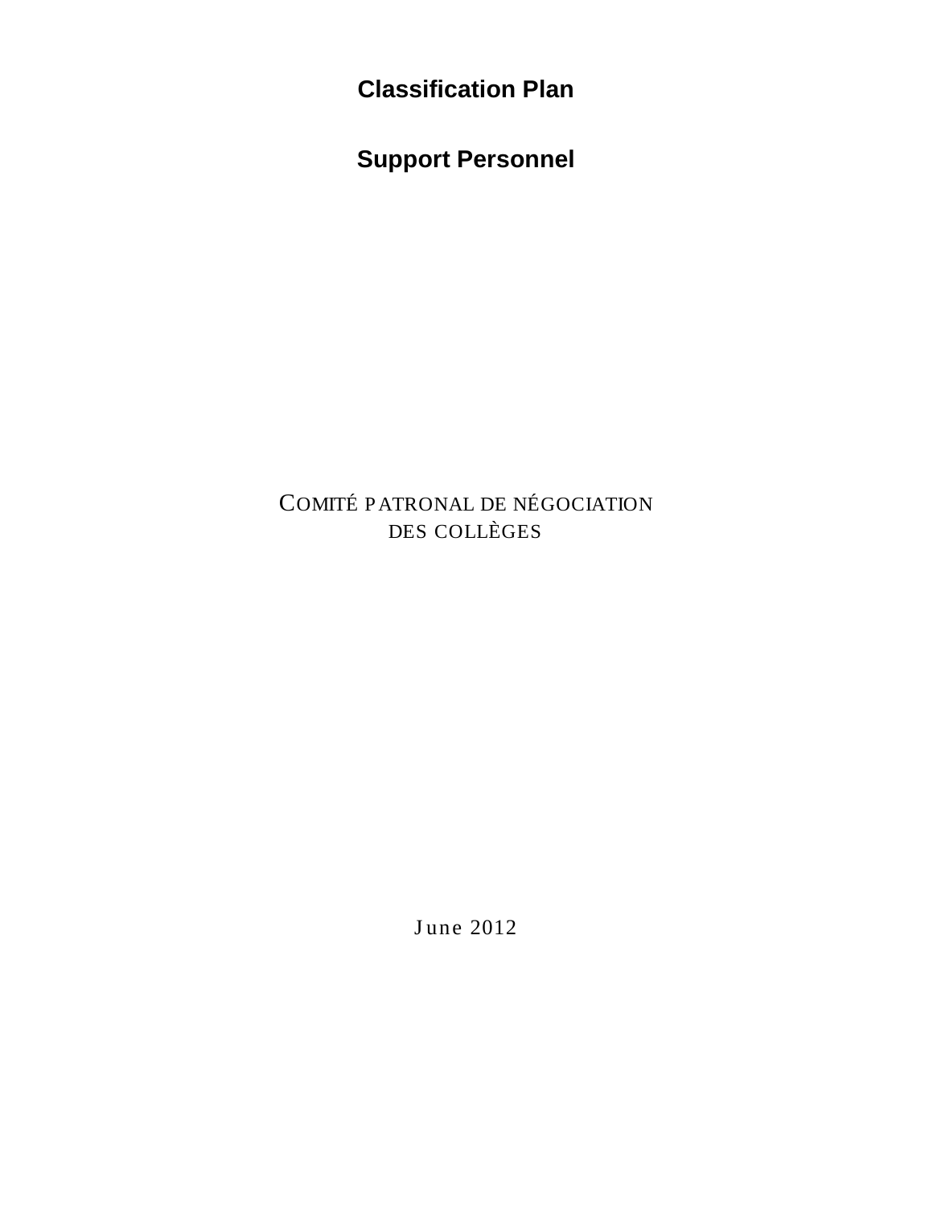# Classification Plan

# Support Personnel

COMITÉ PATRONAL DE NÉGOCIATION
DES COLLÈGES

June 2012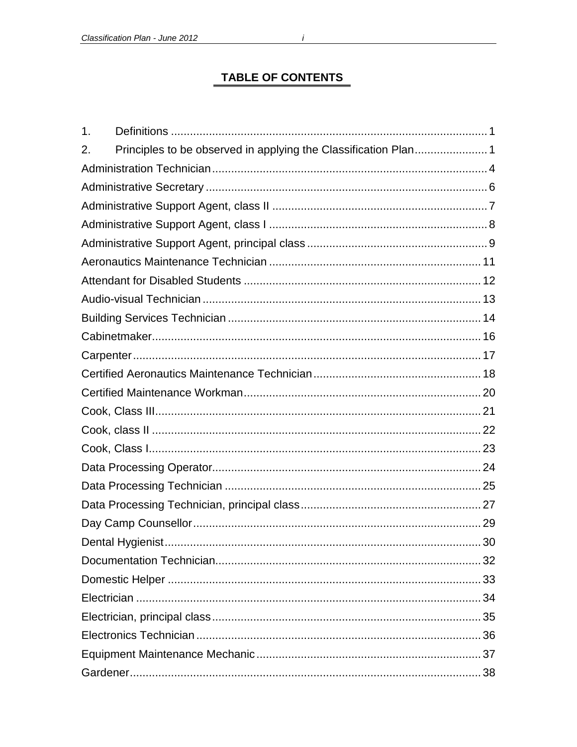# TABLE OF CONTENTS

| | |
|---|---|
| 1. Definitions | 1 |
| 2. Principles to be observed in applying the Classification Plan | 1 |
| Administration Technician | 4 |
| Administrative Secretary | 6 |
| Administrative Support Agent, class II | 7 |
| Administrative Support Agent, class I | 8 |
| Administrative Support Agent, principal class | 9 |
| Aeronautics Maintenance Technician | 11 |
| Attendant for Disabled Students | 12 |
| Audio-visual Technician | 13 |
| Building Services Technician | 14 |
| Cabinetmaker | 16 |
| Carpenter | 17 |
| Certified Aeronautics Maintenance Technician | 18 |
| Certified Maintenance Workman | 20 |
| Cook, Class III | 21 |
| Cook, class II | 22 |
| Cook, Class I | 23 |
| Data Processing Operator | 24 |
| Data Processing Technician | 25 |
| Data Processing Technician, principal class | 27 |
| Day Camp Counsellor | 29 |
| Dental Hygienist | 30 |
| Documentation Technician | 32 |
| Domestic Helper | 33 |
| Electrician | 34 |
| Electrician, principal class | 35 |
| Electronics Technician | 36 |
| Equipment Maintenance Mechanic | 37 |
| Gardener | 38 |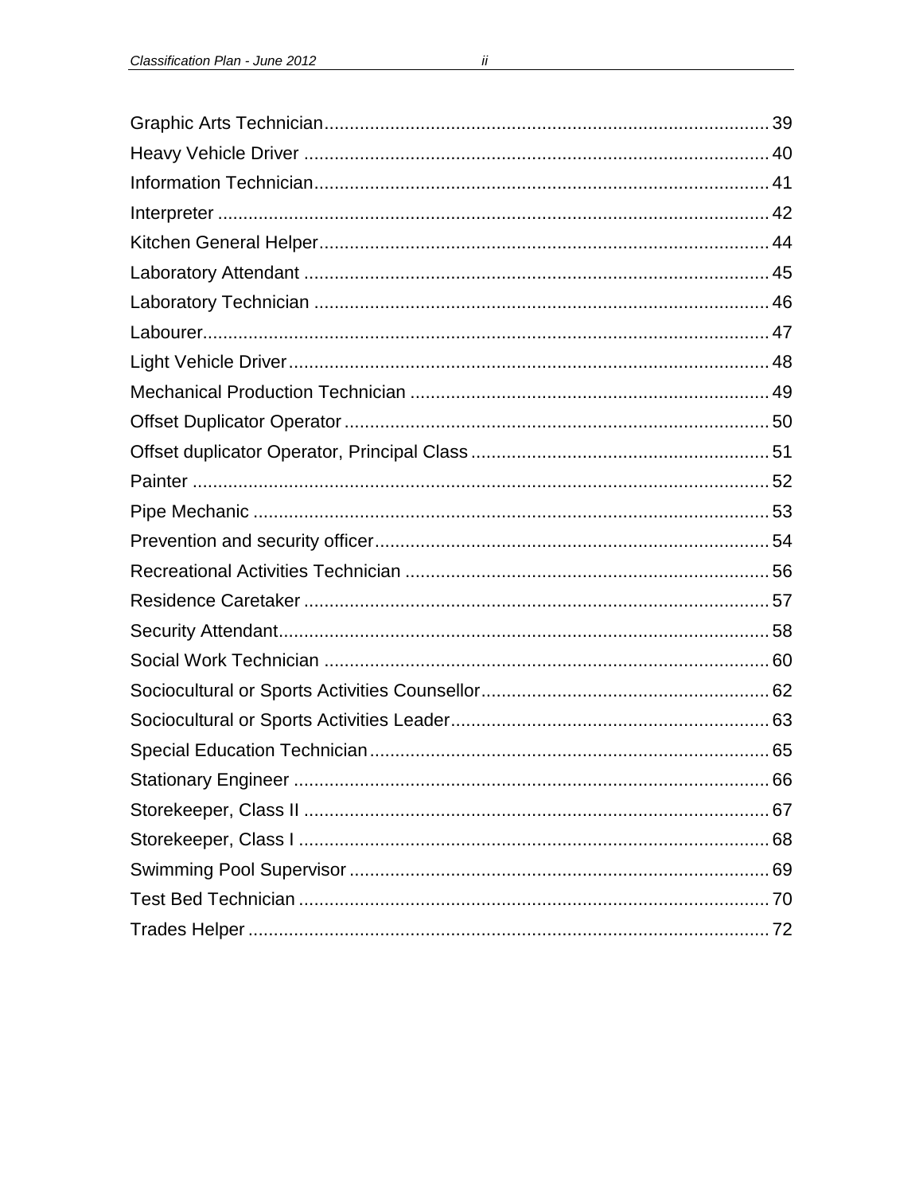Graphic Arts Technician........................................................................................ 39
Heavy Vehicle Driver ........................................................................................... 40
Information Technician......................................................................................... 41
Interpreter ............................................................................................................ 42
Kitchen General Helper........................................................................................ 44
Laboratory Attendant ........................................................................................... 45
Laboratory Technician ......................................................................................... 46
Labourer............................................................................................................... 47
Light Vehicle Driver.............................................................................................. 48
Mechanical Production Technician ...................................................................... 49
Offset Duplicator Operator ................................................................................... 50
Offset duplicator Operator, Principal Class .......................................................... 51
Painter ................................................................................................................. 52
Pipe Mechanic ..................................................................................................... 53
Prevention and security officer............................................................................. 54
Recreational Activities Technician ....................................................................... 56
Residence Caretaker ........................................................................................... 57
Security Attendant................................................................................................ 58
Social Work Technician ....................................................................................... 60
Sociocultural or Sports Activities Counsellor........................................................ 62
Sociocultural or Sports Activities Leader.............................................................. 63
Special Education Technician.............................................................................. 65
Stationary Engineer ............................................................................................. 66
Storekeeper, Class II ........................................................................................... 67
Storekeeper, Class I ............................................................................................ 68
Swimming Pool Supervisor .................................................................................. 69
Test Bed Technician ............................................................................................ 70
Trades Helper ...................................................................................................... 72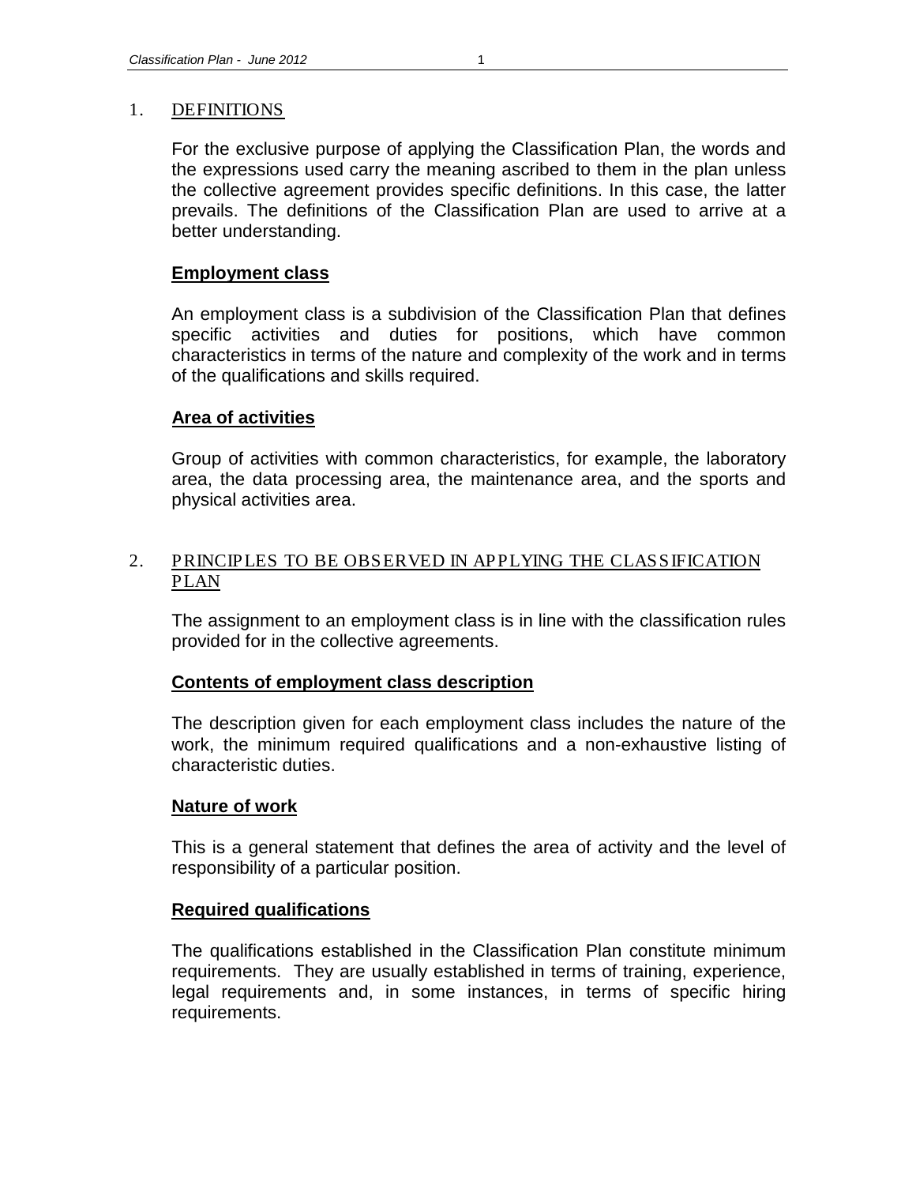## 1. DEFINITIONS

For the exclusive purpose of applying the Classification Plan, the words and the expressions used carry the meaning ascribed to them in the plan unless the collective agreement provides specific definitions. In this case, the latter prevails. The definitions of the Classification Plan are used to arrive at a better understanding.

**Employment class**

An employment class is a subdivision of the Classification Plan that defines specific activities and duties for positions, which have common characteristics in terms of the nature and complexity of the work and in terms of the qualifications and skills required.

**Area of activities**

Group of activities with common characteristics, for example, the laboratory area, the data processing area, the maintenance area, and the sports and physical activities area.

## 2. PRINCIPLES TO BE OBSERVED IN APPLYING THE CLASSIFICATION PLAN

The assignment to an employment class is in line with the classification rules provided for in the collective agreements.

**Contents of employment class description**

The description given for each employment class includes the nature of the work, the minimum required qualifications and a non-exhaustive listing of characteristic duties.

**Nature of work**

This is a general statement that defines the area of activity and the level of responsibility of a particular position.

**Required qualifications**

The qualifications established in the Classification Plan constitute minimum requirements. They are usually established in terms of training, experience, legal requirements and, in some instances, in terms of specific hiring requirements.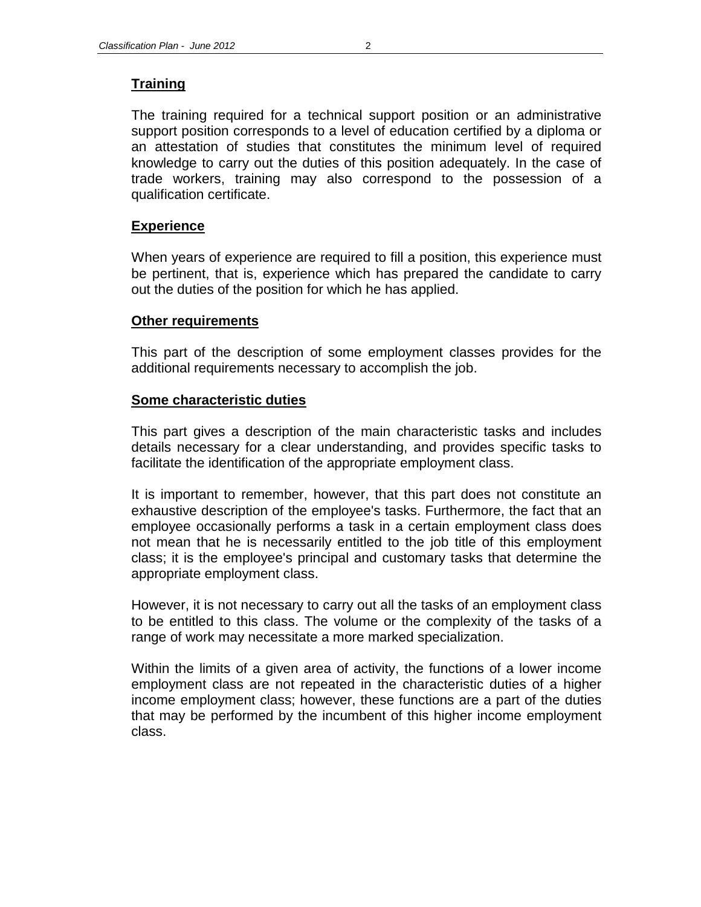## Training

The training required for a technical support position or an administrative support position corresponds to a level of education certified by a diploma or an attestation of studies that constitutes the minimum level of required knowledge to carry out the duties of this position adequately. In the case of trade workers, training may also correspond to the possession of a qualification certificate.

## Experience

When years of experience are required to fill a position, this experience must be pertinent, that is, experience which has prepared the candidate to carry out the duties of the position for which he has applied.

## Other requirements

This part of the description of some employment classes provides for the additional requirements necessary to accomplish the job.

## Some characteristic duties

This part gives a description of the main characteristic tasks and includes details necessary for a clear understanding, and provides specific tasks to facilitate the identification of the appropriate employment class.

It is important to remember, however, that this part does not constitute an exhaustive description of the employee's tasks. Furthermore, the fact that an employee occasionally performs a task in a certain employment class does not mean that he is necessarily entitled to the job title of this employment class; it is the employee's principal and customary tasks that determine the appropriate employment class.

However, it is not necessary to carry out all the tasks of an employment class to be entitled to this class. The volume or the complexity of the tasks of a range of work may necessitate a more marked specialization.

Within the limits of a given area of activity, the functions of a lower income employment class are not repeated in the characteristic duties of a higher income employment class; however, these functions are a part of the duties that may be performed by the incumbent of this higher income employment class.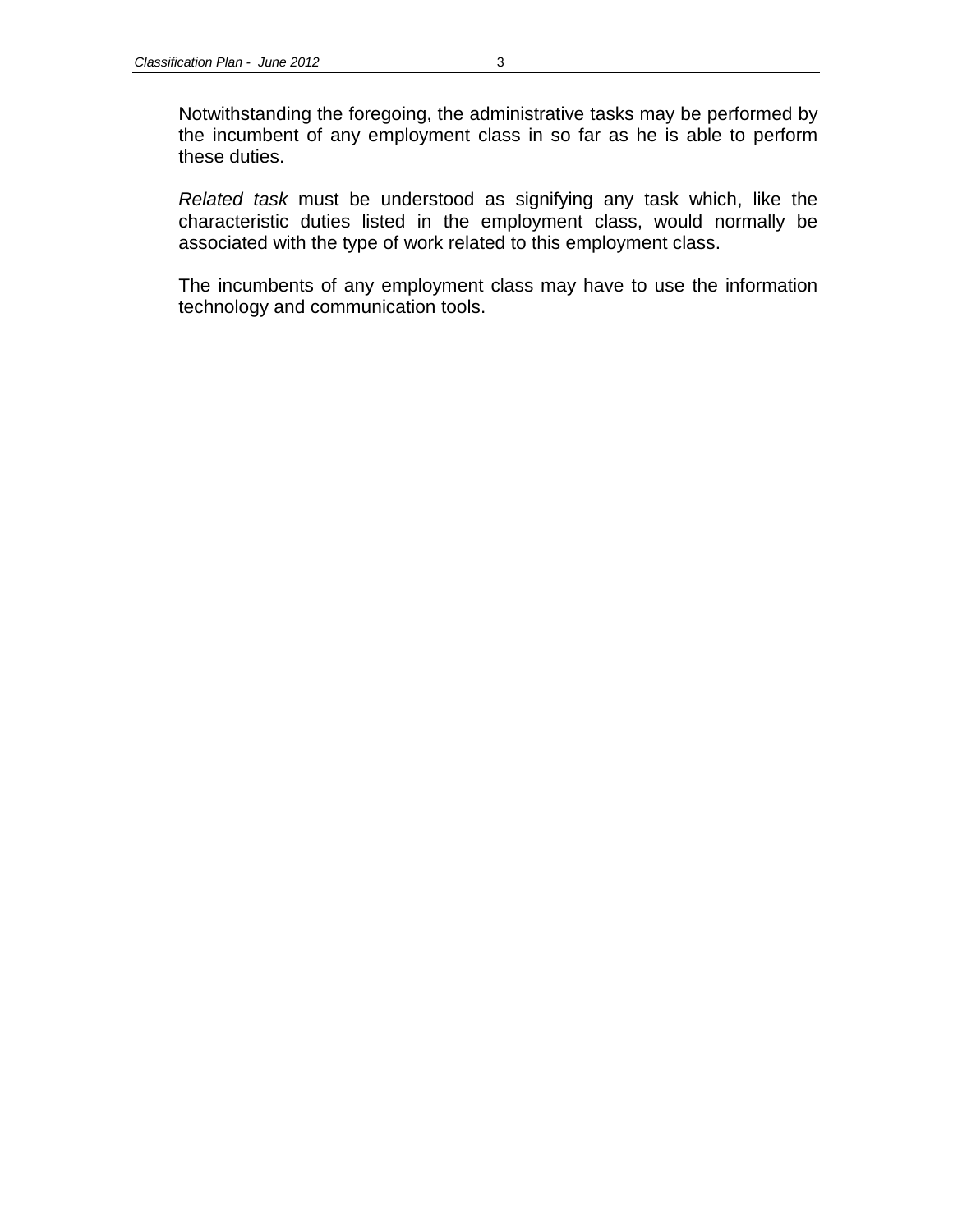Notwithstanding the foregoing, the administrative tasks may be performed by the incumbent of any employment class in so far as he is able to perform these duties.

*Related task* must be understood as signifying any task which, like the characteristic duties listed in the employment class, would normally be associated with the type of work related to this employment class.

The incumbents of any employment class may have to use the information technology and communication tools.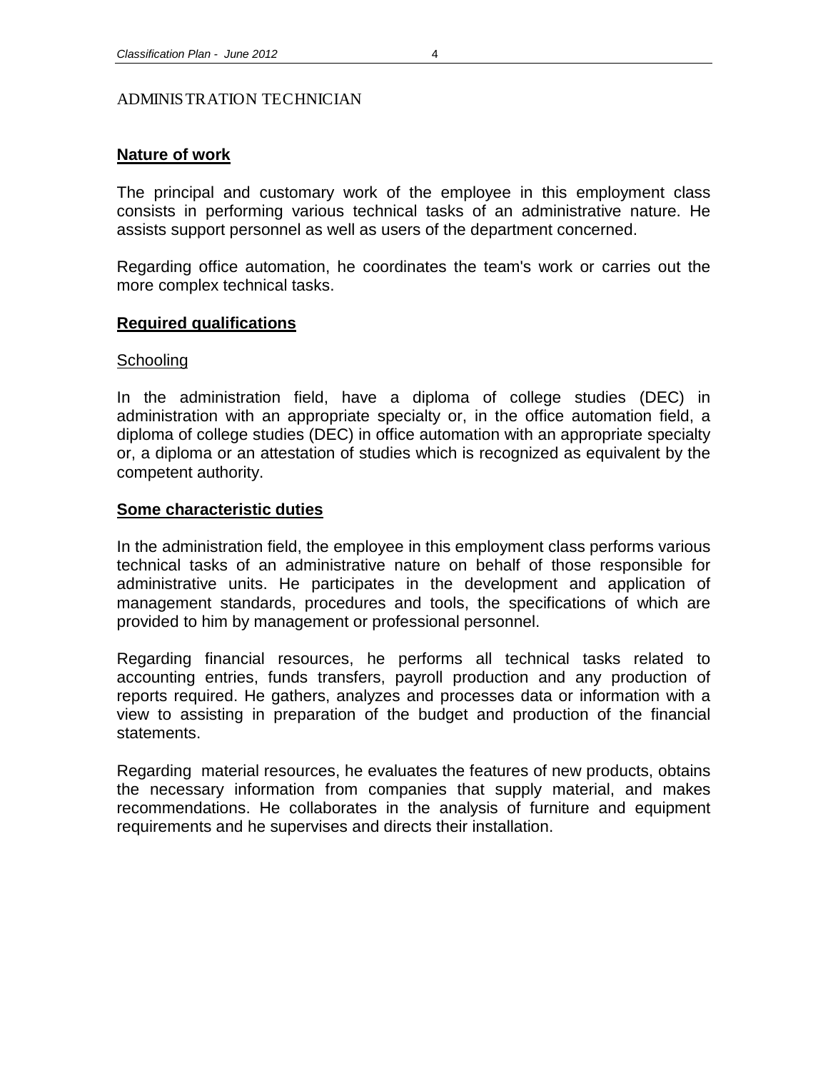# ADMINISTRATION TECHNICIAN

## Nature of work

The principal and customary work of the employee in this employment class consists in performing various technical tasks of an administrative nature. He assists support personnel as well as users of the department concerned.

Regarding office automation, he coordinates the team's work or carries out the more complex technical tasks.

## Required qualifications

### Schooling

In the administration field, have a diploma of college studies (DEC) in administration with an appropriate specialty or, in the office automation field, a diploma of college studies (DEC) in office automation with an appropriate specialty or, a diploma or an attestation of studies which is recognized as equivalent by the competent authority.

## Some characteristic duties

In the administration field, the employee in this employment class performs various technical tasks of an administrative nature on behalf of those responsible for administrative units. He participates in the development and application of management standards, procedures and tools, the specifications of which are provided to him by management or professional personnel.

Regarding financial resources, he performs all technical tasks related to accounting entries, funds transfers, payroll production and any production of reports required. He gathers, analyzes and processes data or information with a view to assisting in preparation of the budget and production of the financial statements.

Regarding material resources, he evaluates the features of new products, obtains the necessary information from companies that supply material, and makes recommendations. He collaborates in the analysis of furniture and equipment requirements and he supervises and directs their installation.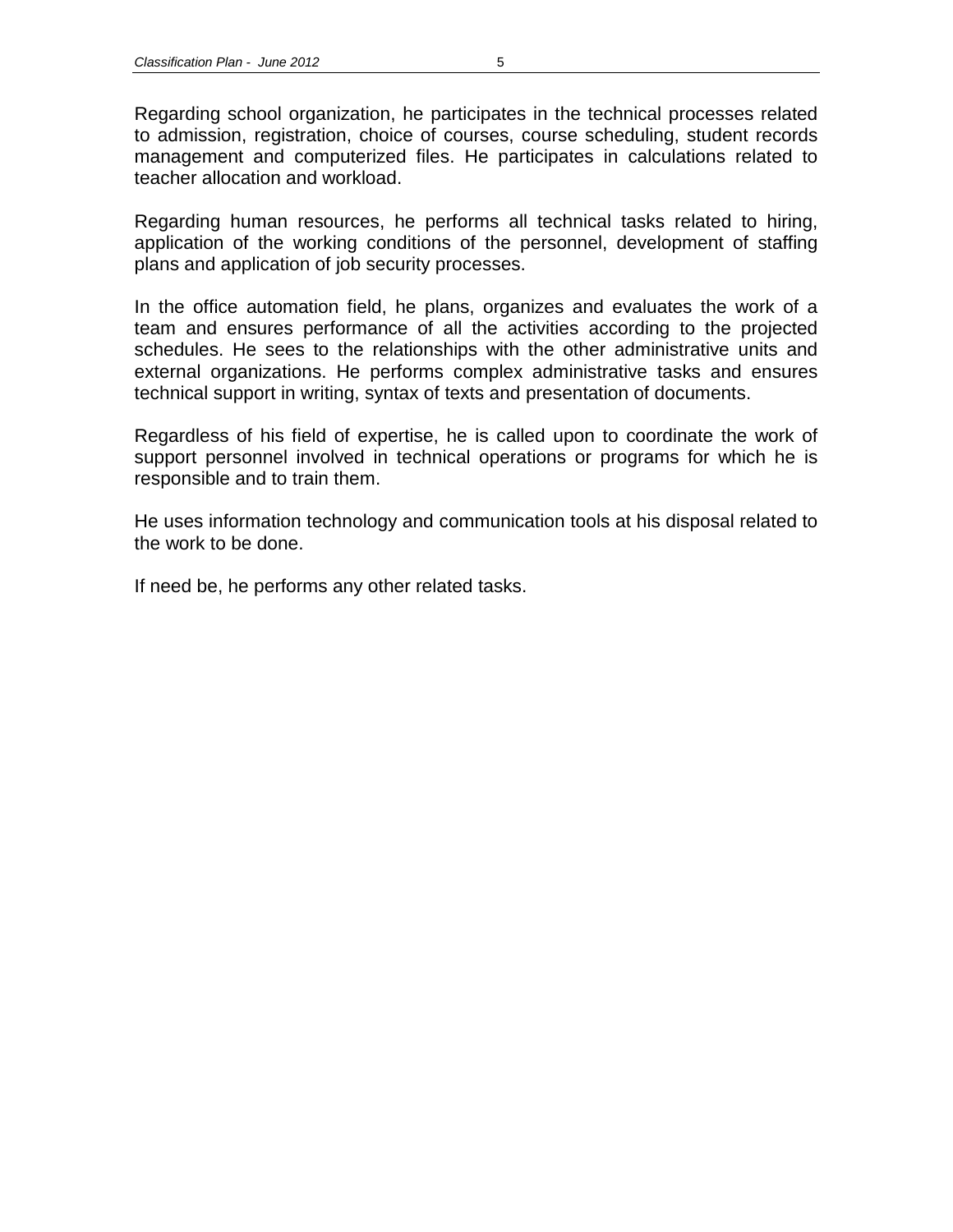Regarding school organization, he participates in the technical processes related to admission, registration, choice of courses, course scheduling, student records management and computerized files. He participates in calculations related to teacher allocation and workload.

Regarding human resources, he performs all technical tasks related to hiring, application of the working conditions of the personnel, development of staffing plans and application of job security processes.

In the office automation field, he plans, organizes and evaluates the work of a team and ensures performance of all the activities according to the projected schedules. He sees to the relationships with the other administrative units and external organizations. He performs complex administrative tasks and ensures technical support in writing, syntax of texts and presentation of documents.

Regardless of his field of expertise, he is called upon to coordinate the work of support personnel involved in technical operations or programs for which he is responsible and to train them.

He uses information technology and communication tools at his disposal related to the work to be done.

If need be, he performs any other related tasks.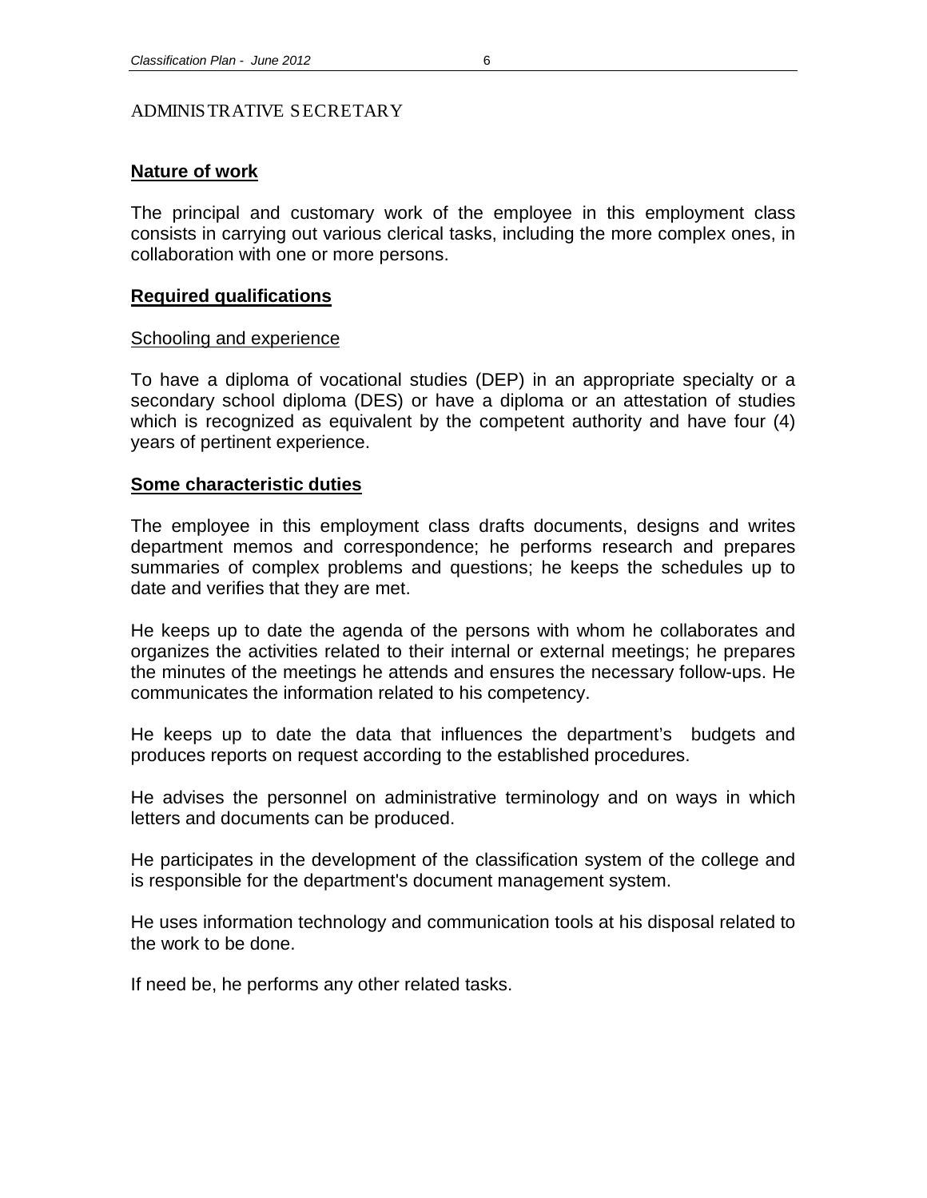# ADMINISTRATIVE SECRETARY

## Nature of work

The principal and customary work of the employee in this employment class consists in carrying out various clerical tasks, including the more complex ones, in collaboration with one or more persons.

## Required qualifications

### Schooling and experience

To have a diploma of vocational studies (DEP) in an appropriate specialty or a secondary school diploma (DES) or have a diploma or an attestation of studies which is recognized as equivalent by the competent authority and have four (4) years of pertinent experience.

## Some characteristic duties

The employee in this employment class drafts documents, designs and writes department memos and correspondence; he performs research and prepares summaries of complex problems and questions; he keeps the schedules up to date and verifies that they are met.

He keeps up to date the agenda of the persons with whom he collaborates and organizes the activities related to their internal or external meetings; he prepares the minutes of the meetings he attends and ensures the necessary follow-ups. He communicates the information related to his competency.

He keeps up to date the data that influences the department's budgets and produces reports on request according to the established procedures.

He advises the personnel on administrative terminology and on ways in which letters and documents can be produced.

He participates in the development of the classification system of the college and is responsible for the department's document management system.

He uses information technology and communication tools at his disposal related to the work to be done.

If need be, he performs any other related tasks.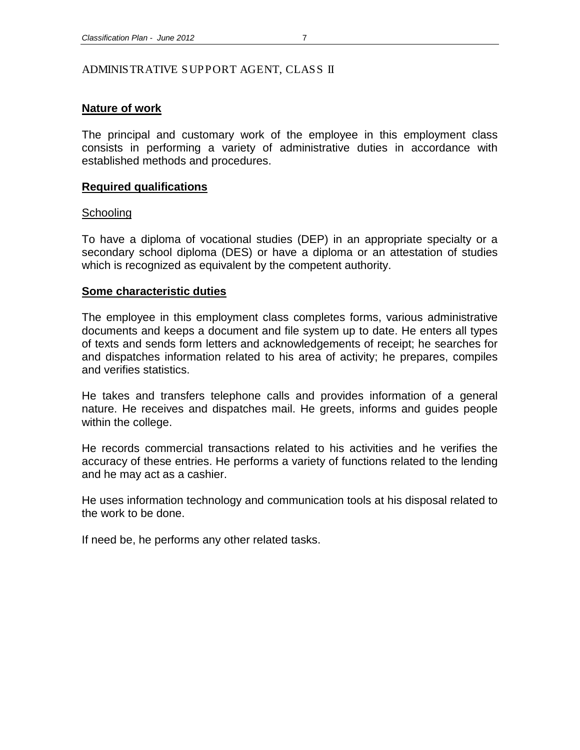# ADMINISTRATIVE SUPPORT AGENT, CLASS II

## Nature of work

The principal and customary work of the employee in this employment class consists in performing a variety of administrative duties in accordance with established methods and procedures.

## Required qualifications

### Schooling

To have a diploma of vocational studies (DEP) in an appropriate specialty or a secondary school diploma (DES) or have a diploma or an attestation of studies which is recognized as equivalent by the competent authority.

## Some characteristic duties

The employee in this employment class completes forms, various administrative documents and keeps a document and file system up to date. He enters all types of texts and sends form letters and acknowledgements of receipt; he searches for and dispatches information related to his area of activity; he prepares, compiles and verifies statistics.

He takes and transfers telephone calls and provides information of a general nature. He receives and dispatches mail. He greets, informs and guides people within the college.

He records commercial transactions related to his activities and he verifies the accuracy of these entries. He performs a variety of functions related to the lending and he may act as a cashier.

He uses information technology and communication tools at his disposal related to the work to be done.

If need be, he performs any other related tasks.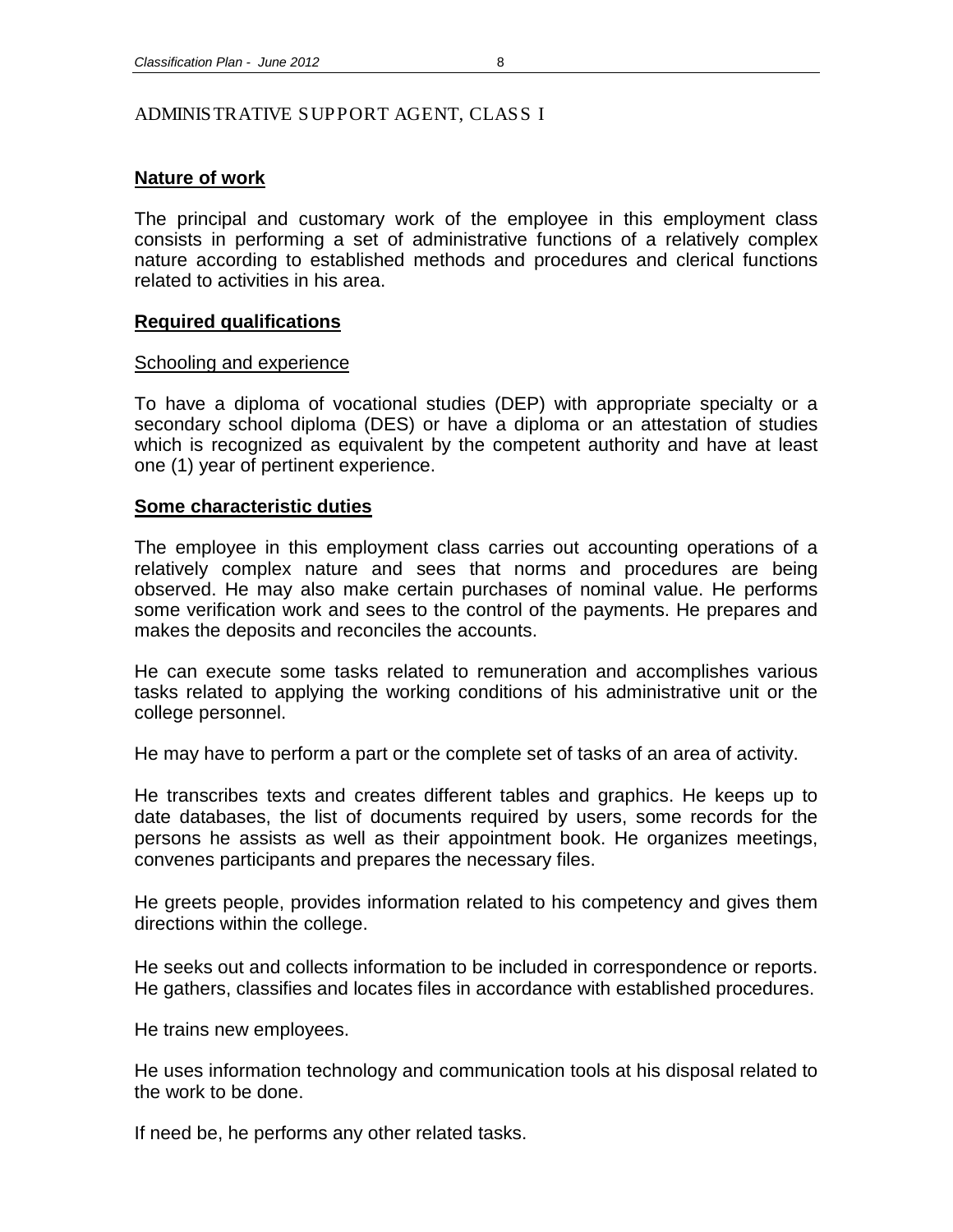# ADMINISTRATIVE SUPPORT AGENT, CLASS I

## Nature of work

The principal and customary work of the employee in this employment class consists in performing a set of administrative functions of a relatively complex nature according to established methods and procedures and clerical functions related to activities in his area.

## Required qualifications

### Schooling and experience

To have a diploma of vocational studies (DEP) with appropriate specialty or a secondary school diploma (DES) or have a diploma or an attestation of studies which is recognized as equivalent by the competent authority and have at least one (1) year of pertinent experience.

## Some characteristic duties

The employee in this employment class carries out accounting operations of a relatively complex nature and sees that norms and procedures are being observed. He may also make certain purchases of nominal value. He performs some verification work and sees to the control of the payments. He prepares and makes the deposits and reconciles the accounts.

He can execute some tasks related to remuneration and accomplishes various tasks related to applying the working conditions of his administrative unit or the college personnel.

He may have to perform a part or the complete set of tasks of an area of activity.

He transcribes texts and creates different tables and graphics. He keeps up to date databases, the list of documents required by users, some records for the persons he assists as well as their appointment book. He organizes meetings, convenes participants and prepares the necessary files.

He greets people, provides information related to his competency and gives them directions within the college.

He seeks out and collects information to be included in correspondence or reports. He gathers, classifies and locates files in accordance with established procedures.

He trains new employees.

He uses information technology and communication tools at his disposal related to the work to be done.

If need be, he performs any other related tasks.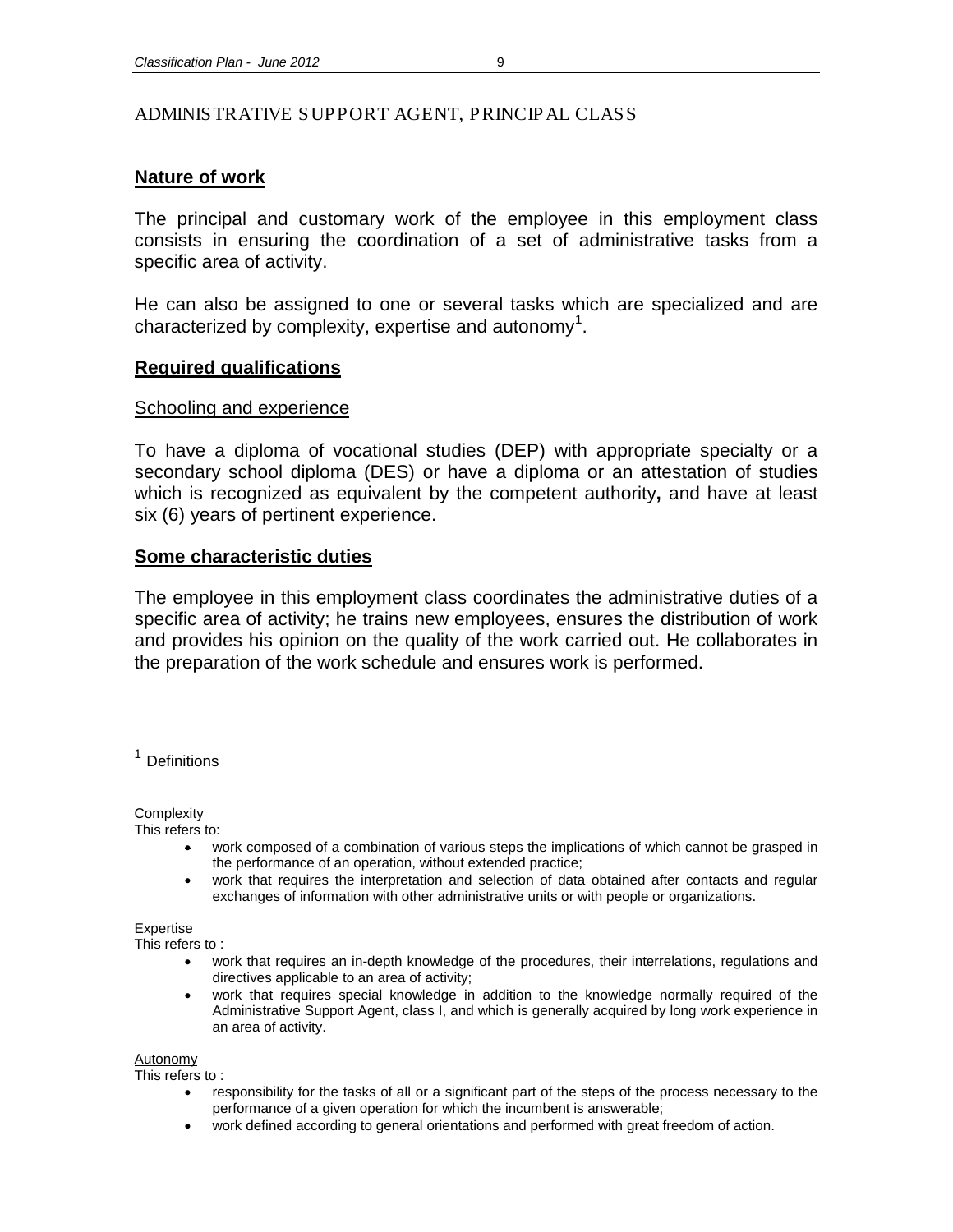## ADMINISTRATIVE SUPPORT AGENT, PRINCIPAL CLASS

### Nature of work

The principal and customary work of the employee in this employment class consists in ensuring the coordination of a set of administrative tasks from a specific area of activity.

He can also be assigned to one or several tasks which are specialized and are characterized by complexity, expertise and autonomy[1].

### Required qualifications

#### Schooling and experience

To have a diploma of vocational studies (DEP) with appropriate specialty or a secondary school diploma (DES) or have a diploma or an attestation of studies which is recognized as equivalent by the competent authority**,** and have at least six (6) years of pertinent experience.

### Some characteristic duties

The employee in this employment class coordinates the administrative duties of a specific area of activity; he trains new employees, ensures the distribution of work and provides his opinion on the quality of the work carried out. He collaborates in the preparation of the work schedule and ensures work is performed.

---

[1] Definitions

Complexity
This refers to:

- work composed of a combination of various steps the implications of which cannot be grasped in the performance of an operation, without extended practice;
- work that requires the interpretation and selection of data obtained after contacts and regular exchanges of information with other administrative units or with people or organizations.

Expertise
This refers to :

- work that requires an in-depth knowledge of the procedures, their interrelations, regulations and directives applicable to an area of activity;
- work that requires special knowledge in addition to the knowledge normally required of the Administrative Support Agent, class I, and which is generally acquired by long work experience in an area of activity.

Autonomy
This refers to :

- responsibility for the tasks of all or a significant part of the steps of the process necessary to the performance of a given operation for which the incumbent is answerable;
- work defined according to general orientations and performed with great freedom of action.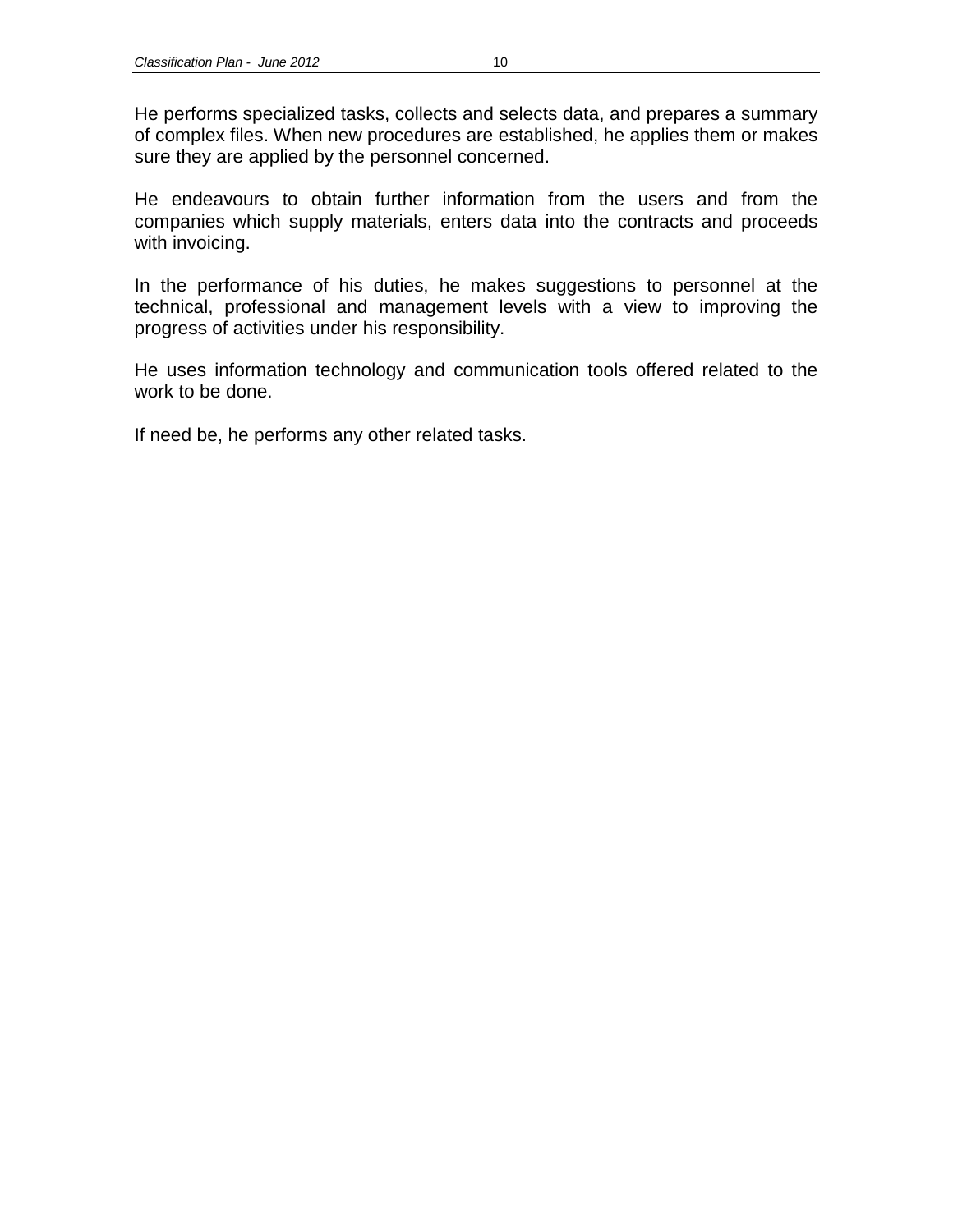He performs specialized tasks, collects and selects data, and prepares a summary of complex files. When new procedures are established, he applies them or makes sure they are applied by the personnel concerned.

He endeavours to obtain further information from the users and from the companies which supply materials, enters data into the contracts and proceeds with invoicing.

In the performance of his duties, he makes suggestions to personnel at the technical, professional and management levels with a view to improving the progress of activities under his responsibility.

He uses information technology and communication tools offered related to the work to be done.

If need be, he performs any other related tasks.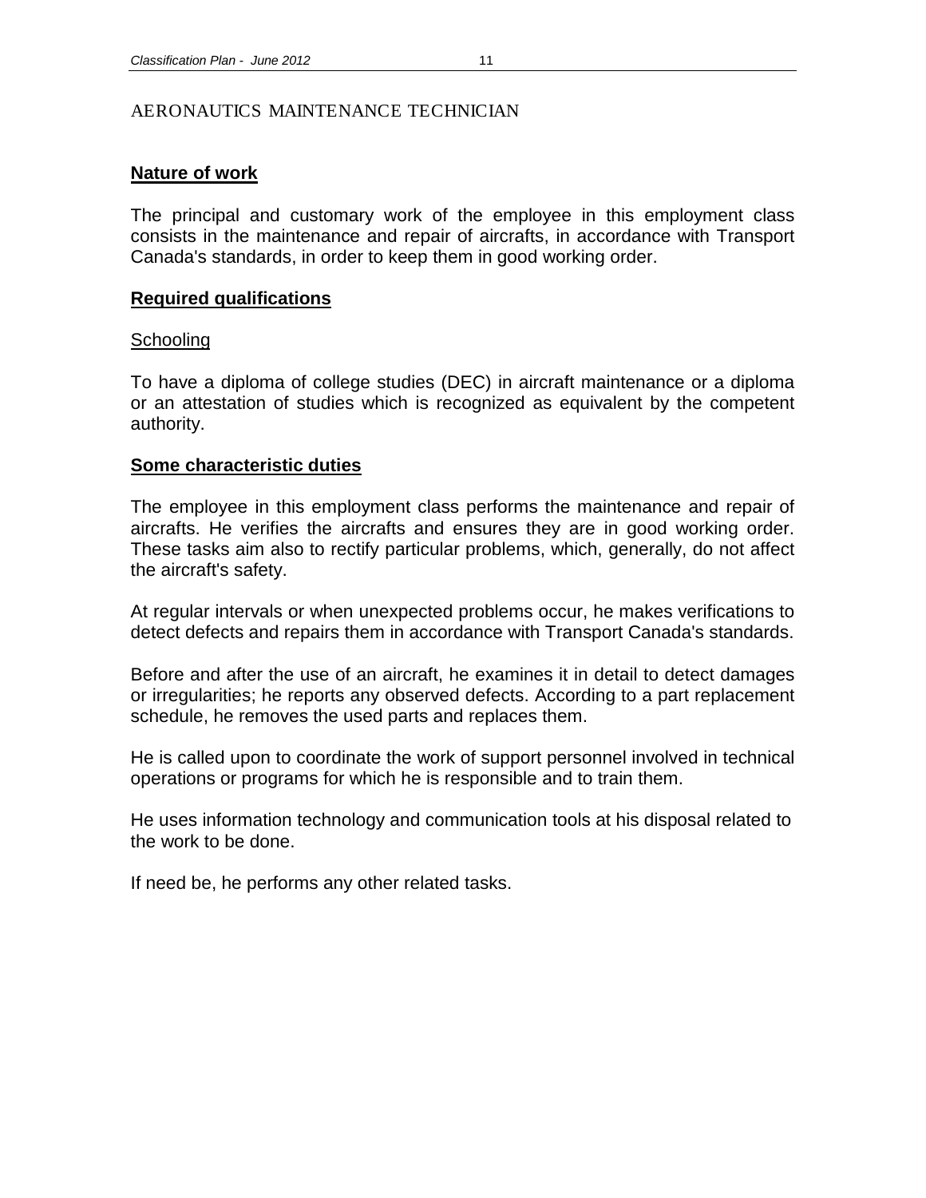# AERONAUTICS MAINTENANCE TECHNICIAN

## Nature of work

The principal and customary work of the employee in this employment class consists in the maintenance and repair of aircrafts, in accordance with Transport Canada's standards, in order to keep them in good working order.

## Required qualifications

### Schooling

To have a diploma of college studies (DEC) in aircraft maintenance or a diploma or an attestation of studies which is recognized as equivalent by the competent authority.

## Some characteristic duties

The employee in this employment class performs the maintenance and repair of aircrafts. He verifies the aircrafts and ensures they are in good working order. These tasks aim also to rectify particular problems, which, generally, do not affect the aircraft's safety.

At regular intervals or when unexpected problems occur, he makes verifications to detect defects and repairs them in accordance with Transport Canada's standards.

Before and after the use of an aircraft, he examines it in detail to detect damages or irregularities; he reports any observed defects. According to a part replacement schedule, he removes the used parts and replaces them.

He is called upon to coordinate the work of support personnel involved in technical operations or programs for which he is responsible and to train them.

He uses information technology and communication tools at his disposal related to the work to be done.

If need be, he performs any other related tasks.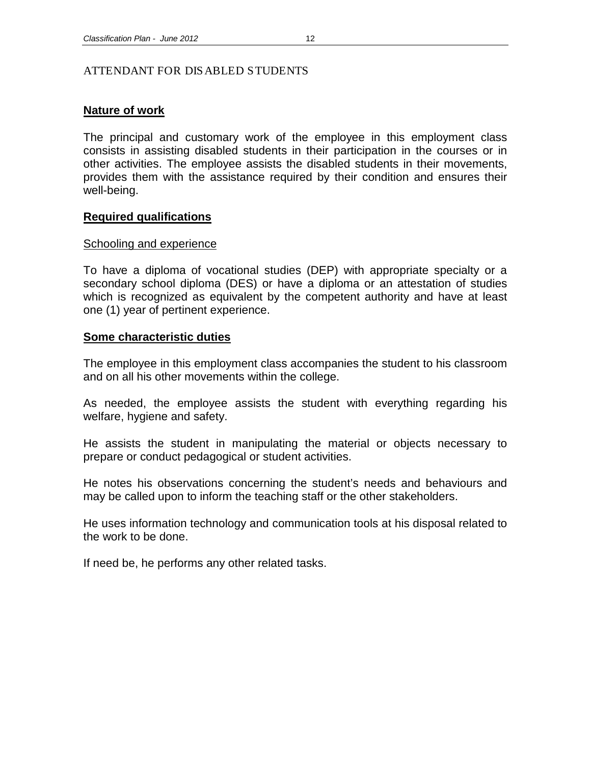# ATTENDANT FOR DISABLED STUDENTS

## Nature of work

The principal and customary work of the employee in this employment class consists in assisting disabled students in their participation in the courses or in other activities. The employee assists the disabled students in their movements, provides them with the assistance required by their condition and ensures their well-being.

## Required qualifications

### Schooling and experience

To have a diploma of vocational studies (DEP) with appropriate specialty or a secondary school diploma (DES) or have a diploma or an attestation of studies which is recognized as equivalent by the competent authority and have at least one (1) year of pertinent experience.

## Some characteristic duties

The employee in this employment class accompanies the student to his classroom and on all his other movements within the college.

As needed, the employee assists the student with everything regarding his welfare, hygiene and safety.

He assists the student in manipulating the material or objects necessary to prepare or conduct pedagogical or student activities.

He notes his observations concerning the student's needs and behaviours and may be called upon to inform the teaching staff or the other stakeholders.

He uses information technology and communication tools at his disposal related to the work to be done.

If need be, he performs any other related tasks.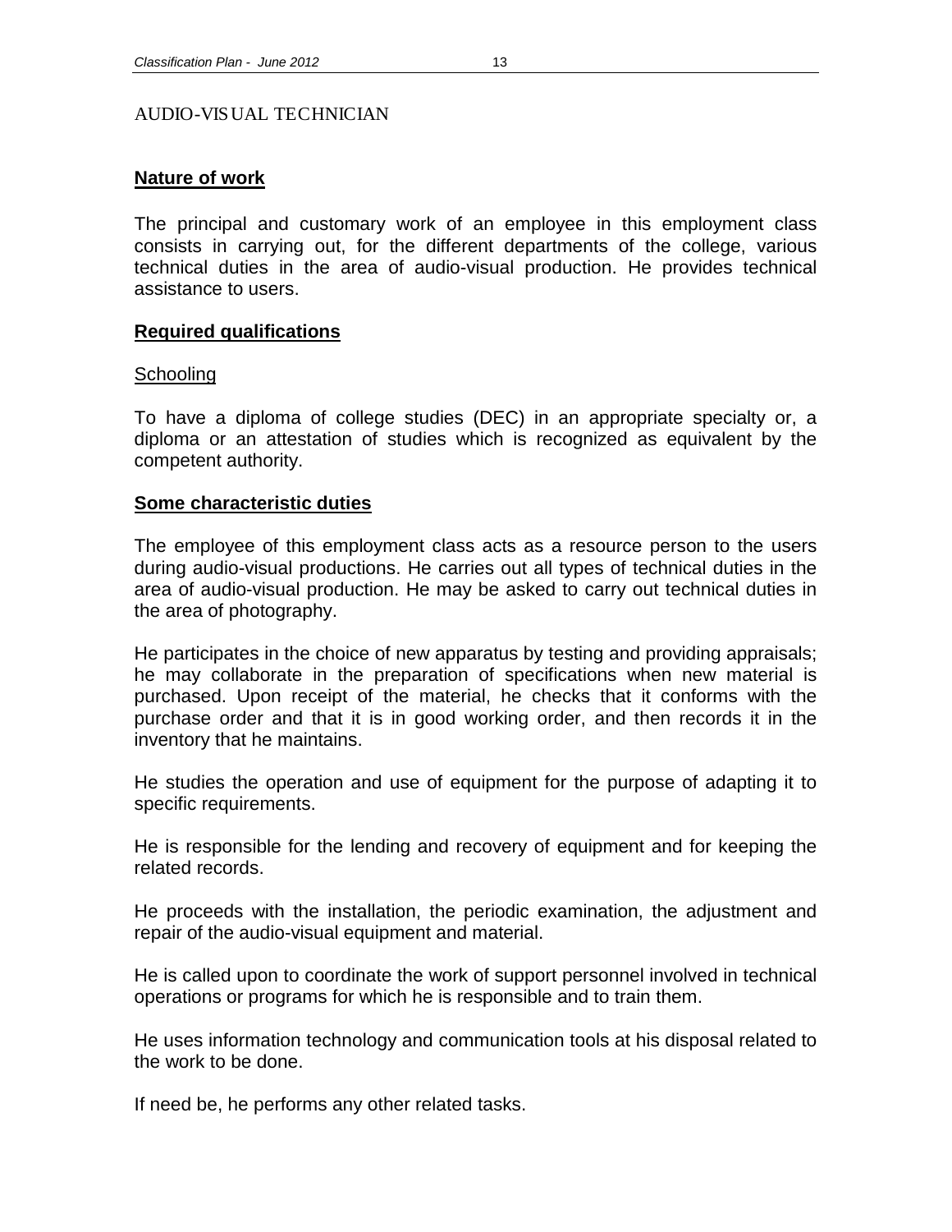# AUDIO-VISUAL TECHNICIAN

## Nature of work

The principal and customary work of an employee in this employment class consists in carrying out, for the different departments of the college, various technical duties in the area of audio-visual production. He provides technical assistance to users.

## Required qualifications

### Schooling

To have a diploma of college studies (DEC) in an appropriate specialty or, a diploma or an attestation of studies which is recognized as equivalent by the competent authority.

## Some characteristic duties

The employee of this employment class acts as a resource person to the users during audio-visual productions. He carries out all types of technical duties in the area of audio-visual production. He may be asked to carry out technical duties in the area of photography.

He participates in the choice of new apparatus by testing and providing appraisals; he may collaborate in the preparation of specifications when new material is purchased. Upon receipt of the material, he checks that it conforms with the purchase order and that it is in good working order, and then records it in the inventory that he maintains.

He studies the operation and use of equipment for the purpose of adapting it to specific requirements.

He is responsible for the lending and recovery of equipment and for keeping the related records.

He proceeds with the installation, the periodic examination, the adjustment and repair of the audio-visual equipment and material.

He is called upon to coordinate the work of support personnel involved in technical operations or programs for which he is responsible and to train them.

He uses information technology and communication tools at his disposal related to the work to be done.

If need be, he performs any other related tasks.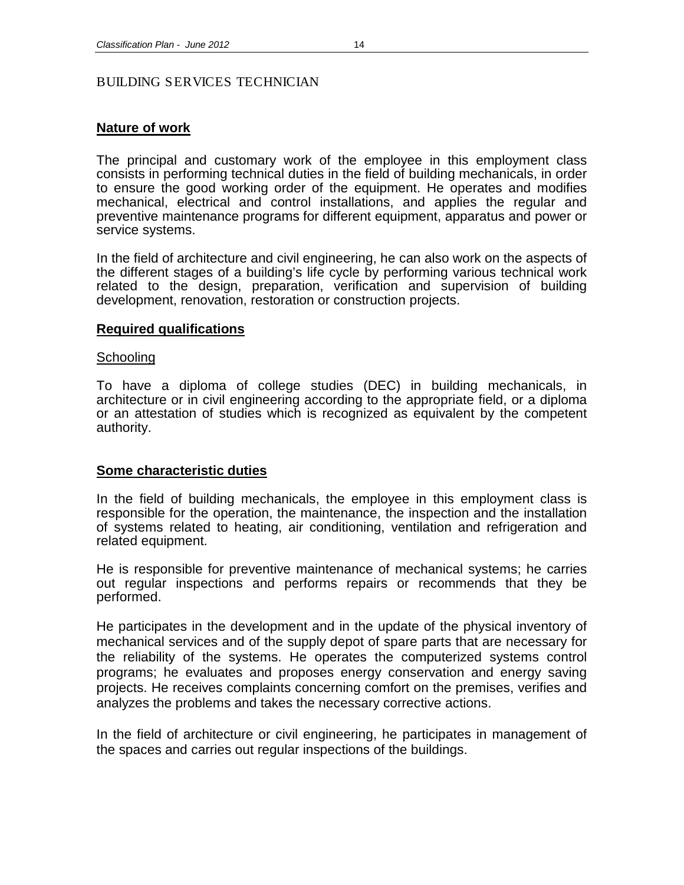# BUILDING SERVICES TECHNICIAN

## Nature of work

The principal and customary work of the employee in this employment class consists in performing technical duties in the field of building mechanicals, in order to ensure the good working order of the equipment. He operates and modifies mechanical, electrical and control installations, and applies the regular and preventive maintenance programs for different equipment, apparatus and power or service systems.

In the field of architecture and civil engineering, he can also work on the aspects of the different stages of a building's life cycle by performing various technical work related to the design, preparation, verification and supervision of building development, renovation, restoration or construction projects.

## Required qualifications

### Schooling

To have a diploma of college studies (DEC) in building mechanicals, in architecture or in civil engineering according to the appropriate field, or a diploma or an attestation of studies which is recognized as equivalent by the competent authority.

## Some characteristic duties

In the field of building mechanicals, the employee in this employment class is responsible for the operation, the maintenance, the inspection and the installation of systems related to heating, air conditioning, ventilation and refrigeration and related equipment.

He is responsible for preventive maintenance of mechanical systems; he carries out regular inspections and performs repairs or recommends that they be performed.

He participates in the development and in the update of the physical inventory of mechanical services and of the supply depot of spare parts that are necessary for the reliability of the systems. He operates the computerized systems control programs; he evaluates and proposes energy conservation and energy saving projects. He receives complaints concerning comfort on the premises, verifies and analyzes the problems and takes the necessary corrective actions.

In the field of architecture or civil engineering, he participates in management of the spaces and carries out regular inspections of the buildings.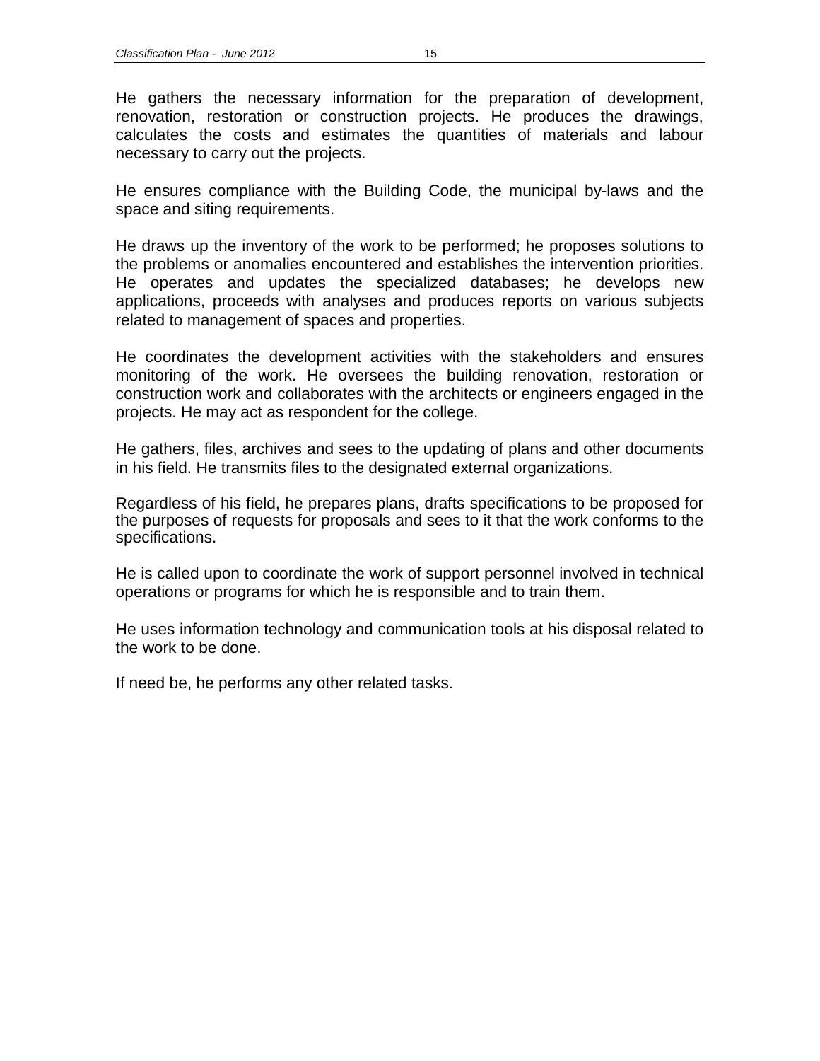He gathers the necessary information for the preparation of development, renovation, restoration or construction projects. He produces the drawings, calculates the costs and estimates the quantities of materials and labour necessary to carry out the projects.

He ensures compliance with the Building Code, the municipal by-laws and the space and siting requirements.

He draws up the inventory of the work to be performed; he proposes solutions to the problems or anomalies encountered and establishes the intervention priorities. He operates and updates the specialized databases; he develops new applications, proceeds with analyses and produces reports on various subjects related to management of spaces and properties.

He coordinates the development activities with the stakeholders and ensures monitoring of the work. He oversees the building renovation, restoration or construction work and collaborates with the architects or engineers engaged in the projects. He may act as respondent for the college.

He gathers, files, archives and sees to the updating of plans and other documents in his field. He transmits files to the designated external organizations.

Regardless of his field, he prepares plans, drafts specifications to be proposed for the purposes of requests for proposals and sees to it that the work conforms to the specifications.

He is called upon to coordinate the work of support personnel involved in technical operations or programs for which he is responsible and to train them.

He uses information technology and communication tools at his disposal related to the work to be done.

If need be, he performs any other related tasks.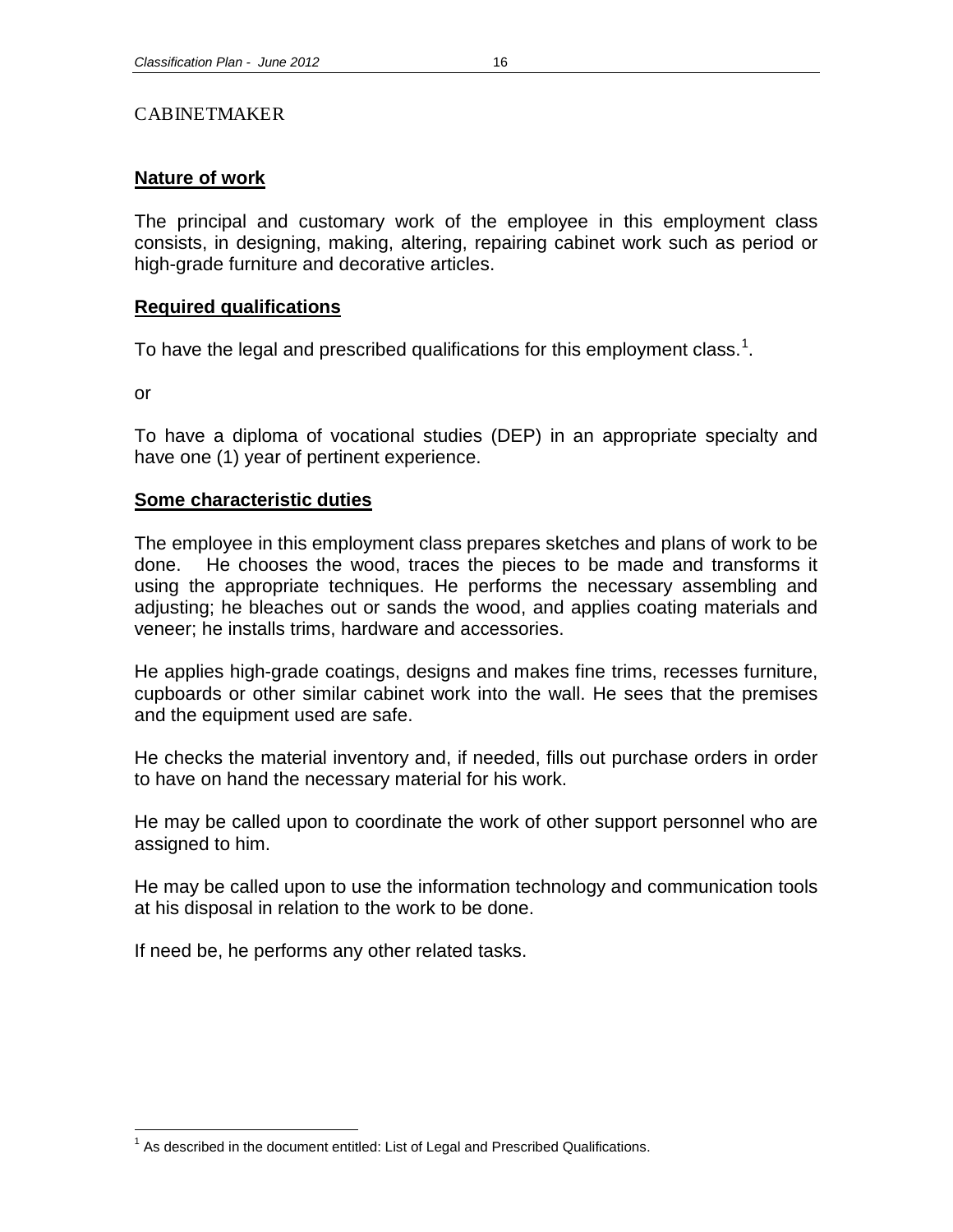# CABINETMAKER

## Nature of work

The principal and customary work of the employee in this employment class consists, in designing, making, altering, repairing cabinet work such as period or high-grade furniture and decorative articles.

## Required qualifications

To have the legal and prescribed qualifications for this employment class.[1].

or

To have a diploma of vocational studies (DEP) in an appropriate specialty and have one (1) year of pertinent experience.

## Some characteristic duties

The employee in this employment class prepares sketches and plans of work to be done. He chooses the wood, traces the pieces to be made and transforms it using the appropriate techniques. He performs the necessary assembling and adjusting; he bleaches out or sands the wood, and applies coating materials and veneer; he installs trims, hardware and accessories.

He applies high-grade coatings, designs and makes fine trims, recesses furniture, cupboards or other similar cabinet work into the wall. He sees that the premises and the equipment used are safe.

He checks the material inventory and, if needed, fills out purchase orders in order to have on hand the necessary material for his work.

He may be called upon to coordinate the work of other support personnel who are assigned to him.

He may be called upon to use the information technology and communication tools at his disposal in relation to the work to be done.

If need be, he performs any other related tasks.

[1] As described in the document entitled: List of Legal and Prescribed Qualifications.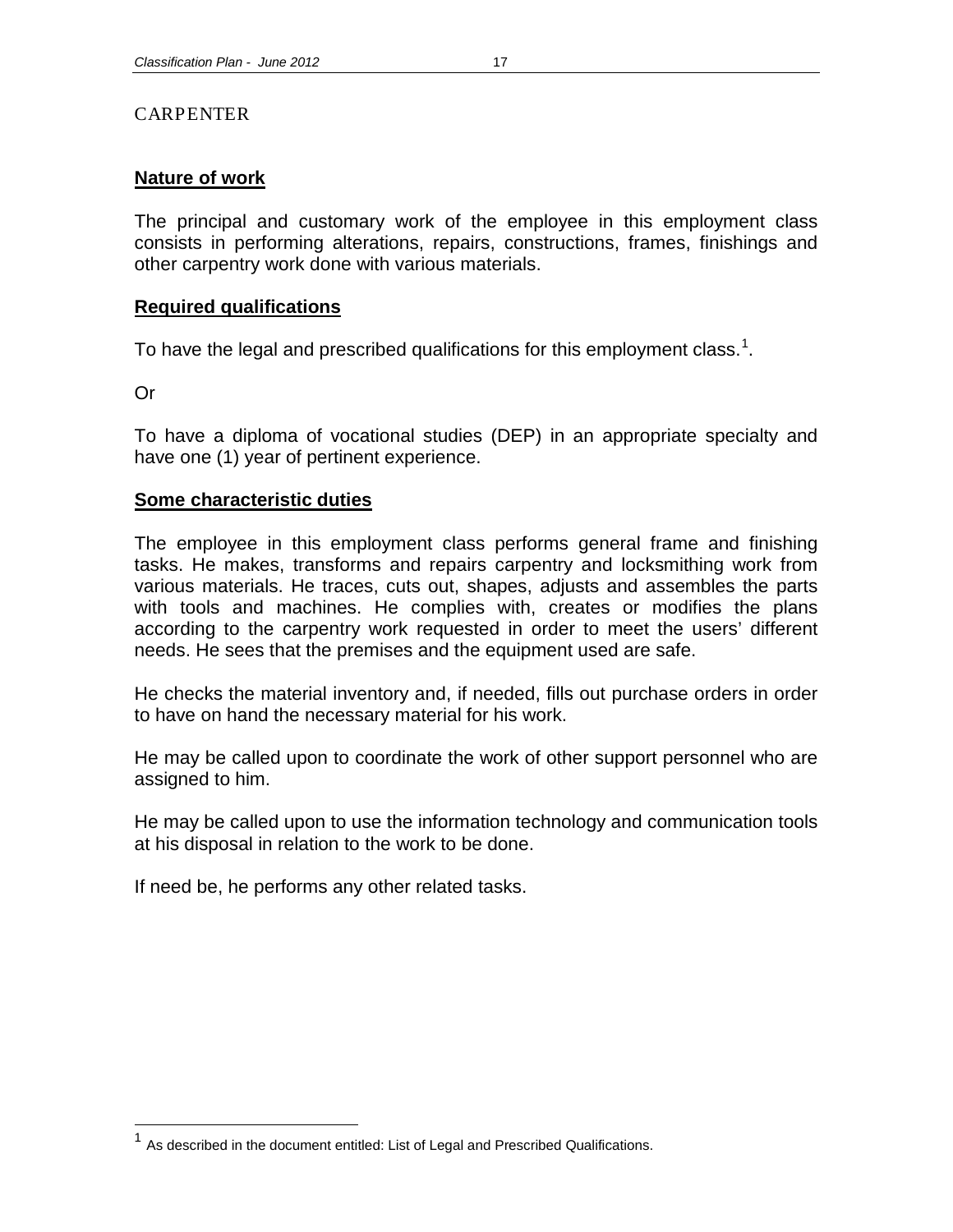# CARPENTER

## Nature of work

The principal and customary work of the employee in this employment class consists in performing alterations, repairs, constructions, frames, finishings and other carpentry work done with various materials.

## Required qualifications

To have the legal and prescribed qualifications for this employment class.[1].

Or

To have a diploma of vocational studies (DEP) in an appropriate specialty and have one (1) year of pertinent experience.

## Some characteristic duties

The employee in this employment class performs general frame and finishing tasks. He makes, transforms and repairs carpentry and locksmithing work from various materials. He traces, cuts out, shapes, adjusts and assembles the parts with tools and machines. He complies with, creates or modifies the plans according to the carpentry work requested in order to meet the users' different needs. He sees that the premises and the equipment used are safe.

He checks the material inventory and, if needed, fills out purchase orders in order to have on hand the necessary material for his work.

He may be called upon to coordinate the work of other support personnel who are assigned to him.

He may be called upon to use the information technology and communication tools at his disposal in relation to the work to be done.

If need be, he performs any other related tasks.

---

[1] As described in the document entitled: List of Legal and Prescribed Qualifications.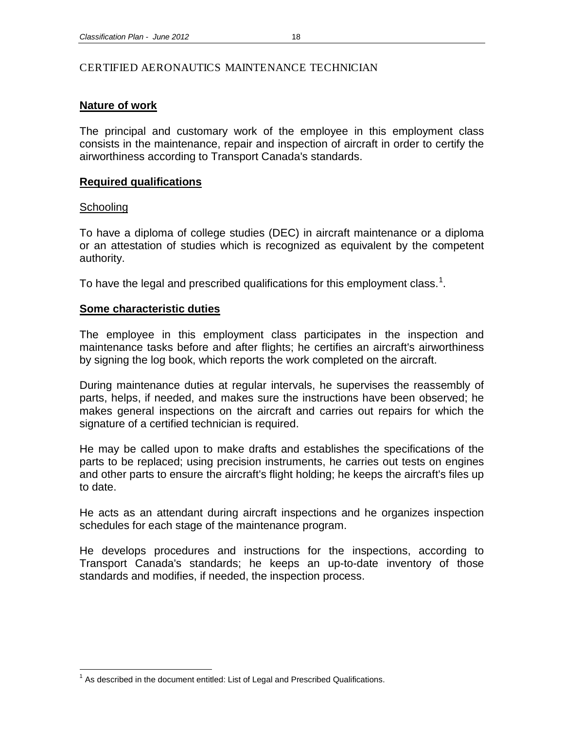# CERTIFIED AERONAUTICS MAINTENANCE TECHNICIAN

## Nature of work

The principal and customary work of the employee in this employment class consists in the maintenance, repair and inspection of aircraft in order to certify the airworthiness according to Transport Canada's standards.

## Required qualifications

### Schooling

To have a diploma of college studies (DEC) in aircraft maintenance or a diploma or an attestation of studies which is recognized as equivalent by the competent authority.

To have the legal and prescribed qualifications for this employment class.[1].

## Some characteristic duties

The employee in this employment class participates in the inspection and maintenance tasks before and after flights; he certifies an aircraft's airworthiness by signing the log book, which reports the work completed on the aircraft.

During maintenance duties at regular intervals, he supervises the reassembly of parts, helps, if needed, and makes sure the instructions have been observed; he makes general inspections on the aircraft and carries out repairs for which the signature of a certified technician is required.

He may be called upon to make drafts and establishes the specifications of the parts to be replaced; using precision instruments, he carries out tests on engines and other parts to ensure the aircraft's flight holding; he keeps the aircraft's files up to date.

He acts as an attendant during aircraft inspections and he organizes inspection schedules for each stage of the maintenance program.

He develops procedures and instructions for the inspections, according to Transport Canada's standards; he keeps an up-to-date inventory of those standards and modifies, if needed, the inspection process.

[1] As described in the document entitled: List of Legal and Prescribed Qualifications.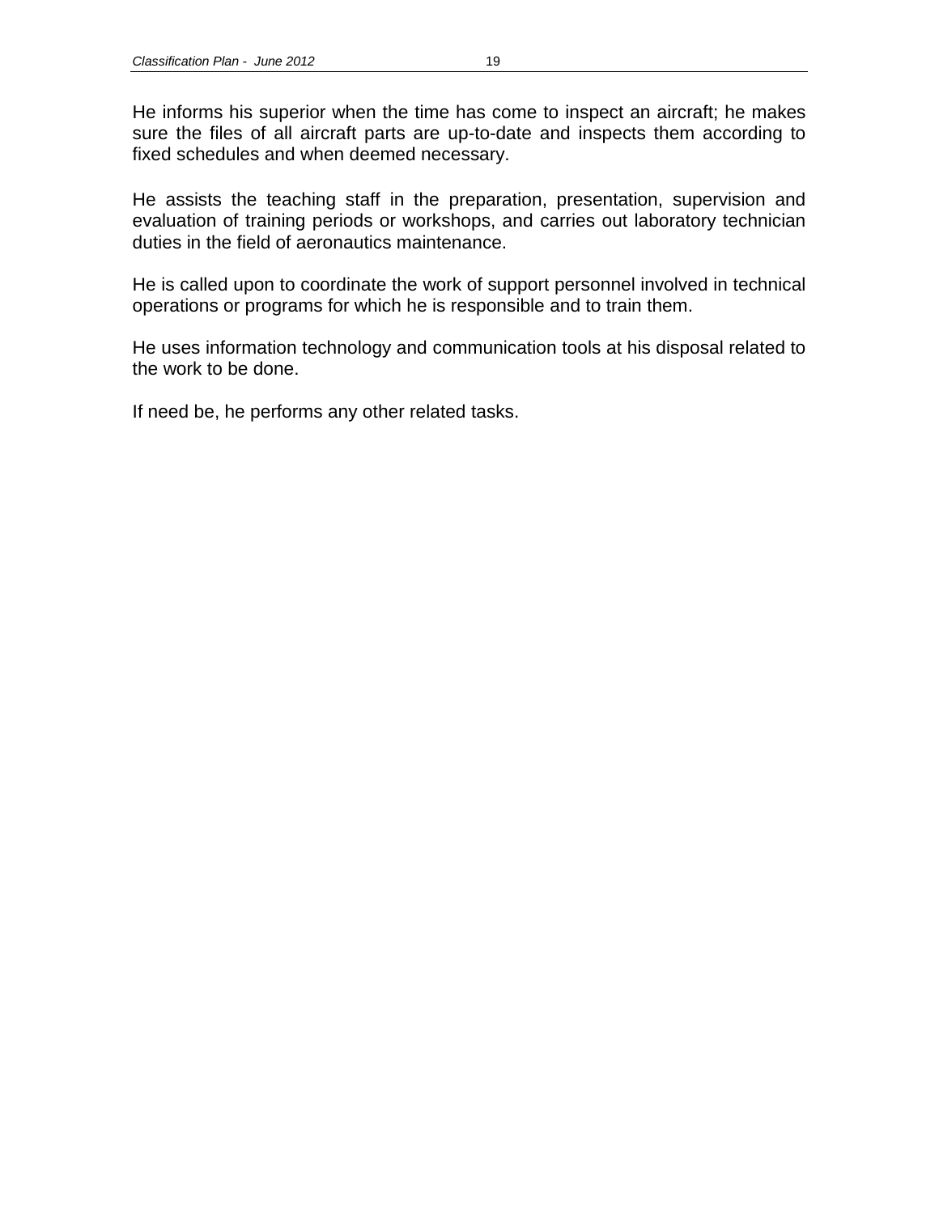He informs his superior when the time has come to inspect an aircraft; he makes sure the files of all aircraft parts are up-to-date and inspects them according to fixed schedules and when deemed necessary.

He assists the teaching staff in the preparation, presentation, supervision and evaluation of training periods or workshops, and carries out laboratory technician duties in the field of aeronautics maintenance.

He is called upon to coordinate the work of support personnel involved in technical operations or programs for which he is responsible and to train them.

He uses information technology and communication tools at his disposal related to the work to be done.

If need be, he performs any other related tasks.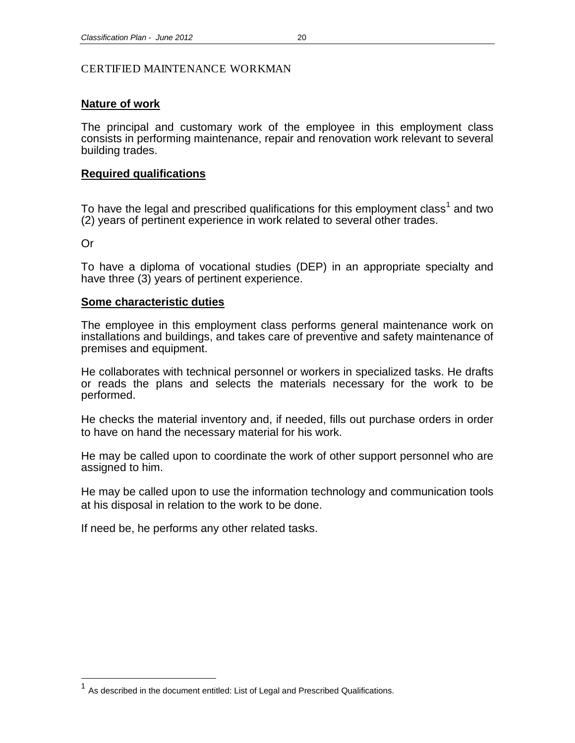# CERTIFIED MAINTENANCE WORKMAN

**Nature of work**

The principal and customary work of the employee in this employment class consists in performing maintenance, repair and renovation work relevant to several building trades.

**Required qualifications**

To have the legal and prescribed qualifications for this employment class[1] and two (2) years of pertinent experience in work related to several other trades.

Or

To have a diploma of vocational studies (DEP) in an appropriate specialty and have three (3) years of pertinent experience.

**Some characteristic duties**

The employee in this employment class performs general maintenance work on installations and buildings, and takes care of preventive and safety maintenance of premises and equipment.

He collaborates with technical personnel or workers in specialized tasks. He drafts or reads the plans and selects the materials necessary for the work to be performed.

He checks the material inventory and, if needed, fills out purchase orders in order to have on hand the necessary material for his work.

He may be called upon to coordinate the work of other support personnel who are assigned to him.

He may be called upon to use the information technology and communication tools at his disposal in relation to the work to be done.

If need be, he performs any other related tasks.

---

[1] As described in the document entitled: List of Legal and Prescribed Qualifications.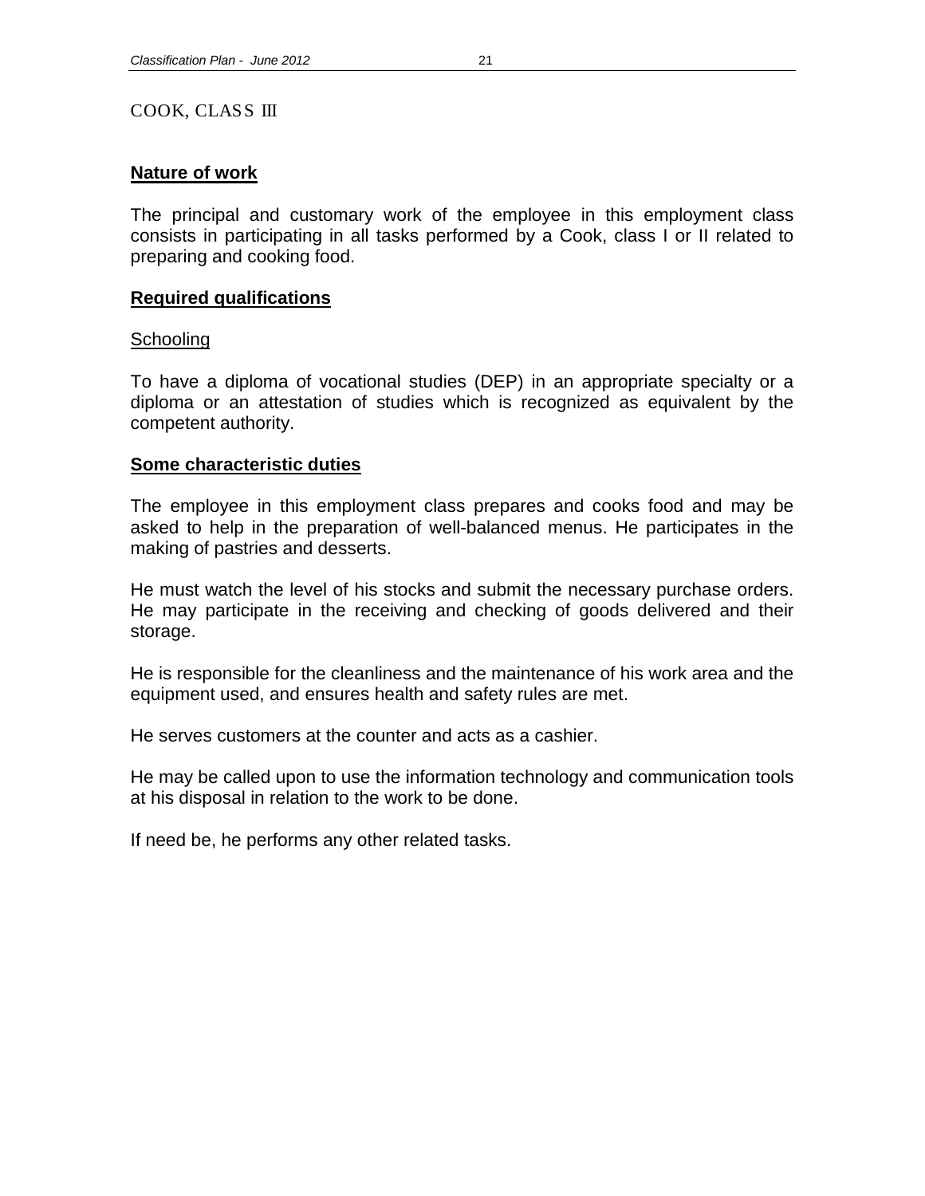# COOK, CLASS III

## Nature of work

The principal and customary work of the employee in this employment class consists in participating in all tasks performed by a Cook, class I or II related to preparing and cooking food.

## Required qualifications

### Schooling

To have a diploma of vocational studies (DEP) in an appropriate specialty or a diploma or an attestation of studies which is recognized as equivalent by the competent authority.

## Some characteristic duties

The employee in this employment class prepares and cooks food and may be asked to help in the preparation of well-balanced menus. He participates in the making of pastries and desserts.

He must watch the level of his stocks and submit the necessary purchase orders. He may participate in the receiving and checking of goods delivered and their storage.

He is responsible for the cleanliness and the maintenance of his work area and the equipment used, and ensures health and safety rules are met.

He serves customers at the counter and acts as a cashier.

He may be called upon to use the information technology and communication tools at his disposal in relation to the work to be done.

If need be, he performs any other related tasks.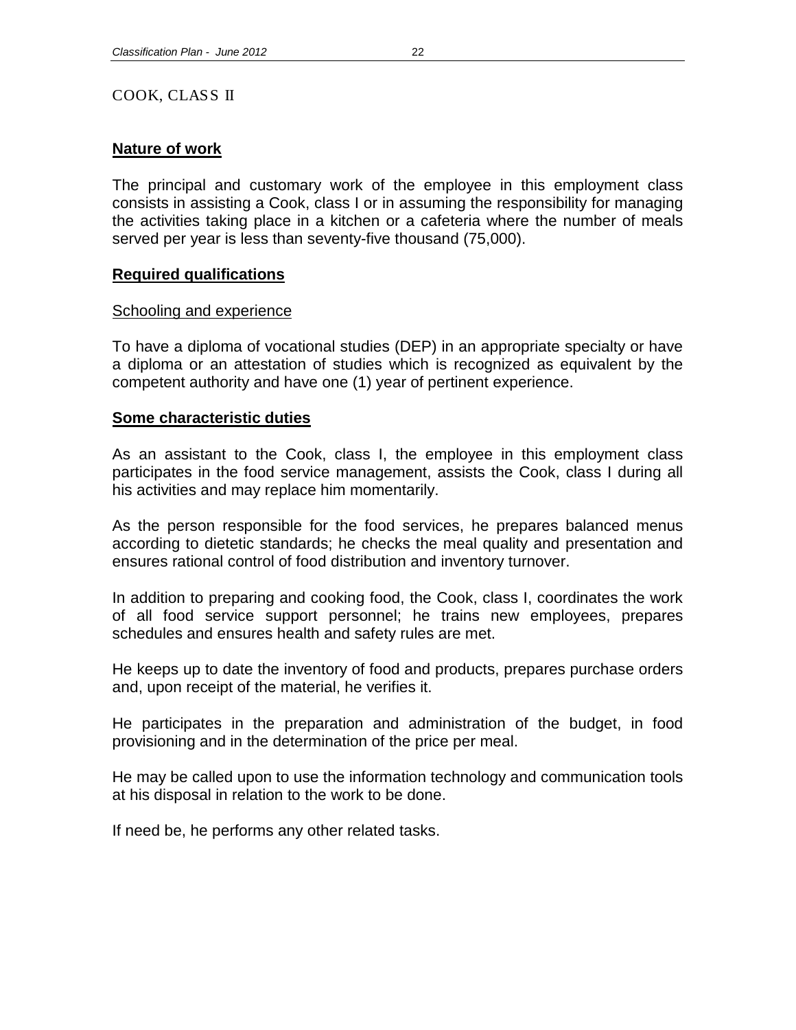# COOK, CLASS II

## Nature of work

The principal and customary work of the employee in this employment class consists in assisting a Cook, class I or in assuming the responsibility for managing the activities taking place in a kitchen or a cafeteria where the number of meals served per year is less than seventy-five thousand (75,000).

## Required qualifications

### Schooling and experience

To have a diploma of vocational studies (DEP) in an appropriate specialty or have a diploma or an attestation of studies which is recognized as equivalent by the competent authority and have one (1) year of pertinent experience.

## Some characteristic duties

As an assistant to the Cook, class I, the employee in this employment class participates in the food service management, assists the Cook, class I during all his activities and may replace him momentarily.

As the person responsible for the food services, he prepares balanced menus according to dietetic standards; he checks the meal quality and presentation and ensures rational control of food distribution and inventory turnover.

In addition to preparing and cooking food, the Cook, class I, coordinates the work of all food service support personnel; he trains new employees, prepares schedules and ensures health and safety rules are met.

He keeps up to date the inventory of food and products, prepares purchase orders and, upon receipt of the material, he verifies it.

He participates in the preparation and administration of the budget, in food provisioning and in the determination of the price per meal.

He may be called upon to use the information technology and communication tools at his disposal in relation to the work to be done.

If need be, he performs any other related tasks.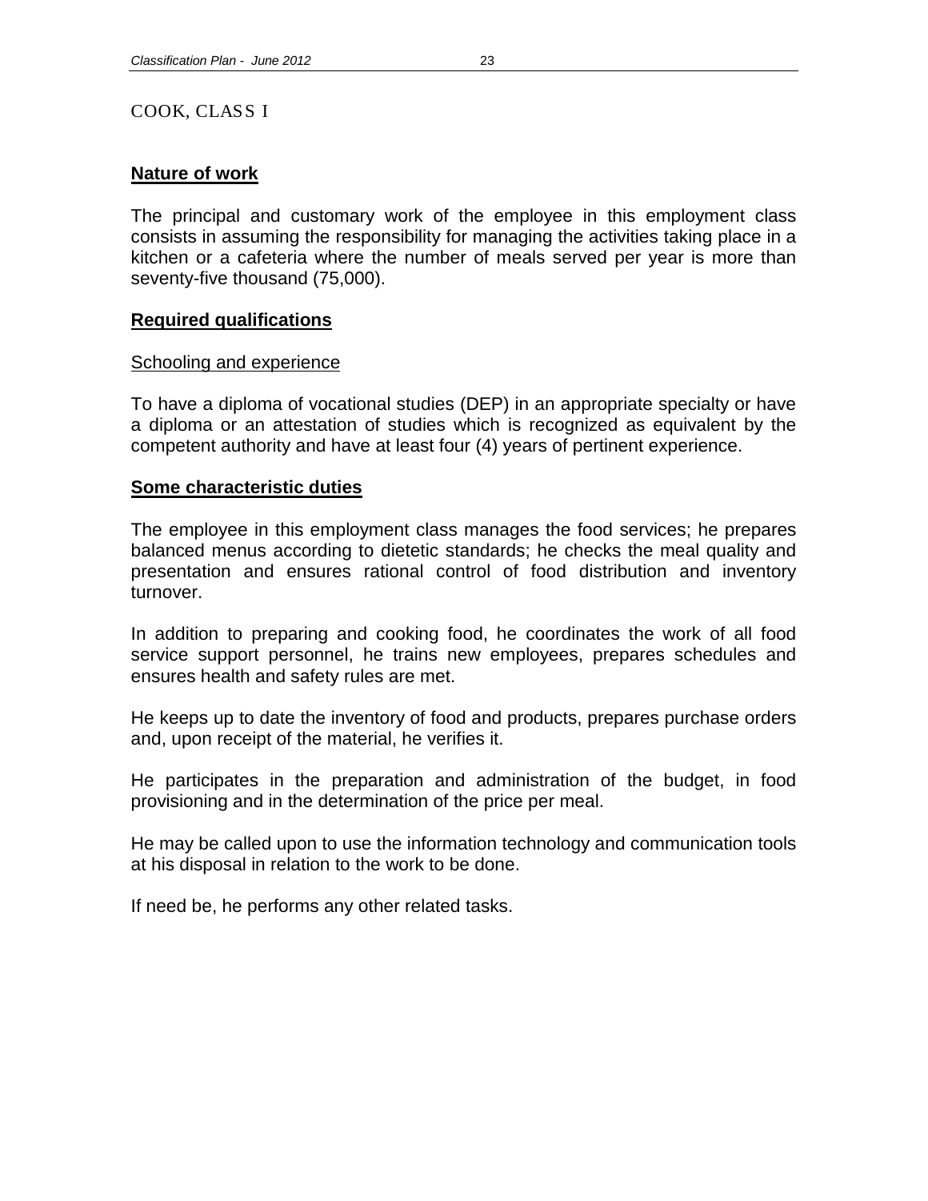# COOK, CLASS I

## Nature of work

The principal and customary work of the employee in this employment class consists in assuming the responsibility for managing the activities taking place in a kitchen or a cafeteria where the number of meals served per year is more than seventy-five thousand (75,000).

## Required qualifications

### Schooling and experience

To have a diploma of vocational studies (DEP) in an appropriate specialty or have a diploma or an attestation of studies which is recognized as equivalent by the competent authority and have at least four (4) years of pertinent experience.

## Some characteristic duties

The employee in this employment class manages the food services; he prepares balanced menus according to dietetic standards; he checks the meal quality and presentation and ensures rational control of food distribution and inventory turnover.

In addition to preparing and cooking food, he coordinates the work of all food service support personnel, he trains new employees, prepares schedules and ensures health and safety rules are met.

He keeps up to date the inventory of food and products, prepares purchase orders and, upon receipt of the material, he verifies it.

He participates in the preparation and administration of the budget, in food provisioning and in the determination of the price per meal.

He may be called upon to use the information technology and communication tools at his disposal in relation to the work to be done.

If need be, he performs any other related tasks.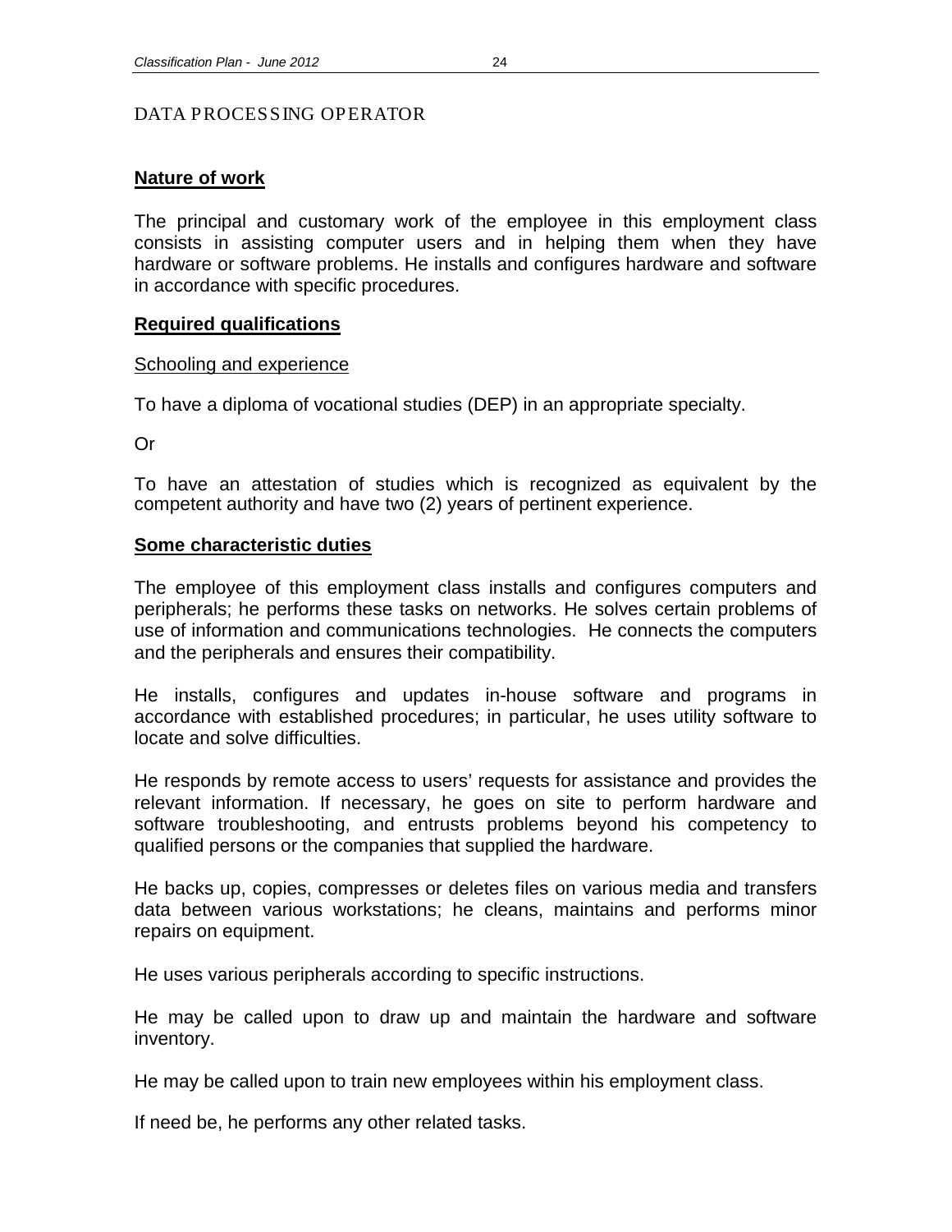# DATA PROCESSING OPERATOR

## Nature of work

The principal and customary work of the employee in this employment class consists in assisting computer users and in helping them when they have hardware or software problems. He installs and configures hardware and software in accordance with specific procedures.

## Required qualifications

### Schooling and experience

To have a diploma of vocational studies (DEP) in an appropriate specialty.

Or

To have an attestation of studies which is recognized as equivalent by the competent authority and have two (2) years of pertinent experience.

## Some characteristic duties

The employee of this employment class installs and configures computers and peripherals; he performs these tasks on networks. He solves certain problems of use of information and communications technologies. He connects the computers and the peripherals and ensures their compatibility.

He installs, configures and updates in-house software and programs in accordance with established procedures; in particular, he uses utility software to locate and solve difficulties.

He responds by remote access to users' requests for assistance and provides the relevant information. If necessary, he goes on site to perform hardware and software troubleshooting, and entrusts problems beyond his competency to qualified persons or the companies that supplied the hardware.

He backs up, copies, compresses or deletes files on various media and transfers data between various workstations; he cleans, maintains and performs minor repairs on equipment.

He uses various peripherals according to specific instructions.

He may be called upon to draw up and maintain the hardware and software inventory.

He may be called upon to train new employees within his employment class.

If need be, he performs any other related tasks.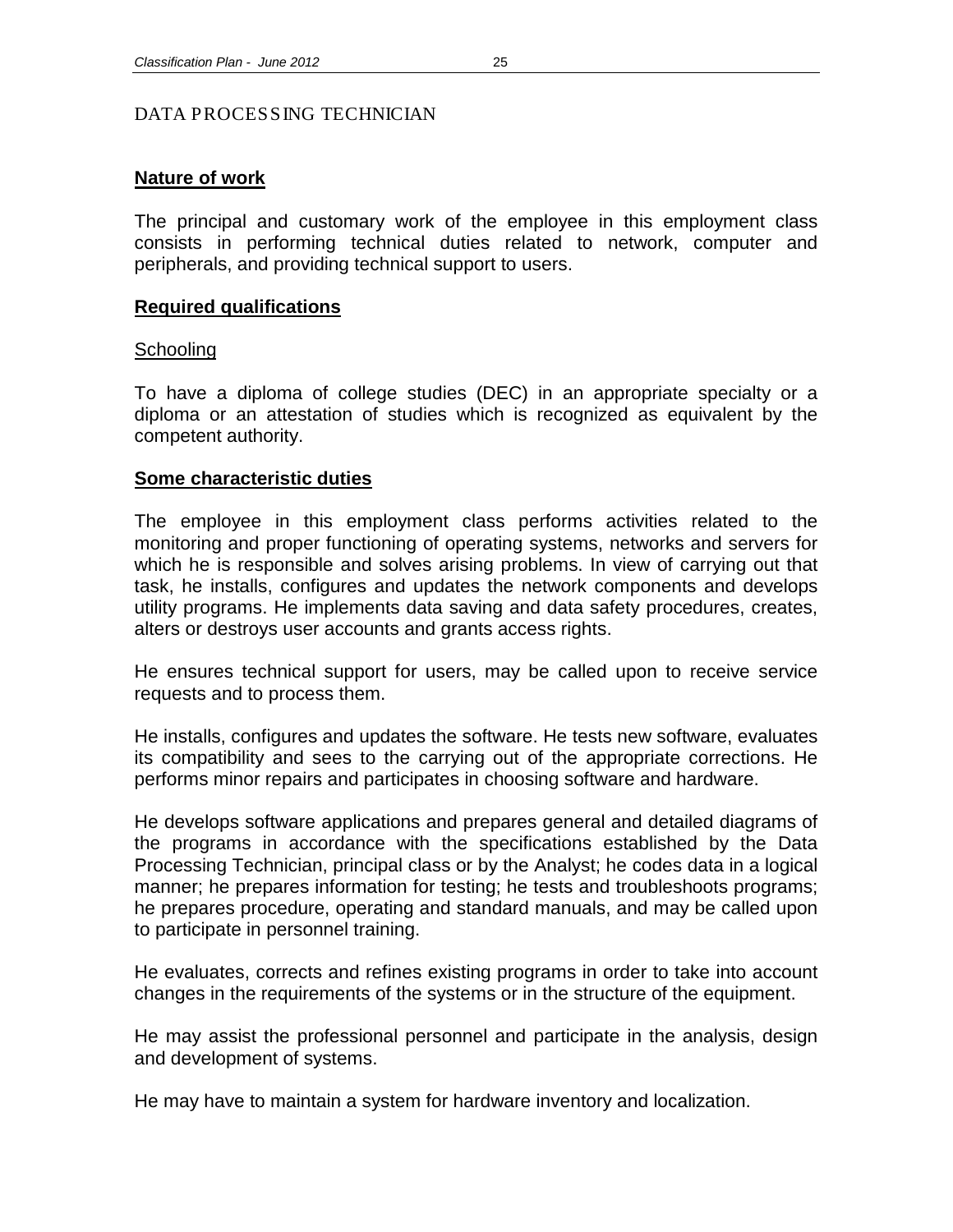# DATA PROCESSING TECHNICIAN

## Nature of work

The principal and customary work of the employee in this employment class consists in performing technical duties related to network, computer and peripherals, and providing technical support to users.

## Required qualifications

### Schooling

To have a diploma of college studies (DEC) in an appropriate specialty or a diploma or an attestation of studies which is recognized as equivalent by the competent authority.

## Some characteristic duties

The employee in this employment class performs activities related to the monitoring and proper functioning of operating systems, networks and servers for which he is responsible and solves arising problems. In view of carrying out that task, he installs, configures and updates the network components and develops utility programs. He implements data saving and data safety procedures, creates, alters or destroys user accounts and grants access rights.

He ensures technical support for users, may be called upon to receive service requests and to process them.

He installs, configures and updates the software. He tests new software, evaluates its compatibility and sees to the carrying out of the appropriate corrections. He performs minor repairs and participates in choosing software and hardware.

He develops software applications and prepares general and detailed diagrams of the programs in accordance with the specifications established by the Data Processing Technician, principal class or by the Analyst; he codes data in a logical manner; he prepares information for testing; he tests and troubleshoots programs; he prepares procedure, operating and standard manuals, and may be called upon to participate in personnel training.

He evaluates, corrects and refines existing programs in order to take into account changes in the requirements of the systems or in the structure of the equipment.

He may assist the professional personnel and participate in the analysis, design and development of systems.

He may have to maintain a system for hardware inventory and localization.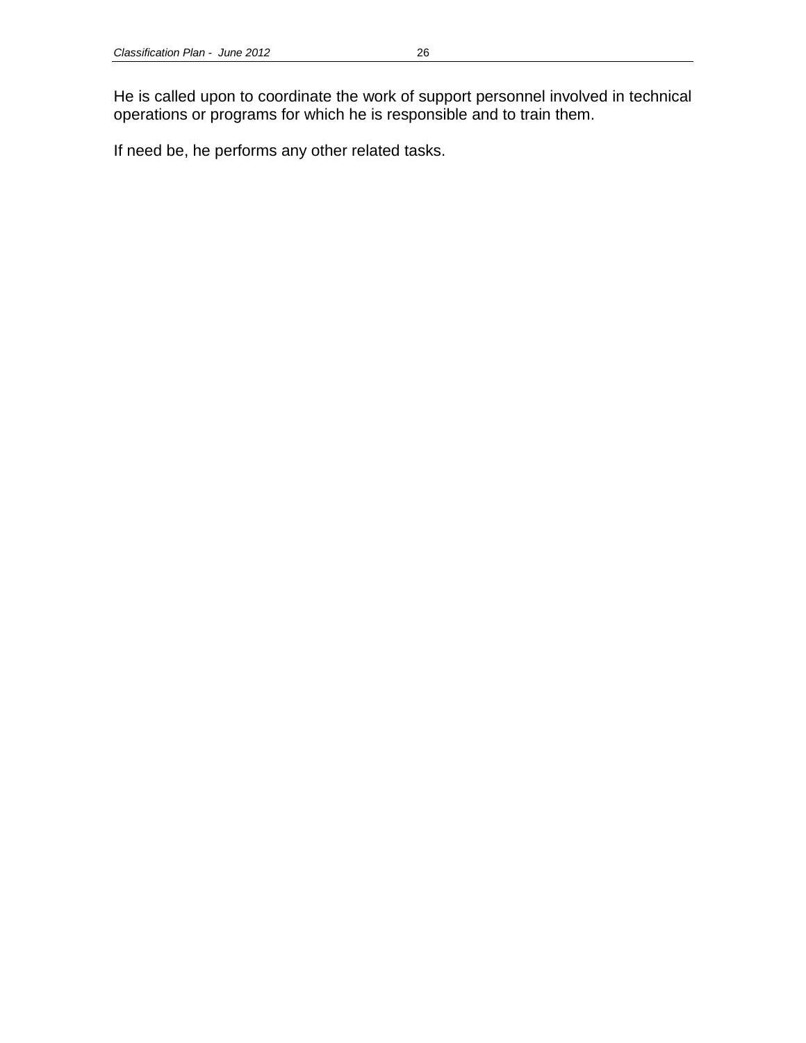He is called upon to coordinate the work of support personnel involved in technical operations or programs for which he is responsible and to train them.

If need be, he performs any other related tasks.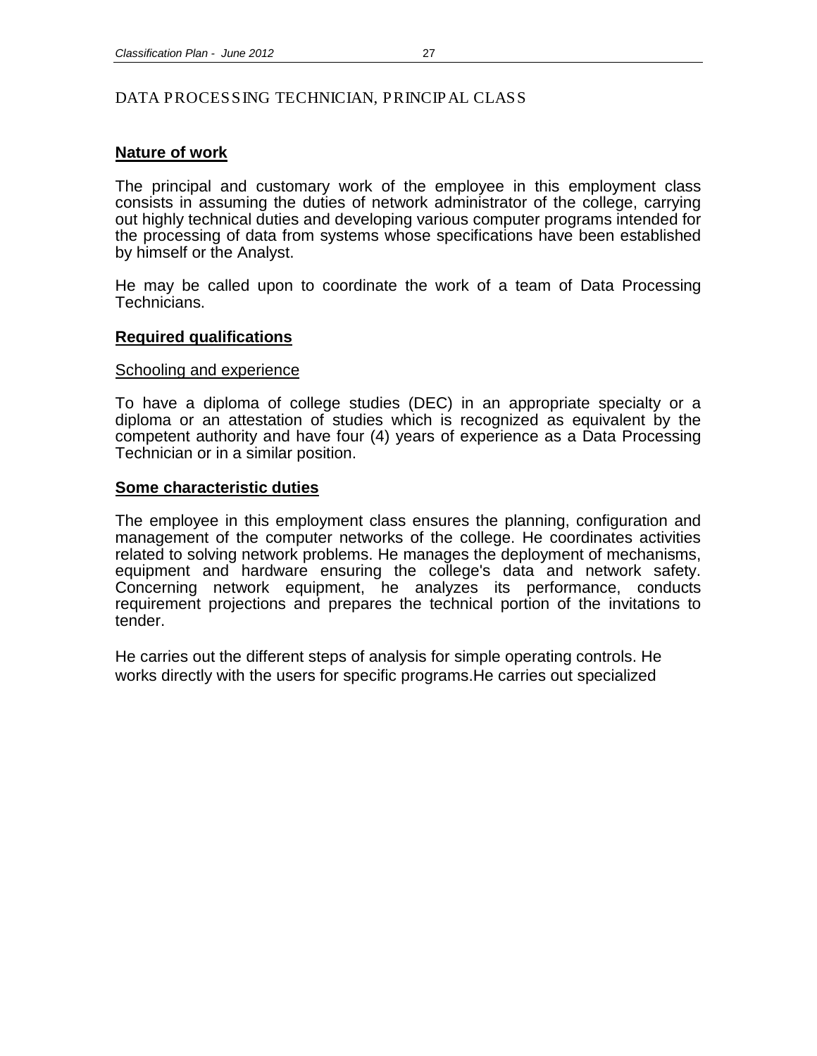DATA PROCESSING TECHNICIAN, PRINCIPAL CLASS

**Nature of work**

The principal and customary work of the employee in this employment class consists in assuming the duties of network administrator of the college, carrying out highly technical duties and developing various computer programs intended for the processing of data from systems whose specifications have been established by himself or the Analyst.

He may be called upon to coordinate the work of a team of Data Processing Technicians.

**Required qualifications**

Schooling and experience

To have a diploma of college studies (DEC) in an appropriate specialty or a diploma or an attestation of studies which is recognized as equivalent by the competent authority and have four (4) years of experience as a Data Processing Technician or in a similar position.

**Some characteristic duties**

The employee in this employment class ensures the planning, configuration and management of the computer networks of the college. He coordinates activities related to solving network problems. He manages the deployment of mechanisms, equipment and hardware ensuring the college's data and network safety. Concerning network equipment, he analyzes its performance, conducts requirement projections and prepares the technical portion of the invitations to tender.

He carries out the different steps of analysis for simple operating controls. He works directly with the users for specific programs.He carries out specialized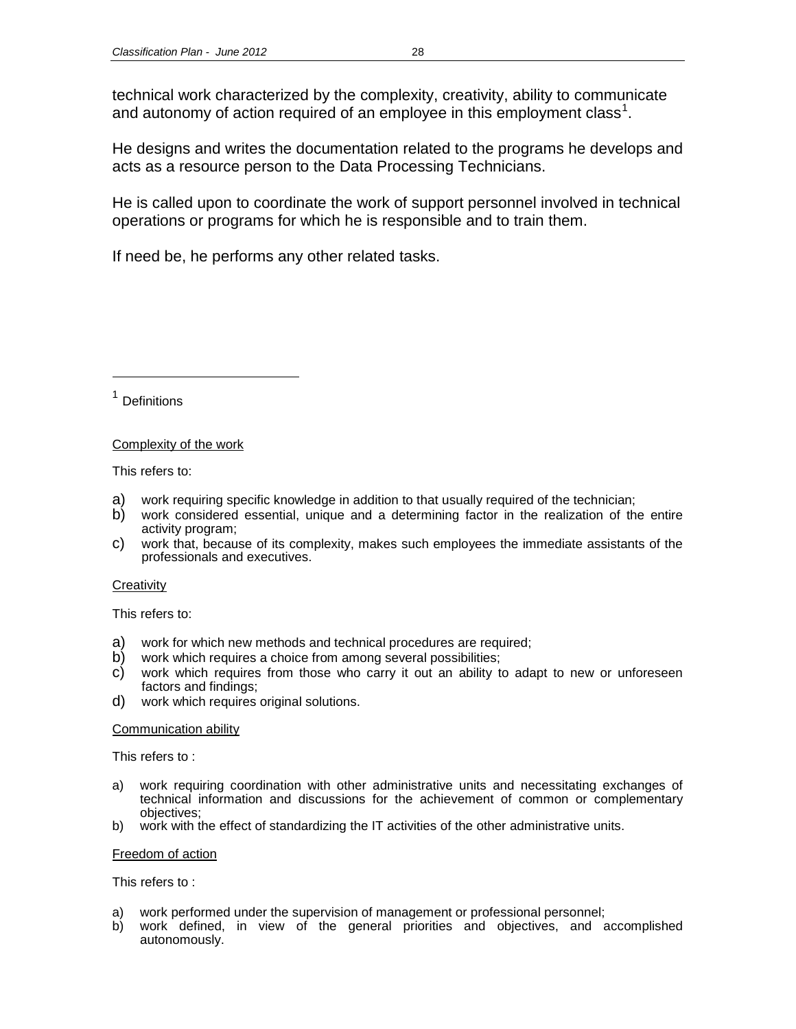technical work characterized by the complexity, creativity, ability to communicate and autonomy of action required of an employee in this employment class[1].

He designs and writes the documentation related to the programs he develops and acts as a resource person to the Data Processing Technicians.

He is called upon to coordinate the work of support personnel involved in technical operations or programs for which he is responsible and to train them.

If need be, he performs any other related tasks.

---

[1] Definitions

Complexity of the work

This refers to:

a) work requiring specific knowledge in addition to that usually required of the technician;
b) work considered essential, unique and a determining factor in the realization of the entire activity program;
c) work that, because of its complexity, makes such employees the immediate assistants of the professionals and executives.

Creativity

This refers to:

a) work for which new methods and technical procedures are required;
b) work which requires a choice from among several possibilities;
c) work which requires from those who carry it out an ability to adapt to new or unforeseen factors and findings;
d) work which requires original solutions.

Communication ability

This refers to :

a) work requiring coordination with other administrative units and necessitating exchanges of technical information and discussions for the achievement of common or complementary objectives;
b) work with the effect of standardizing the IT activities of the other administrative units.

Freedom of action

This refers to :

a) work performed under the supervision of management or professional personnel;
b) work defined, in view of the general priorities and objectives, and accomplished autonomously.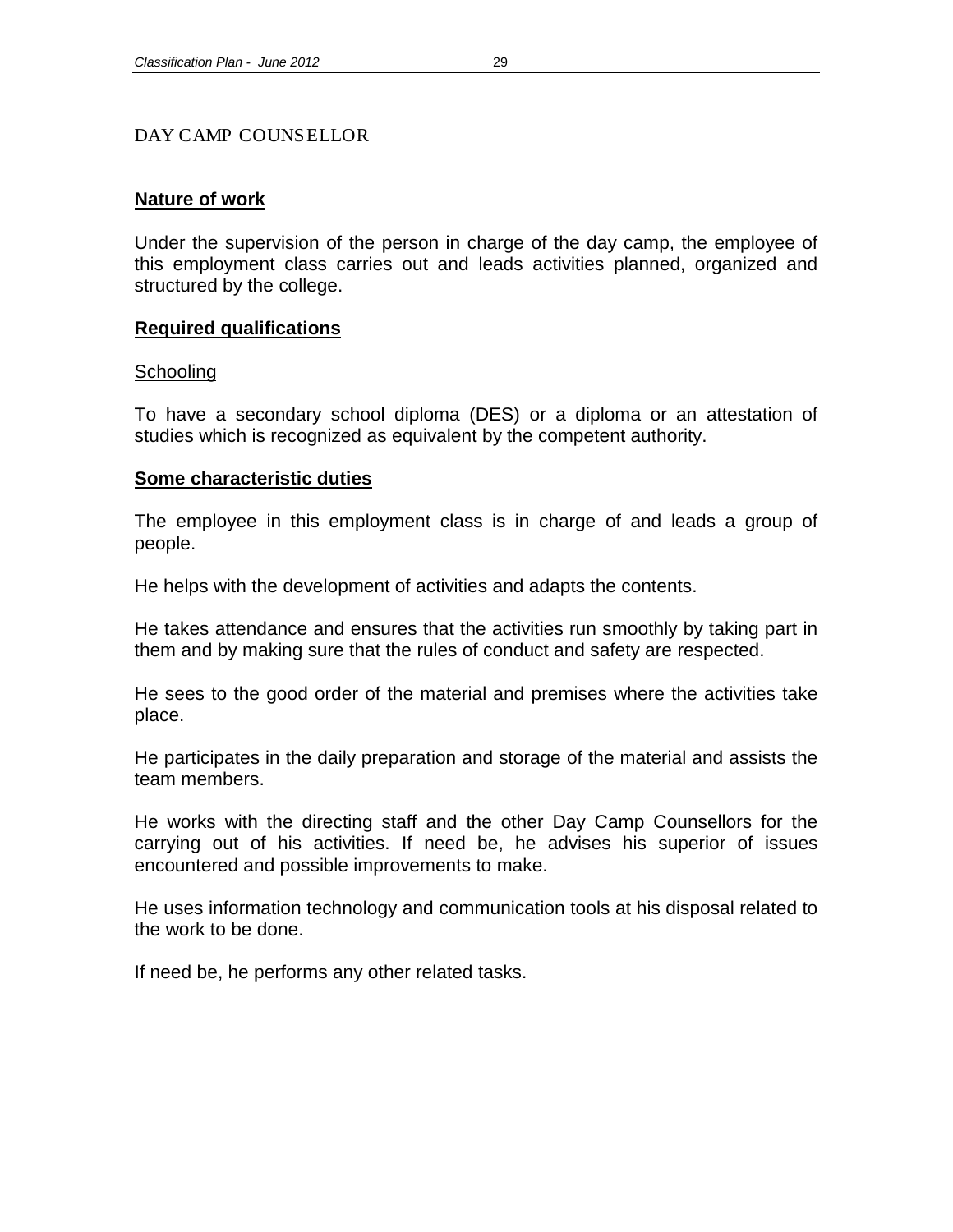# DAY CAMP COUNSELLOR

## Nature of work

Under the supervision of the person in charge of the day camp, the employee of this employment class carries out and leads activities planned, organized and structured by the college.

## Required qualifications

### Schooling

To have a secondary school diploma (DES) or a diploma or an attestation of studies which is recognized as equivalent by the competent authority.

## Some characteristic duties

The employee in this employment class is in charge of and leads a group of people.

He helps with the development of activities and adapts the contents.

He takes attendance and ensures that the activities run smoothly by taking part in them and by making sure that the rules of conduct and safety are respected.

He sees to the good order of the material and premises where the activities take place.

He participates in the daily preparation and storage of the material and assists the team members.

He works with the directing staff and the other Day Camp Counsellors for the carrying out of his activities. If need be, he advises his superior of issues encountered and possible improvements to make.

He uses information technology and communication tools at his disposal related to the work to be done.

If need be, he performs any other related tasks.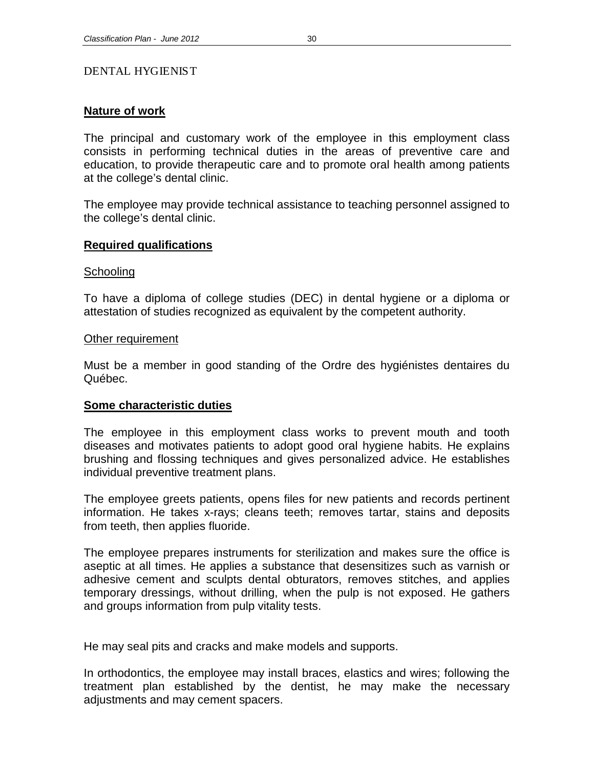## DENTAL HYGIENIST

### Nature of work

The principal and customary work of the employee in this employment class consists in performing technical duties in the areas of preventive care and education, to provide therapeutic care and to promote oral health among patients at the college's dental clinic.

The employee may provide technical assistance to teaching personnel assigned to the college's dental clinic.

### Required qualifications

Schooling

To have a diploma of college studies (DEC) in dental hygiene or a diploma or attestation of studies recognized as equivalent by the competent authority.

Other requirement

Must be a member in good standing of the Ordre des hygiénistes dentaires du Québec.

### Some characteristic duties

The employee in this employment class works to prevent mouth and tooth diseases and motivates patients to adopt good oral hygiene habits. He explains brushing and flossing techniques and gives personalized advice. He establishes individual preventive treatment plans.

The employee greets patients, opens files for new patients and records pertinent information. He takes x-rays; cleans teeth; removes tartar, stains and deposits from teeth, then applies fluoride.

The employee prepares instruments for sterilization and makes sure the office is aseptic at all times. He applies a substance that desensitizes such as varnish or adhesive cement and sculpts dental obturators, removes stitches, and applies temporary dressings, without drilling, when the pulp is not exposed. He gathers and groups information from pulp vitality tests.

He may seal pits and cracks and make models and supports.

In orthodontics, the employee may install braces, elastics and wires; following the treatment plan established by the dentist, he may make the necessary adjustments and may cement spacers.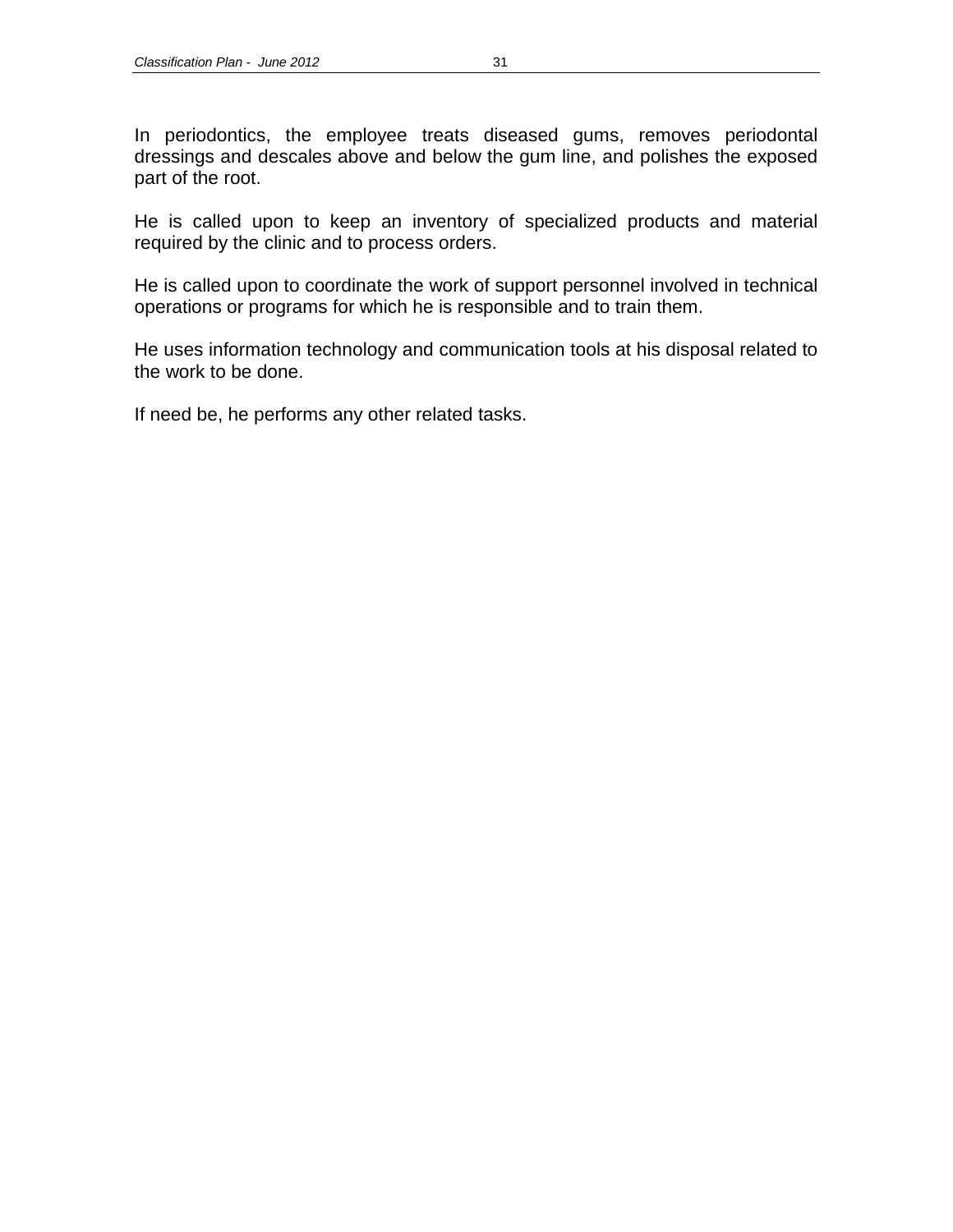In periodontics, the employee treats diseased gums, removes periodontal dressings and descales above and below the gum line, and polishes the exposed part of the root.

He is called upon to keep an inventory of specialized products and material required by the clinic and to process orders.

He is called upon to coordinate the work of support personnel involved in technical operations or programs for which he is responsible and to train them.

He uses information technology and communication tools at his disposal related to the work to be done.

If need be, he performs any other related tasks.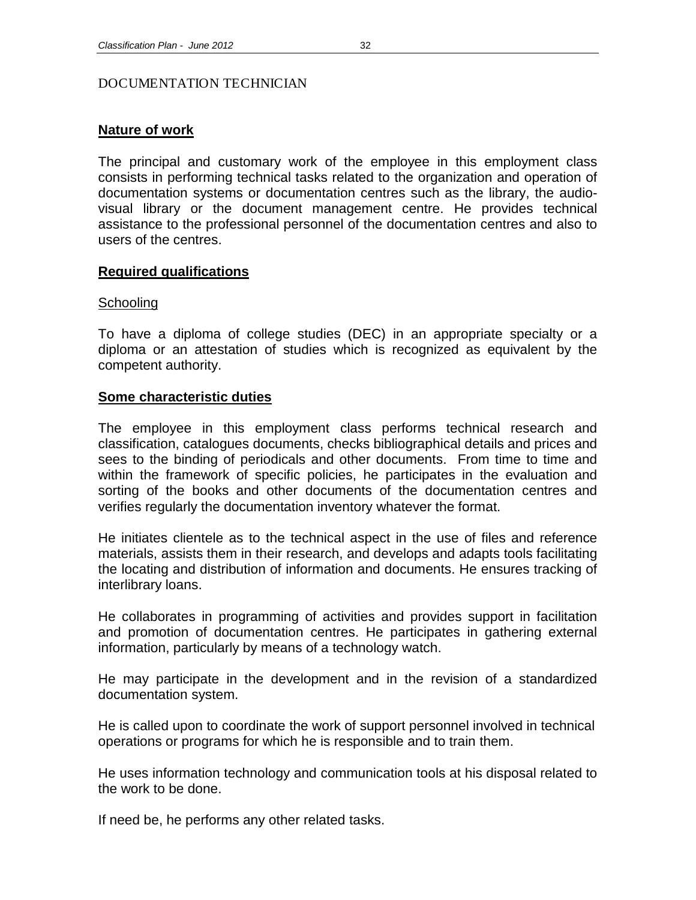# DOCUMENTATION TECHNICIAN

## Nature of work

The principal and customary work of the employee in this employment class consists in performing technical tasks related to the organization and operation of documentation systems or documentation centres such as the library, the audio-visual library or the document management centre. He provides technical assistance to the professional personnel of the documentation centres and also to users of the centres.

## Required qualifications

### Schooling

To have a diploma of college studies (DEC) in an appropriate specialty or a diploma or an attestation of studies which is recognized as equivalent by the competent authority.

## Some characteristic duties

The employee in this employment class performs technical research and classification, catalogues documents, checks bibliographical details and prices and sees to the binding of periodicals and other documents. From time to time and within the framework of specific policies, he participates in the evaluation and sorting of the books and other documents of the documentation centres and verifies regularly the documentation inventory whatever the format.

He initiates clientele as to the technical aspect in the use of files and reference materials, assists them in their research, and develops and adapts tools facilitating the locating and distribution of information and documents. He ensures tracking of interlibrary loans.

He collaborates in programming of activities and provides support in facilitation and promotion of documentation centres. He participates in gathering external information, particularly by means of a technology watch.

He may participate in the development and in the revision of a standardized documentation system.

He is called upon to coordinate the work of support personnel involved in technical operations or programs for which he is responsible and to train them.

He uses information technology and communication tools at his disposal related to the work to be done.

If need be, he performs any other related tasks.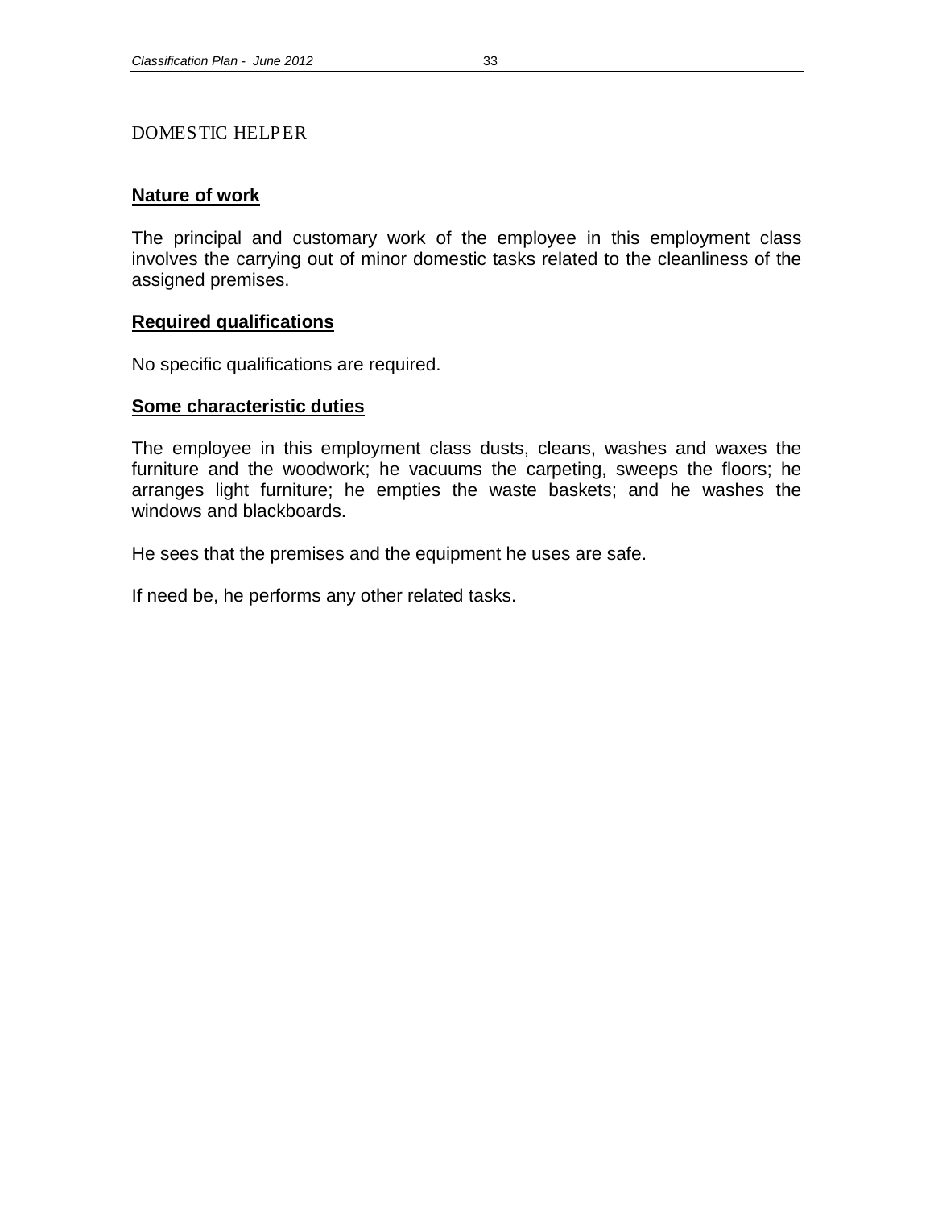# DOMESTIC HELPER

## Nature of work

The principal and customary work of the employee in this employment class involves the carrying out of minor domestic tasks related to the cleanliness of the assigned premises.

## Required qualifications

No specific qualifications are required.

## Some characteristic duties

The employee in this employment class dusts, cleans, washes and waxes the furniture and the woodwork; he vacuums the carpeting, sweeps the floors; he arranges light furniture; he empties the waste baskets; and he washes the windows and blackboards.

He sees that the premises and the equipment he uses are safe.

If need be, he performs any other related tasks.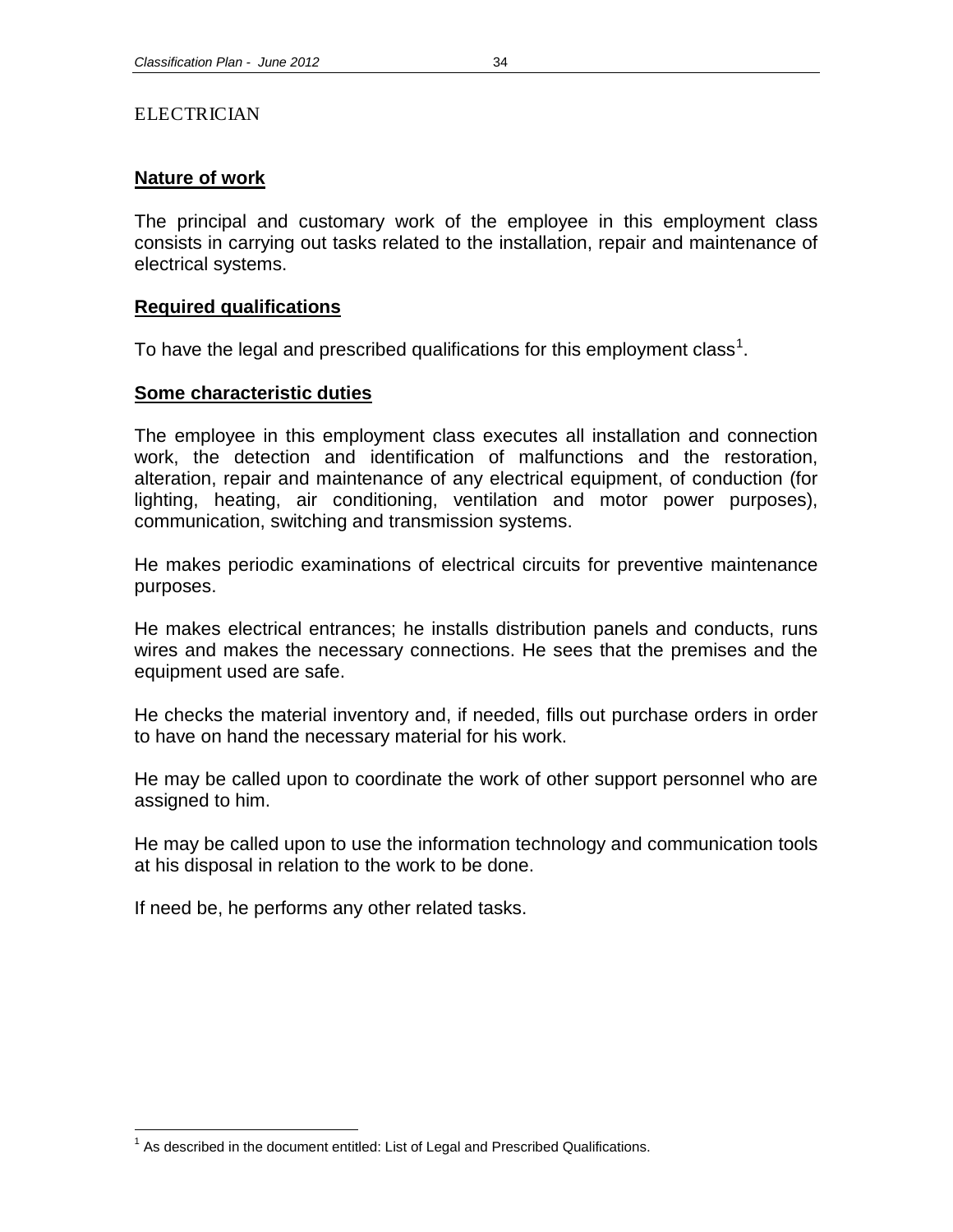# ELECTRICIAN

## Nature of work

The principal and customary work of the employee in this employment class consists in carrying out tasks related to the installation, repair and maintenance of electrical systems.

## Required qualifications

To have the legal and prescribed qualifications for this employment class[1].

## Some characteristic duties

The employee in this employment class executes all installation and connection work, the detection and identification of malfunctions and the restoration, alteration, repair and maintenance of any electrical equipment, of conduction (for lighting, heating, air conditioning, ventilation and motor power purposes), communication, switching and transmission systems.

He makes periodic examinations of electrical circuits for preventive maintenance purposes.

He makes electrical entrances; he installs distribution panels and conducts, runs wires and makes the necessary connections. He sees that the premises and the equipment used are safe.

He checks the material inventory and, if needed, fills out purchase orders in order to have on hand the necessary material for his work.

He may be called upon to coordinate the work of other support personnel who are assigned to him.

He may be called upon to use the information technology and communication tools at his disposal in relation to the work to be done.

If need be, he performs any other related tasks.

[1] As described in the document entitled: List of Legal and Prescribed Qualifications.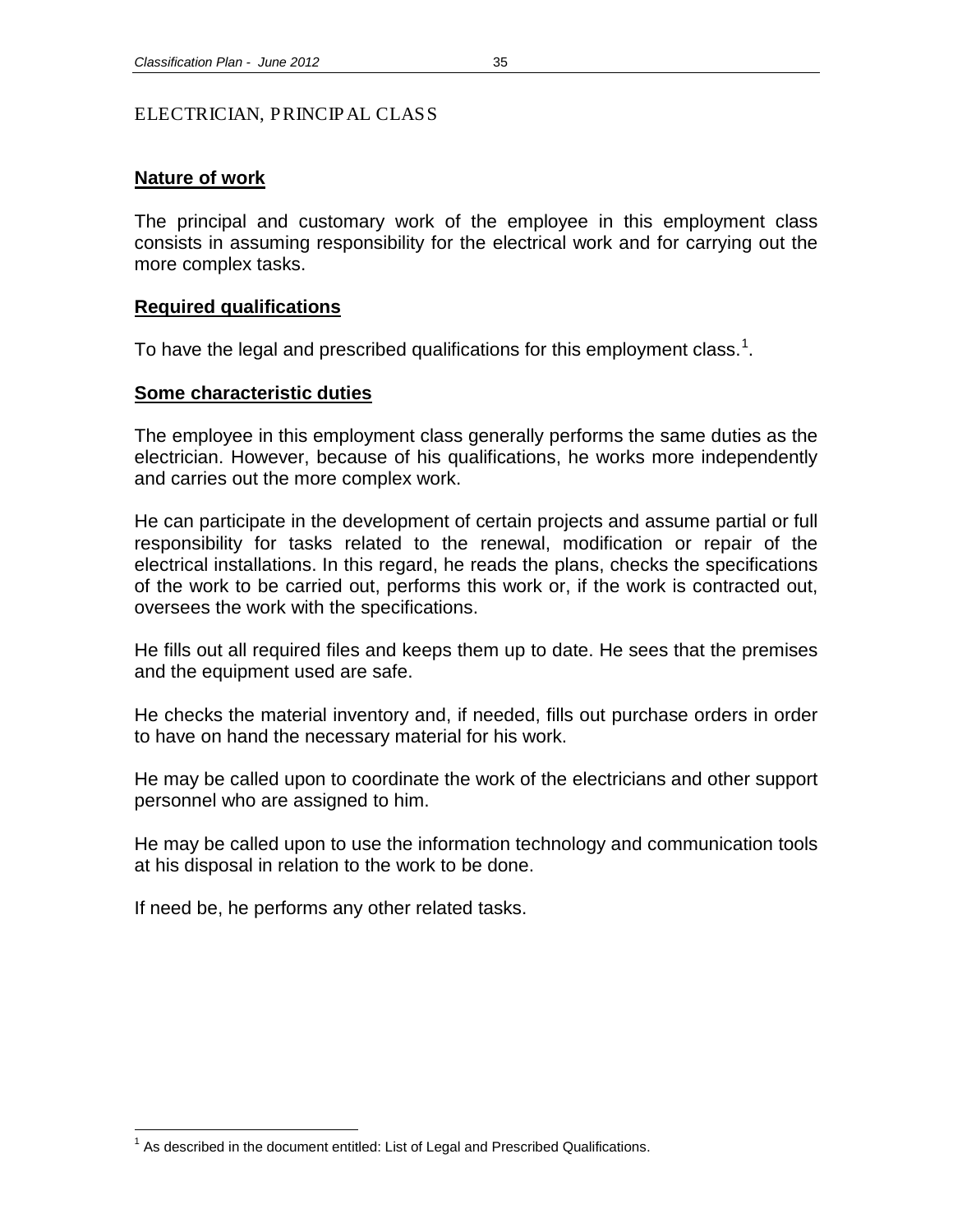# ELECTRICIAN, PRINCIPAL CLASS

## Nature of work

The principal and customary work of the employee in this employment class consists in assuming responsibility for the electrical work and for carrying out the more complex tasks.

## Required qualifications

To have the legal and prescribed qualifications for this employment class.[1].

## Some characteristic duties

The employee in this employment class generally performs the same duties as the electrician. However, because of his qualifications, he works more independently and carries out the more complex work.

He can participate in the development of certain projects and assume partial or full responsibility for tasks related to the renewal, modification or repair of the electrical installations. In this regard, he reads the plans, checks the specifications of the work to be carried out, performs this work or, if the work is contracted out, oversees the work with the specifications.

He fills out all required files and keeps them up to date. He sees that the premises and the equipment used are safe.

He checks the material inventory and, if needed, fills out purchase orders in order to have on hand the necessary material for his work.

He may be called upon to coordinate the work of the electricians and other support personnel who are assigned to him.

He may be called upon to use the information technology and communication tools at his disposal in relation to the work to be done.

If need be, he performs any other related tasks.

---

[1] As described in the document entitled: List of Legal and Prescribed Qualifications.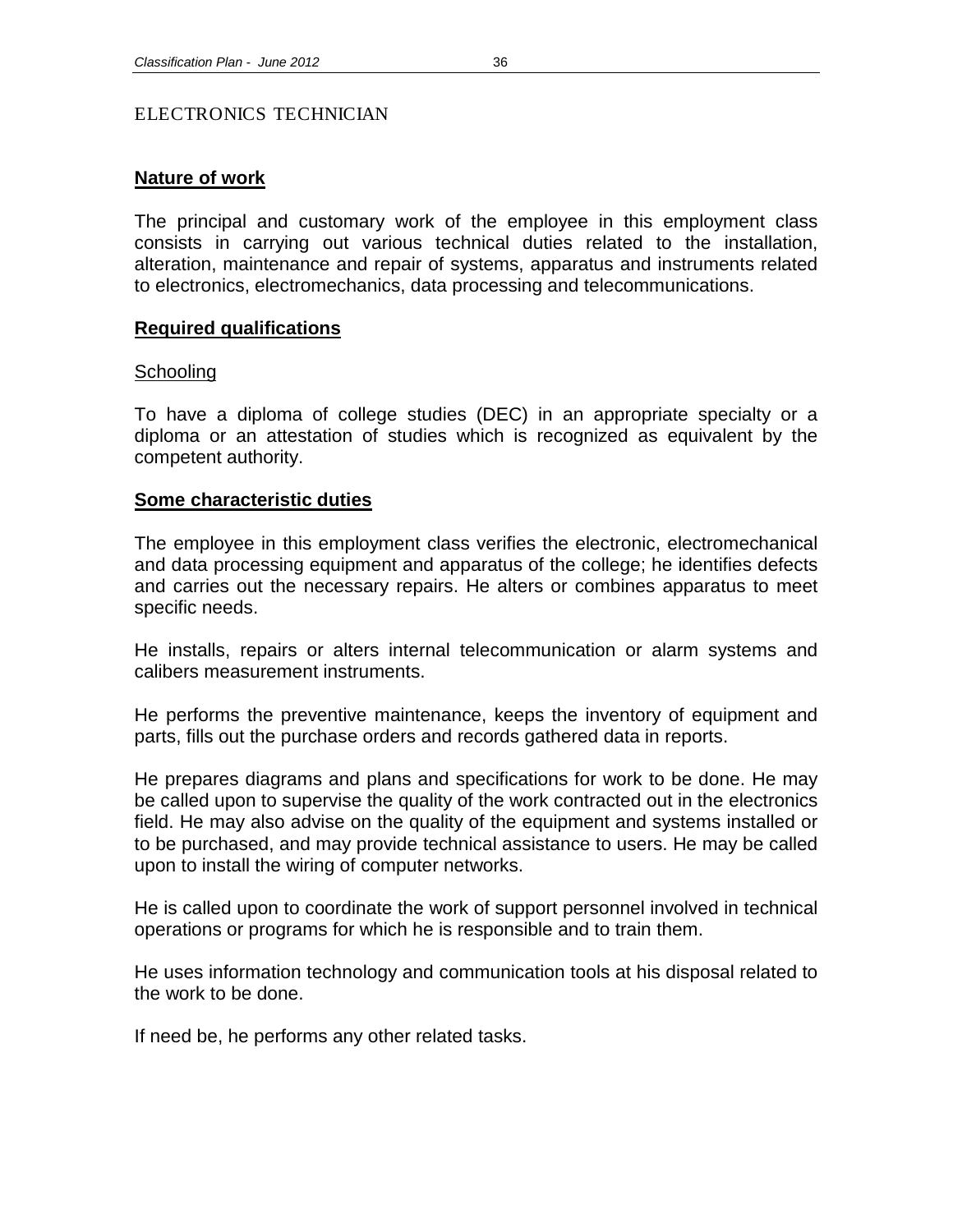ELECTRONICS TECHNICIAN

## Nature of work

The principal and customary work of the employee in this employment class consists in carrying out various technical duties related to the installation, alteration, maintenance and repair of systems, apparatus and instruments related to electronics, electromechanics, data processing and telecommunications.

## Required qualifications

### Schooling

To have a diploma of college studies (DEC) in an appropriate specialty or a diploma or an attestation of studies which is recognized as equivalent by the competent authority.

## Some characteristic duties

The employee in this employment class verifies the electronic, electromechanical and data processing equipment and apparatus of the college; he identifies defects and carries out the necessary repairs. He alters or combines apparatus to meet specific needs.

He installs, repairs or alters internal telecommunication or alarm systems and calibers measurement instruments.

He performs the preventive maintenance, keeps the inventory of equipment and parts, fills out the purchase orders and records gathered data in reports.

He prepares diagrams and plans and specifications for work to be done. He may be called upon to supervise the quality of the work contracted out in the electronics field. He may also advise on the quality of the equipment and systems installed or to be purchased, and may provide technical assistance to users. He may be called upon to install the wiring of computer networks.

He is called upon to coordinate the work of support personnel involved in technical operations or programs for which he is responsible and to train them.

He uses information technology and communication tools at his disposal related to the work to be done.

If need be, he performs any other related tasks.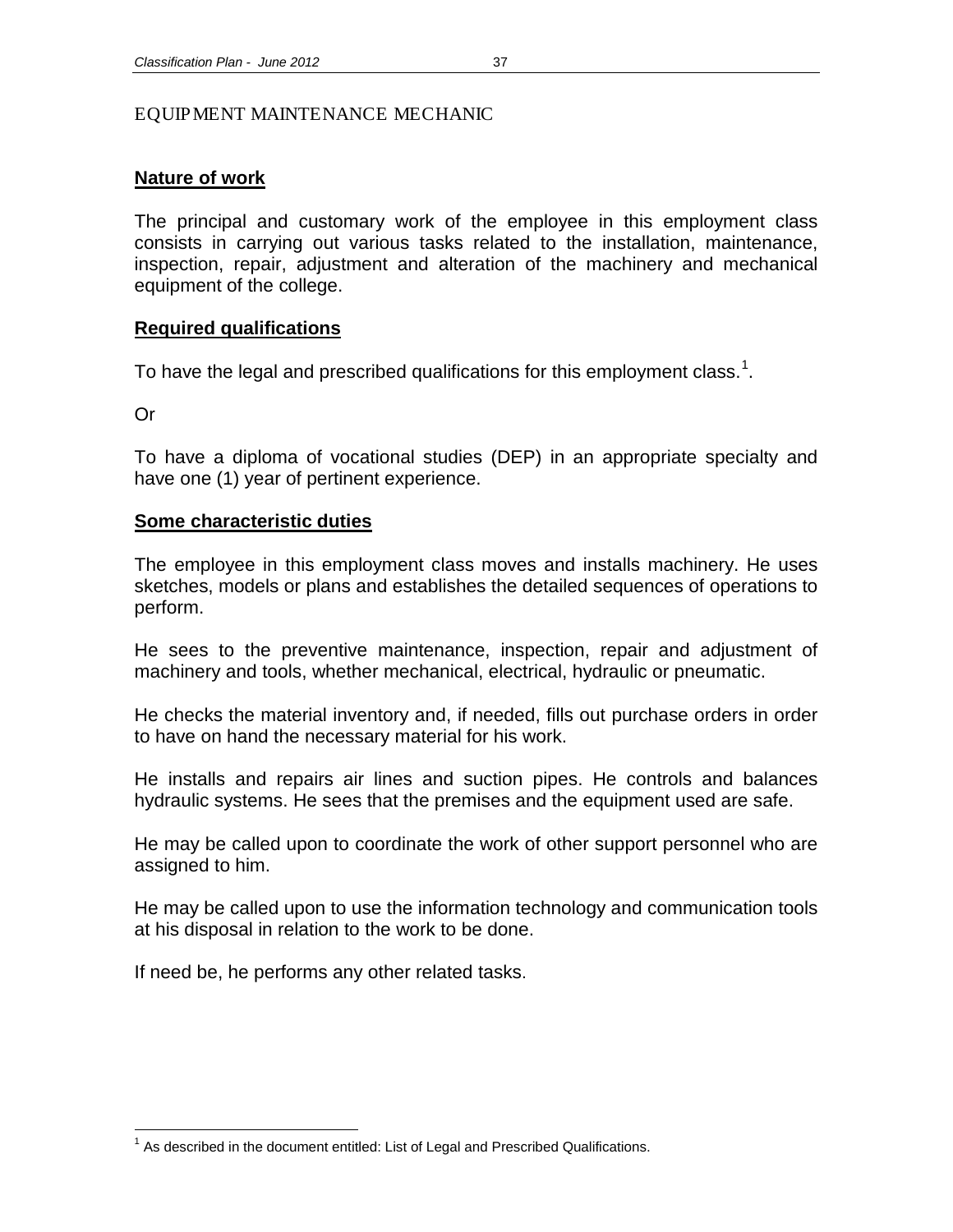# EQUIPMENT MAINTENANCE MECHANIC

## Nature of work

The principal and customary work of the employee in this employment class consists in carrying out various tasks related to the installation, maintenance, inspection, repair, adjustment and alteration of the machinery and mechanical equipment of the college.

## Required qualifications

To have the legal and prescribed qualifications for this employment class.[1].

Or

To have a diploma of vocational studies (DEP) in an appropriate specialty and have one (1) year of pertinent experience.

## Some characteristic duties

The employee in this employment class moves and installs machinery. He uses sketches, models or plans and establishes the detailed sequences of operations to perform.

He sees to the preventive maintenance, inspection, repair and adjustment of machinery and tools, whether mechanical, electrical, hydraulic or pneumatic.

He checks the material inventory and, if needed, fills out purchase orders in order to have on hand the necessary material for his work.

He installs and repairs air lines and suction pipes. He controls and balances hydraulic systems. He sees that the premises and the equipment used are safe.

He may be called upon to coordinate the work of other support personnel who are assigned to him.

He may be called upon to use the information technology and communication tools at his disposal in relation to the work to be done.

If need be, he performs any other related tasks.

---

[1] As described in the document entitled: List of Legal and Prescribed Qualifications.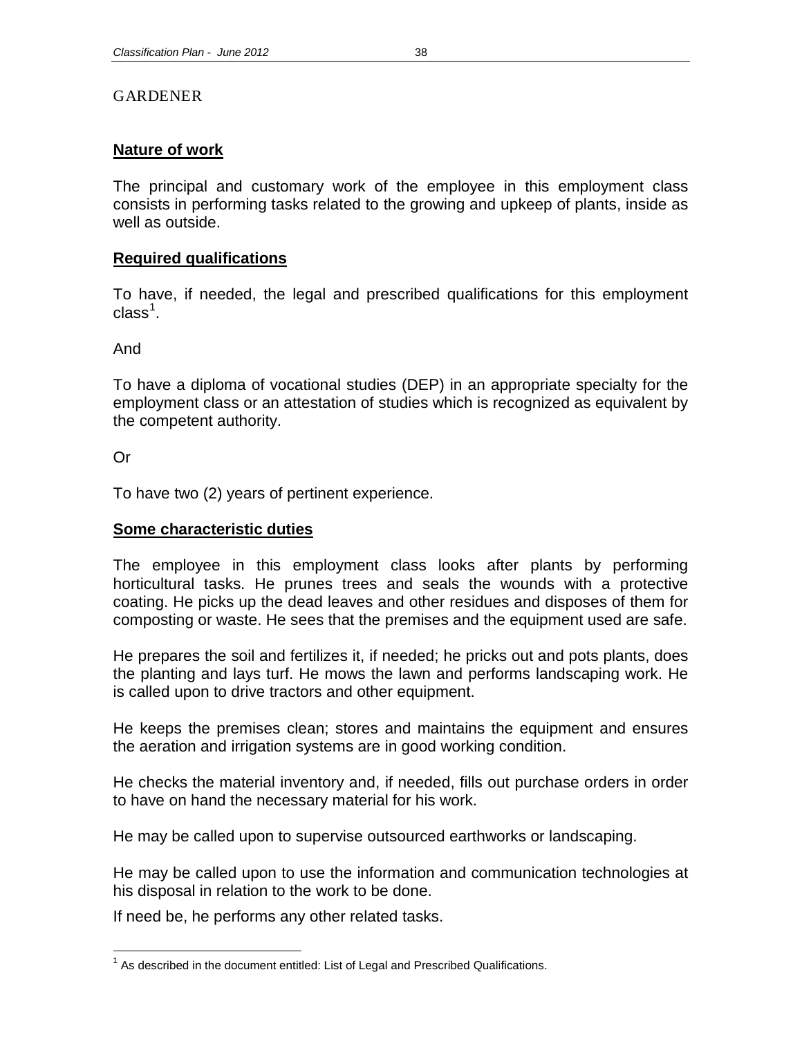# GARDENER

## Nature of work

The principal and customary work of the employee in this employment class consists in performing tasks related to the growing and upkeep of plants, inside as well as outside.

## Required qualifications

To have, if needed, the legal and prescribed qualifications for this employment class[1].

And

To have a diploma of vocational studies (DEP) in an appropriate specialty for the employment class or an attestation of studies which is recognized as equivalent by the competent authority.

Or

To have two (2) years of pertinent experience.

## Some characteristic duties

The employee in this employment class looks after plants by performing horticultural tasks. He prunes trees and seals the wounds with a protective coating. He picks up the dead leaves and other residues and disposes of them for composting or waste. He sees that the premises and the equipment used are safe.

He prepares the soil and fertilizes it, if needed; he pricks out and pots plants, does the planting and lays turf. He mows the lawn and performs landscaping work. He is called upon to drive tractors and other equipment.

He keeps the premises clean; stores and maintains the equipment and ensures the aeration and irrigation systems are in good working condition.

He checks the material inventory and, if needed, fills out purchase orders in order to have on hand the necessary material for his work.

He may be called upon to supervise outsourced earthworks or landscaping.

He may be called upon to use the information and communication technologies at his disposal in relation to the work to be done.

If need be, he performs any other related tasks.

---

[1] As described in the document entitled: List of Legal and Prescribed Qualifications.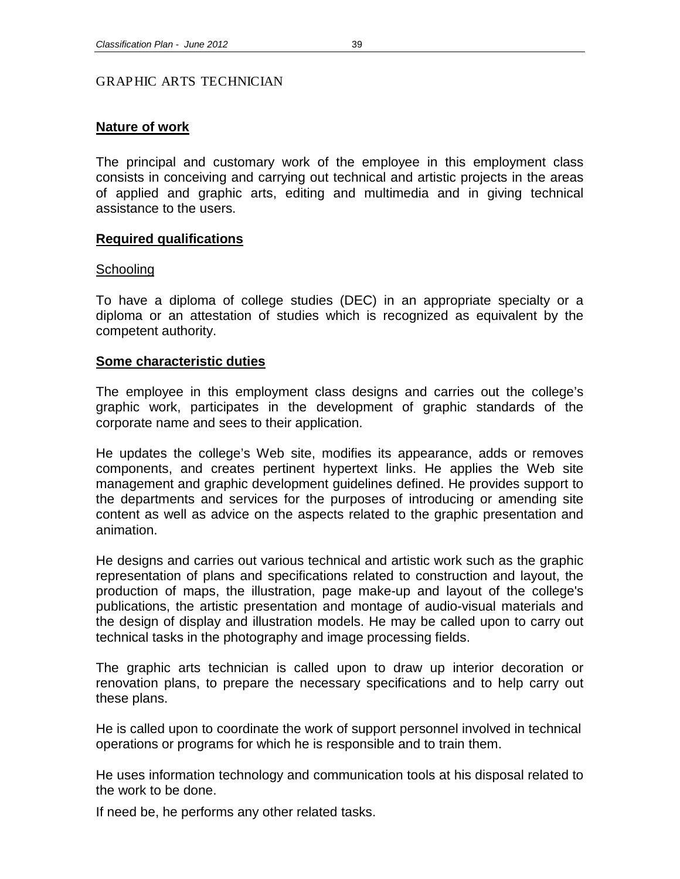# GRAPHIC ARTS TECHNICIAN

## Nature of work

The principal and customary work of the employee in this employment class consists in conceiving and carrying out technical and artistic projects in the areas of applied and graphic arts, editing and multimedia and in giving technical assistance to the users.

## Required qualifications

### Schooling

To have a diploma of college studies (DEC) in an appropriate specialty or a diploma or an attestation of studies which is recognized as equivalent by the competent authority.

## Some characteristic duties

The employee in this employment class designs and carries out the college's graphic work, participates in the development of graphic standards of the corporate name and sees to their application.

He updates the college's Web site, modifies its appearance, adds or removes components, and creates pertinent hypertext links. He applies the Web site management and graphic development guidelines defined. He provides support to the departments and services for the purposes of introducing or amending site content as well as advice on the aspects related to the graphic presentation and animation.

He designs and carries out various technical and artistic work such as the graphic representation of plans and specifications related to construction and layout, the production of maps, the illustration, page make-up and layout of the college's publications, the artistic presentation and montage of audio-visual materials and the design of display and illustration models. He may be called upon to carry out technical tasks in the photography and image processing fields.

The graphic arts technician is called upon to draw up interior decoration or renovation plans, to prepare the necessary specifications and to help carry out these plans.

He is called upon to coordinate the work of support personnel involved in technical operations or programs for which he is responsible and to train them.

He uses information technology and communication tools at his disposal related to the work to be done.

If need be, he performs any other related tasks.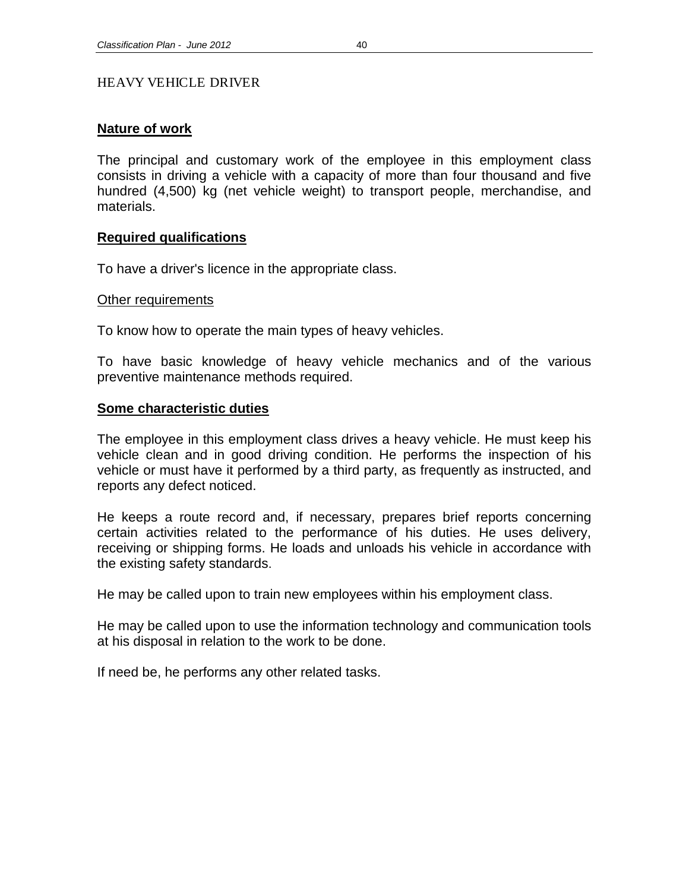# HEAVY VEHICLE DRIVER

## Nature of work

The principal and customary work of the employee in this employment class consists in driving a vehicle with a capacity of more than four thousand and five hundred (4,500) kg (net vehicle weight) to transport people, merchandise, and materials.

## Required qualifications

To have a driver's licence in the appropriate class.

### Other requirements

To know how to operate the main types of heavy vehicles.

To have basic knowledge of heavy vehicle mechanics and of the various preventive maintenance methods required.

## Some characteristic duties

The employee in this employment class drives a heavy vehicle. He must keep his vehicle clean and in good driving condition. He performs the inspection of his vehicle or must have it performed by a third party, as frequently as instructed, and reports any defect noticed.

He keeps a route record and, if necessary, prepares brief reports concerning certain activities related to the performance of his duties. He uses delivery, receiving or shipping forms. He loads and unloads his vehicle in accordance with the existing safety standards.

He may be called upon to train new employees within his employment class.

He may be called upon to use the information technology and communication tools at his disposal in relation to the work to be done.

If need be, he performs any other related tasks.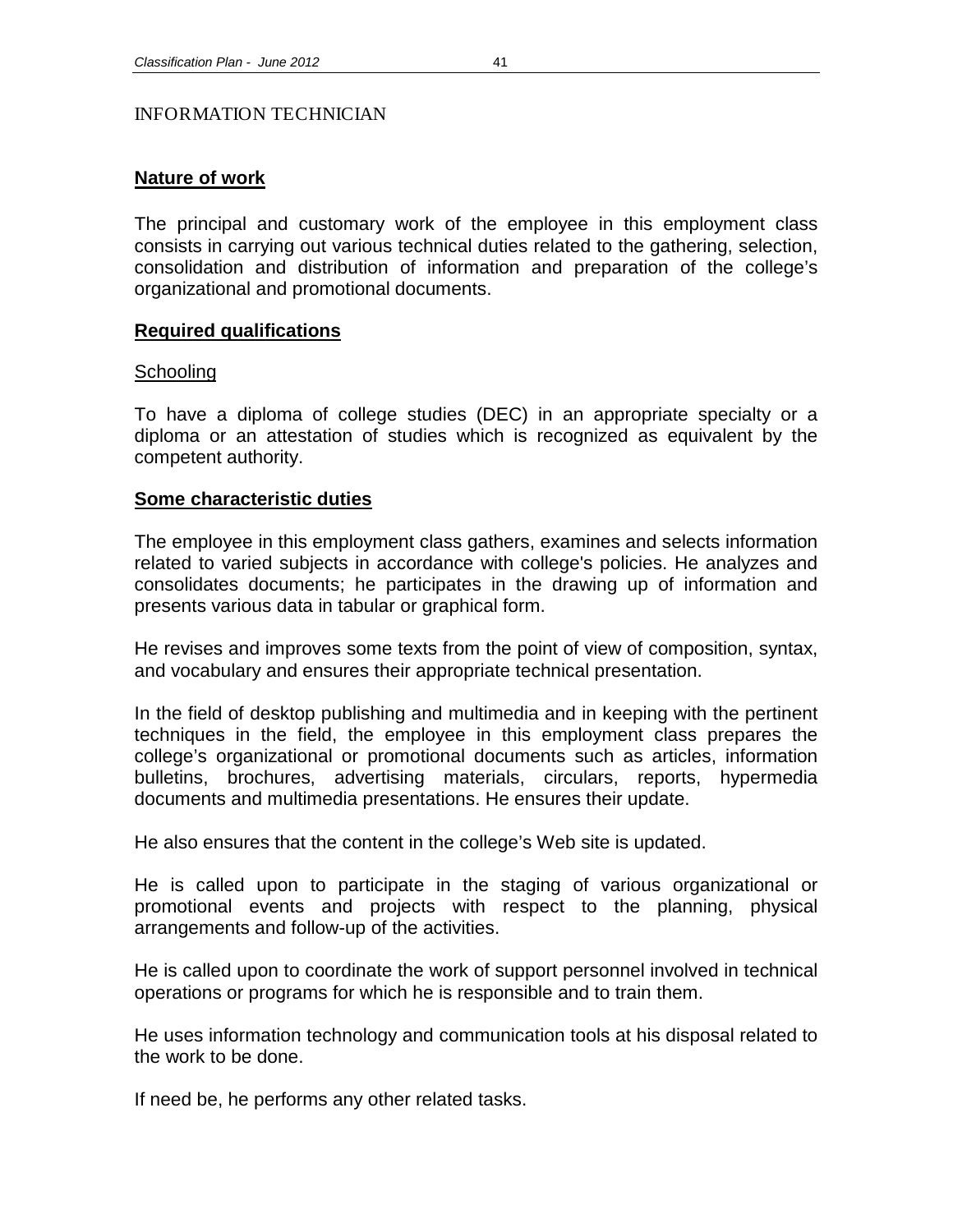# INFORMATION TECHNICIAN

## Nature of work

The principal and customary work of the employee in this employment class consists in carrying out various technical duties related to the gathering, selection, consolidation and distribution of information and preparation of the college's organizational and promotional documents.

## Required qualifications

### Schooling

To have a diploma of college studies (DEC) in an appropriate specialty or a diploma or an attestation of studies which is recognized as equivalent by the competent authority.

## Some characteristic duties

The employee in this employment class gathers, examines and selects information related to varied subjects in accordance with college's policies. He analyzes and consolidates documents; he participates in the drawing up of information and presents various data in tabular or graphical form.

He revises and improves some texts from the point of view of composition, syntax, and vocabulary and ensures their appropriate technical presentation.

In the field of desktop publishing and multimedia and in keeping with the pertinent techniques in the field, the employee in this employment class prepares the college's organizational or promotional documents such as articles, information bulletins, brochures, advertising materials, circulars, reports, hypermedia documents and multimedia presentations. He ensures their update.

He also ensures that the content in the college's Web site is updated.

He is called upon to participate in the staging of various organizational or promotional events and projects with respect to the planning, physical arrangements and follow-up of the activities.

He is called upon to coordinate the work of support personnel involved in technical operations or programs for which he is responsible and to train them.

He uses information technology and communication tools at his disposal related to the work to be done.

If need be, he performs any other related tasks.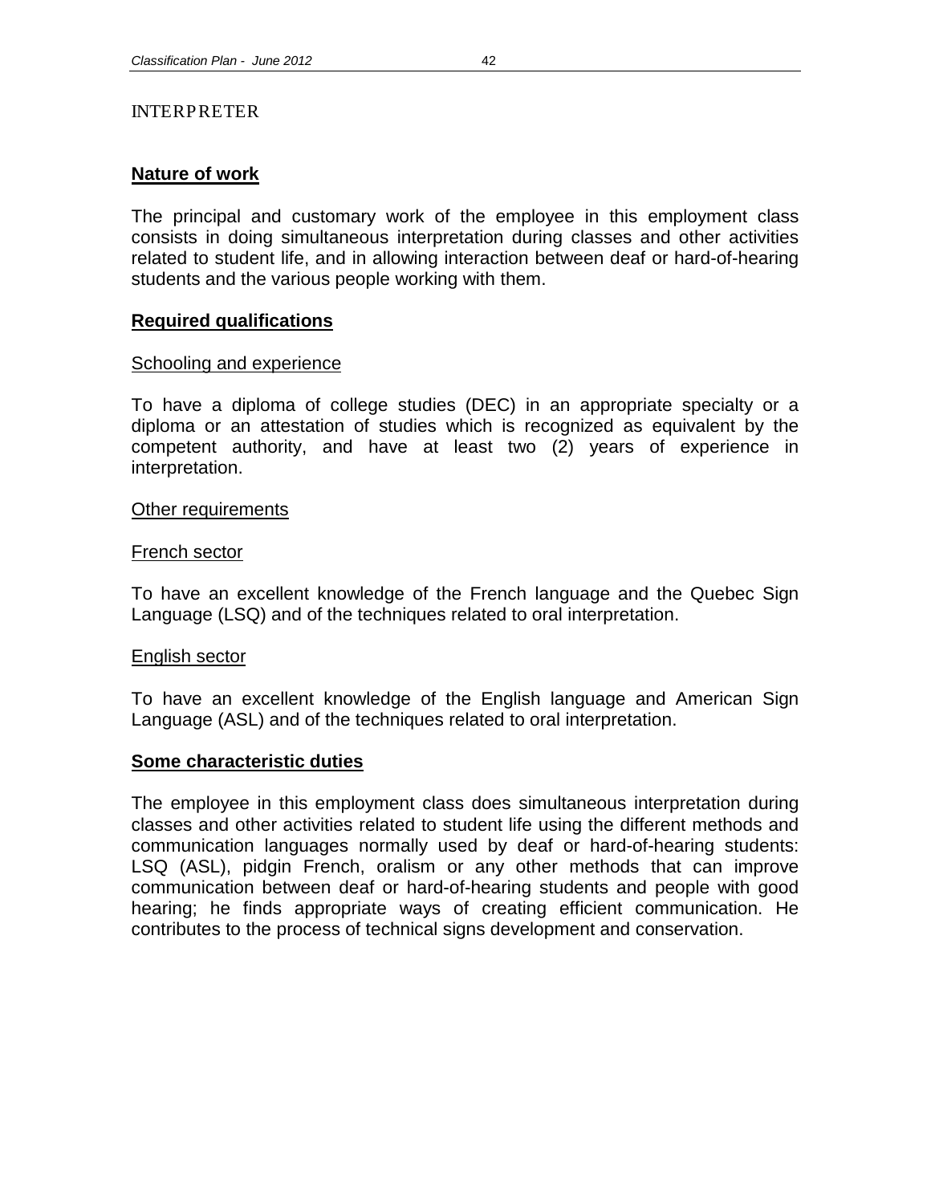# INTERPRETER

## Nature of work

The principal and customary work of the employee in this employment class consists in doing simultaneous interpretation during classes and other activities related to student life, and in allowing interaction between deaf or hard-of-hearing students and the various people working with them.

## Required qualifications

### Schooling and experience

To have a diploma of college studies (DEC) in an appropriate specialty or a diploma or an attestation of studies which is recognized as equivalent by the competent authority, and have at least two (2) years of experience in interpretation.

### Other requirements

#### French sector

To have an excellent knowledge of the French language and the Quebec Sign Language (LSQ) and of the techniques related to oral interpretation.

#### English sector

To have an excellent knowledge of the English language and American Sign Language (ASL) and of the techniques related to oral interpretation.

## Some characteristic duties

The employee in this employment class does simultaneous interpretation during classes and other activities related to student life using the different methods and communication languages normally used by deaf or hard-of-hearing students: LSQ (ASL), pidgin French, oralism or any other methods that can improve communication between deaf or hard-of-hearing students and people with good hearing; he finds appropriate ways of creating efficient communication. He contributes to the process of technical signs development and conservation.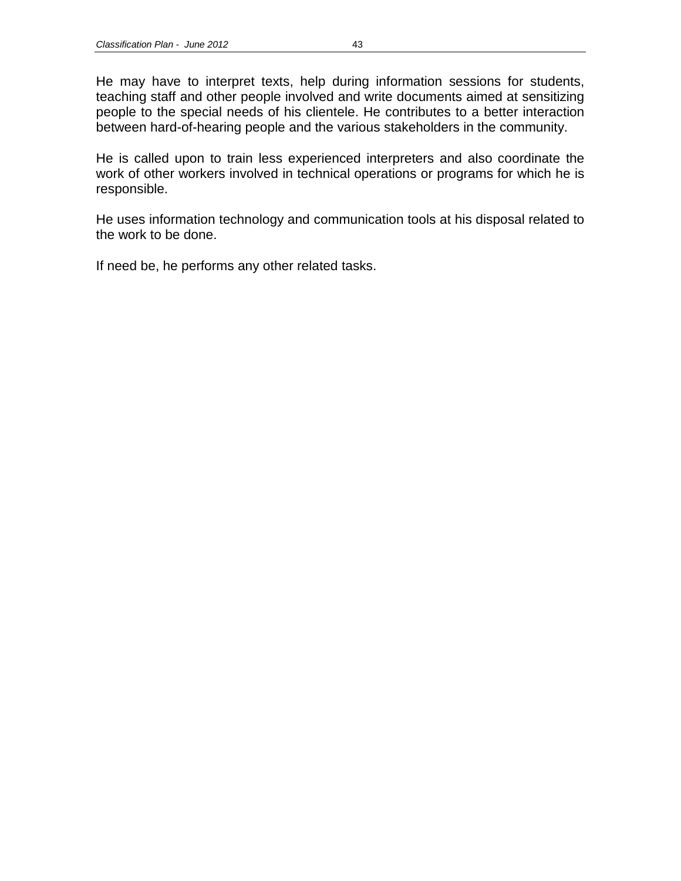He may have to interpret texts, help during information sessions for students, teaching staff and other people involved and write documents aimed at sensitizing people to the special needs of his clientele. He contributes to a better interaction between hard-of-hearing people and the various stakeholders in the community.

He is called upon to train less experienced interpreters and also coordinate the work of other workers involved in technical operations or programs for which he is responsible.

He uses information technology and communication tools at his disposal related to the work to be done.

If need be, he performs any other related tasks.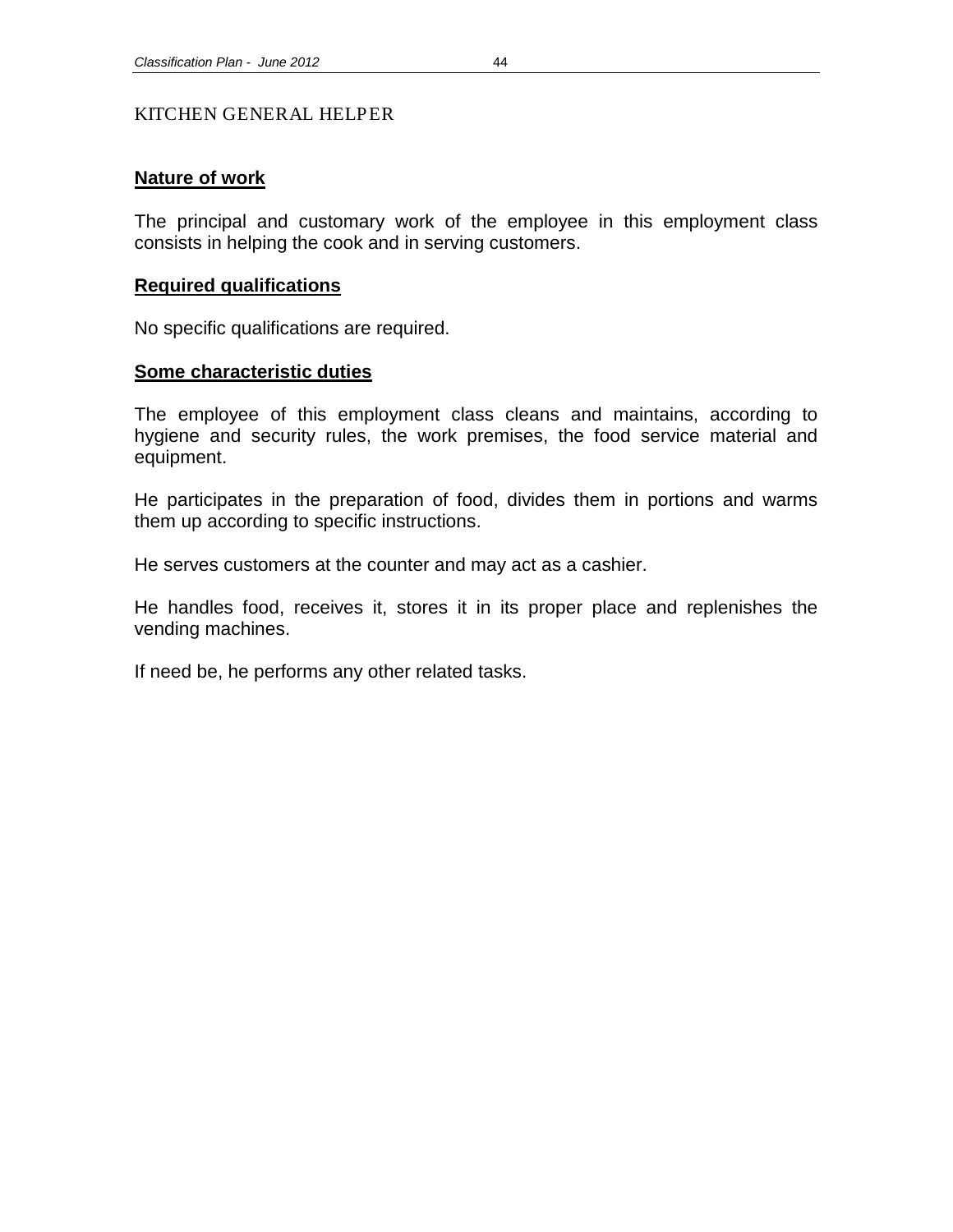# KITCHEN GENERAL HELPER

## Nature of work

The principal and customary work of the employee in this employment class consists in helping the cook and in serving customers.

## Required qualifications

No specific qualifications are required.

## Some characteristic duties

The employee of this employment class cleans and maintains, according to hygiene and security rules, the work premises, the food service material and equipment.

He participates in the preparation of food, divides them in portions and warms them up according to specific instructions.

He serves customers at the counter and may act as a cashier.

He handles food, receives it, stores it in its proper place and replenishes the vending machines.

If need be, he performs any other related tasks.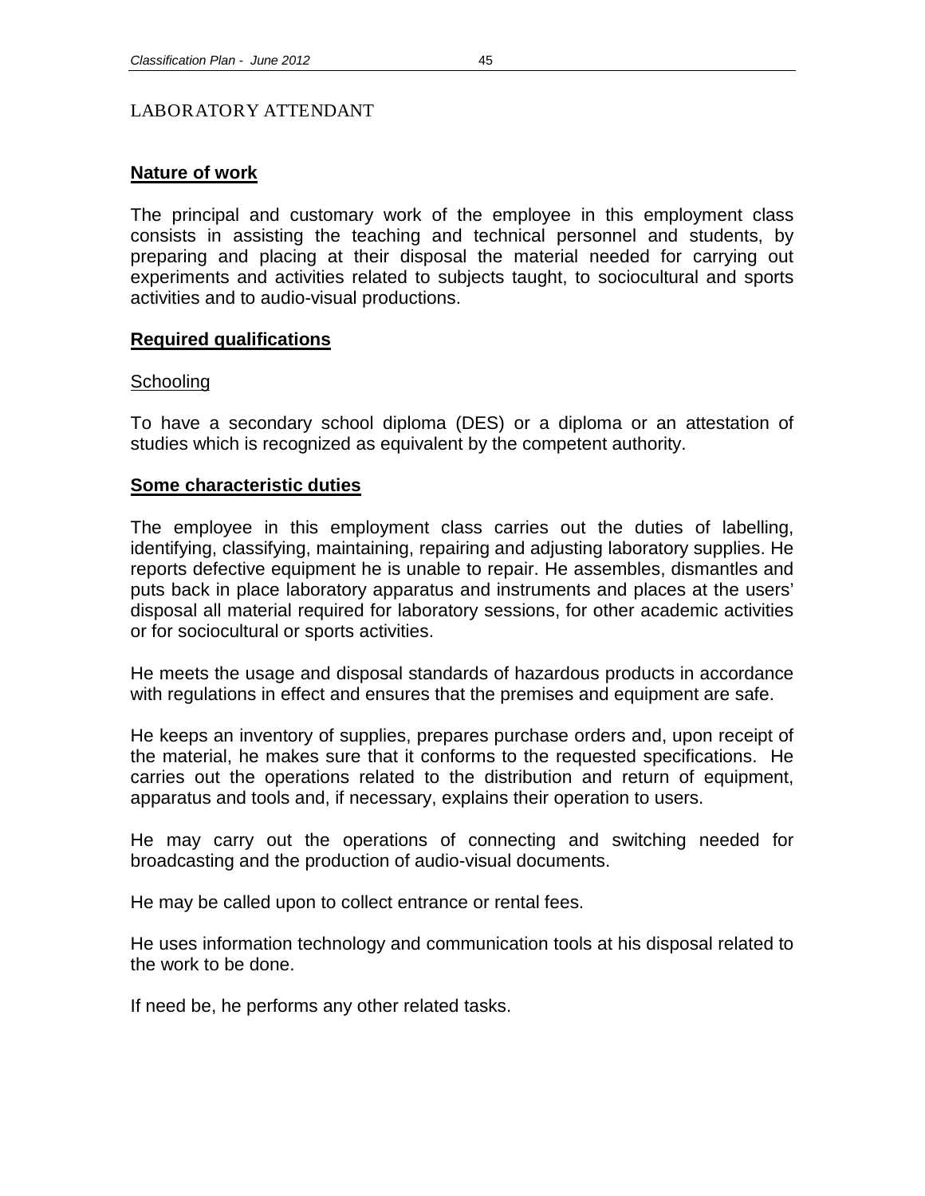# LABORATORY ATTENDANT

## Nature of work

The principal and customary work of the employee in this employment class consists in assisting the teaching and technical personnel and students, by preparing and placing at their disposal the material needed for carrying out experiments and activities related to subjects taught, to sociocultural and sports activities and to audio-visual productions.

## Required qualifications

### Schooling

To have a secondary school diploma (DES) or a diploma or an attestation of studies which is recognized as equivalent by the competent authority.

## Some characteristic duties

The employee in this employment class carries out the duties of labelling, identifying, classifying, maintaining, repairing and adjusting laboratory supplies. He reports defective equipment he is unable to repair. He assembles, dismantles and puts back in place laboratory apparatus and instruments and places at the users' disposal all material required for laboratory sessions, for other academic activities or for sociocultural or sports activities.

He meets the usage and disposal standards of hazardous products in accordance with regulations in effect and ensures that the premises and equipment are safe.

He keeps an inventory of supplies, prepares purchase orders and, upon receipt of the material, he makes sure that it conforms to the requested specifications. He carries out the operations related to the distribution and return of equipment, apparatus and tools and, if necessary, explains their operation to users.

He may carry out the operations of connecting and switching needed for broadcasting and the production of audio-visual documents.

He may be called upon to collect entrance or rental fees.

He uses information technology and communication tools at his disposal related to the work to be done.

If need be, he performs any other related tasks.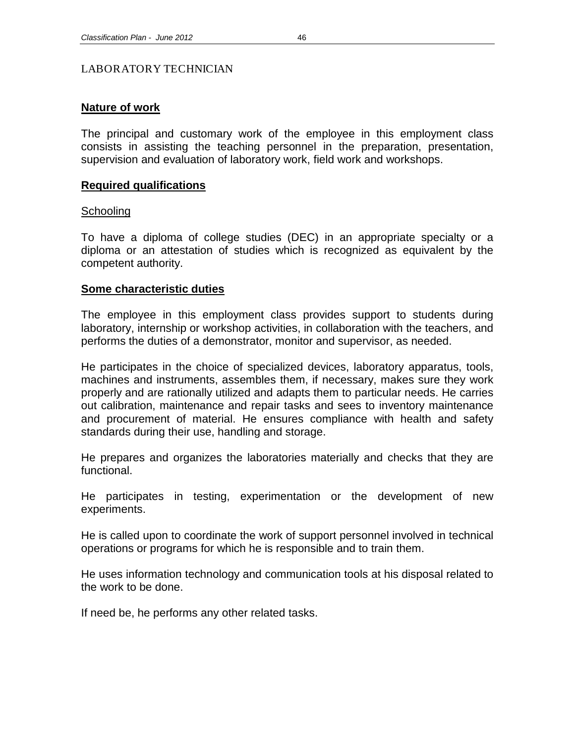## LABORATORY TECHNICIAN

### Nature of work

The principal and customary work of the employee in this employment class consists in assisting the teaching personnel in the preparation, presentation, supervision and evaluation of laboratory work, field work and workshops.

### Required qualifications

Schooling

To have a diploma of college studies (DEC) in an appropriate specialty or a diploma or an attestation of studies which is recognized as equivalent by the competent authority.

### Some characteristic duties

The employee in this employment class provides support to students during laboratory, internship or workshop activities, in collaboration with the teachers, and performs the duties of a demonstrator, monitor and supervisor, as needed.

He participates in the choice of specialized devices, laboratory apparatus, tools, machines and instruments, assembles them, if necessary, makes sure they work properly and are rationally utilized and adapts them to particular needs. He carries out calibration, maintenance and repair tasks and sees to inventory maintenance and procurement of material. He ensures compliance with health and safety standards during their use, handling and storage.

He prepares and organizes the laboratories materially and checks that they are functional.

He participates in testing, experimentation or the development of new experiments.

He is called upon to coordinate the work of support personnel involved in technical operations or programs for which he is responsible and to train them.

He uses information technology and communication tools at his disposal related to the work to be done.

If need be, he performs any other related tasks.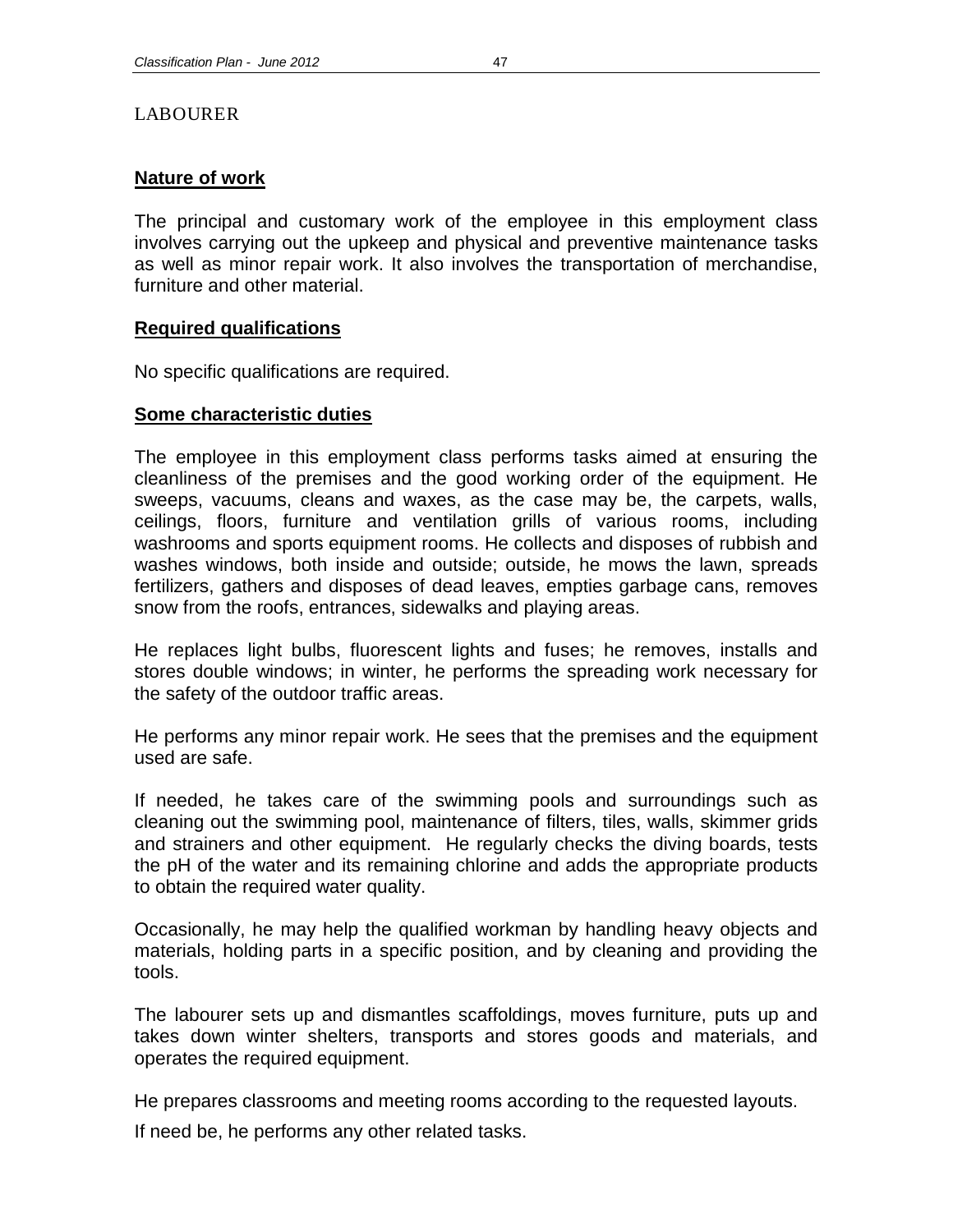# LABOURER

## Nature of work

The principal and customary work of the employee in this employment class involves carrying out the upkeep and physical and preventive maintenance tasks as well as minor repair work. It also involves the transportation of merchandise, furniture and other material.

## Required qualifications

No specific qualifications are required.

## Some characteristic duties

The employee in this employment class performs tasks aimed at ensuring the cleanliness of the premises and the good working order of the equipment. He sweeps, vacuums, cleans and waxes, as the case may be, the carpets, walls, ceilings, floors, furniture and ventilation grills of various rooms, including washrooms and sports equipment rooms. He collects and disposes of rubbish and washes windows, both inside and outside; outside, he mows the lawn, spreads fertilizers, gathers and disposes of dead leaves, empties garbage cans, removes snow from the roofs, entrances, sidewalks and playing areas.

He replaces light bulbs, fluorescent lights and fuses; he removes, installs and stores double windows; in winter, he performs the spreading work necessary for the safety of the outdoor traffic areas.

He performs any minor repair work. He sees that the premises and the equipment used are safe.

If needed, he takes care of the swimming pools and surroundings such as cleaning out the swimming pool, maintenance of filters, tiles, walls, skimmer grids and strainers and other equipment. He regularly checks the diving boards, tests the pH of the water and its remaining chlorine and adds the appropriate products to obtain the required water quality.

Occasionally, he may help the qualified workman by handling heavy objects and materials, holding parts in a specific position, and by cleaning and providing the tools.

The labourer sets up and dismantles scaffoldings, moves furniture, puts up and takes down winter shelters, transports and stores goods and materials, and operates the required equipment.

He prepares classrooms and meeting rooms according to the requested layouts.

If need be, he performs any other related tasks.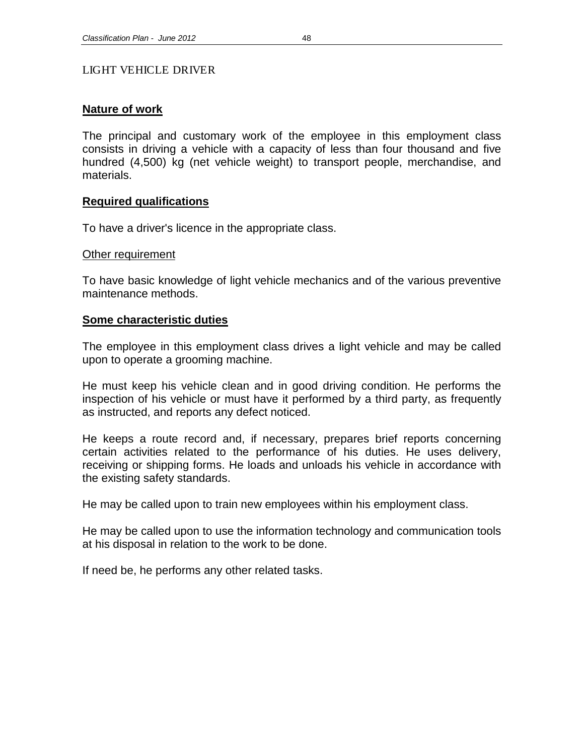# LIGHT VEHICLE DRIVER

## Nature of work

The principal and customary work of the employee in this employment class consists in driving a vehicle with a capacity of less than four thousand and five hundred (4,500) kg (net vehicle weight) to transport people, merchandise, and materials.

## Required qualifications

To have a driver's licence in the appropriate class.

### Other requirement

To have basic knowledge of light vehicle mechanics and of the various preventive maintenance methods.

## Some characteristic duties

The employee in this employment class drives a light vehicle and may be called upon to operate a grooming machine.

He must keep his vehicle clean and in good driving condition. He performs the inspection of his vehicle or must have it performed by a third party, as frequently as instructed, and reports any defect noticed.

He keeps a route record and, if necessary, prepares brief reports concerning certain activities related to the performance of his duties. He uses delivery, receiving or shipping forms. He loads and unloads his vehicle in accordance with the existing safety standards.

He may be called upon to train new employees within his employment class.

He may be called upon to use the information technology and communication tools at his disposal in relation to the work to be done.

If need be, he performs any other related tasks.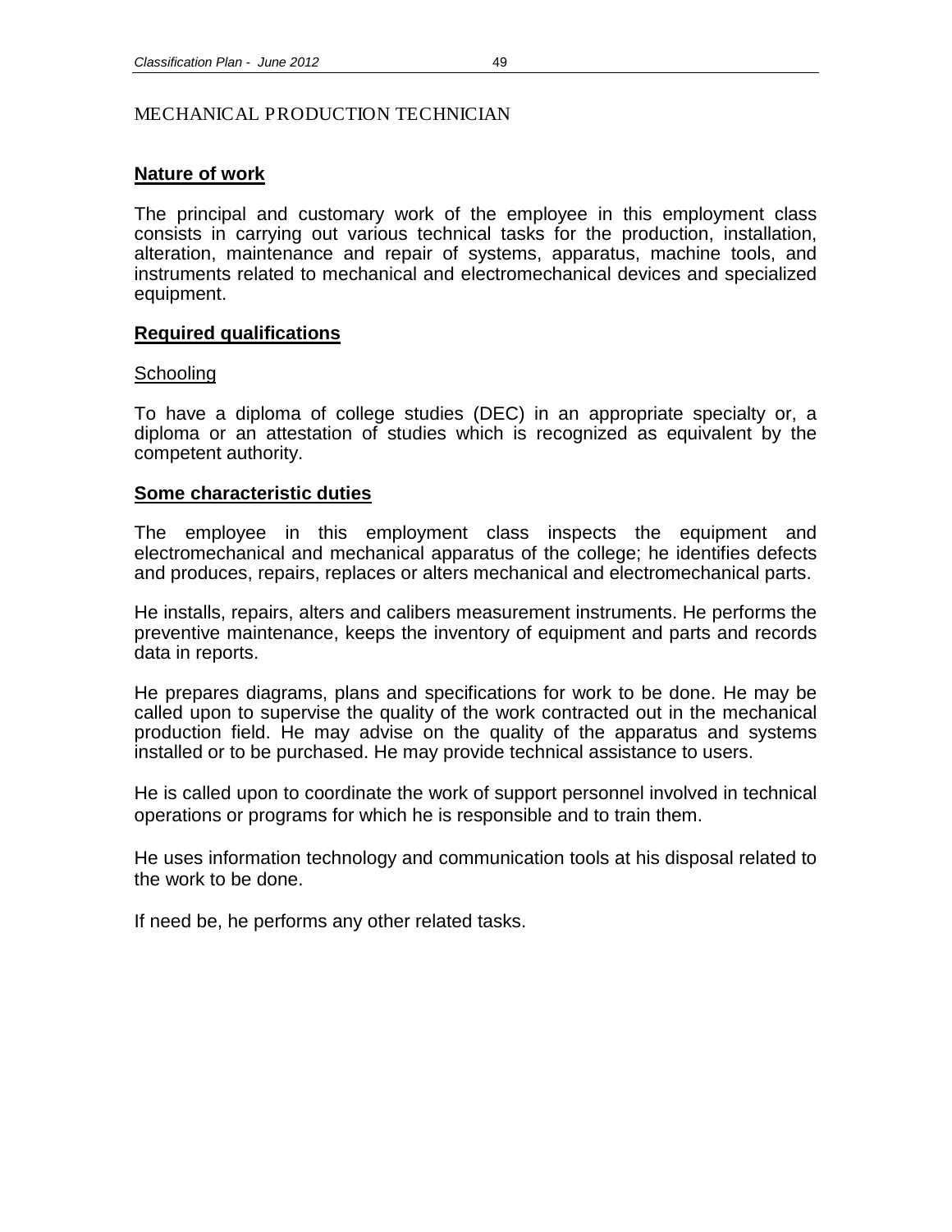# MECHANICAL PRODUCTION TECHNICIAN

## Nature of work

The principal and customary work of the employee in this employment class consists in carrying out various technical tasks for the production, installation, alteration, maintenance and repair of systems, apparatus, machine tools, and instruments related to mechanical and electromechanical devices and specialized equipment.

## Required qualifications

### Schooling

To have a diploma of college studies (DEC) in an appropriate specialty or, a diploma or an attestation of studies which is recognized as equivalent by the competent authority.

## Some characteristic duties

The employee in this employment class inspects the equipment and electromechanical and mechanical apparatus of the college; he identifies defects and produces, repairs, replaces or alters mechanical and electromechanical parts.

He installs, repairs, alters and calibers measurement instruments. He performs the preventive maintenance, keeps the inventory of equipment and parts and records data in reports.

He prepares diagrams, plans and specifications for work to be done. He may be called upon to supervise the quality of the work contracted out in the mechanical production field. He may advise on the quality of the apparatus and systems installed or to be purchased. He may provide technical assistance to users.

He is called upon to coordinate the work of support personnel involved in technical operations or programs for which he is responsible and to train them.

He uses information technology and communication tools at his disposal related to the work to be done.

If need be, he performs any other related tasks.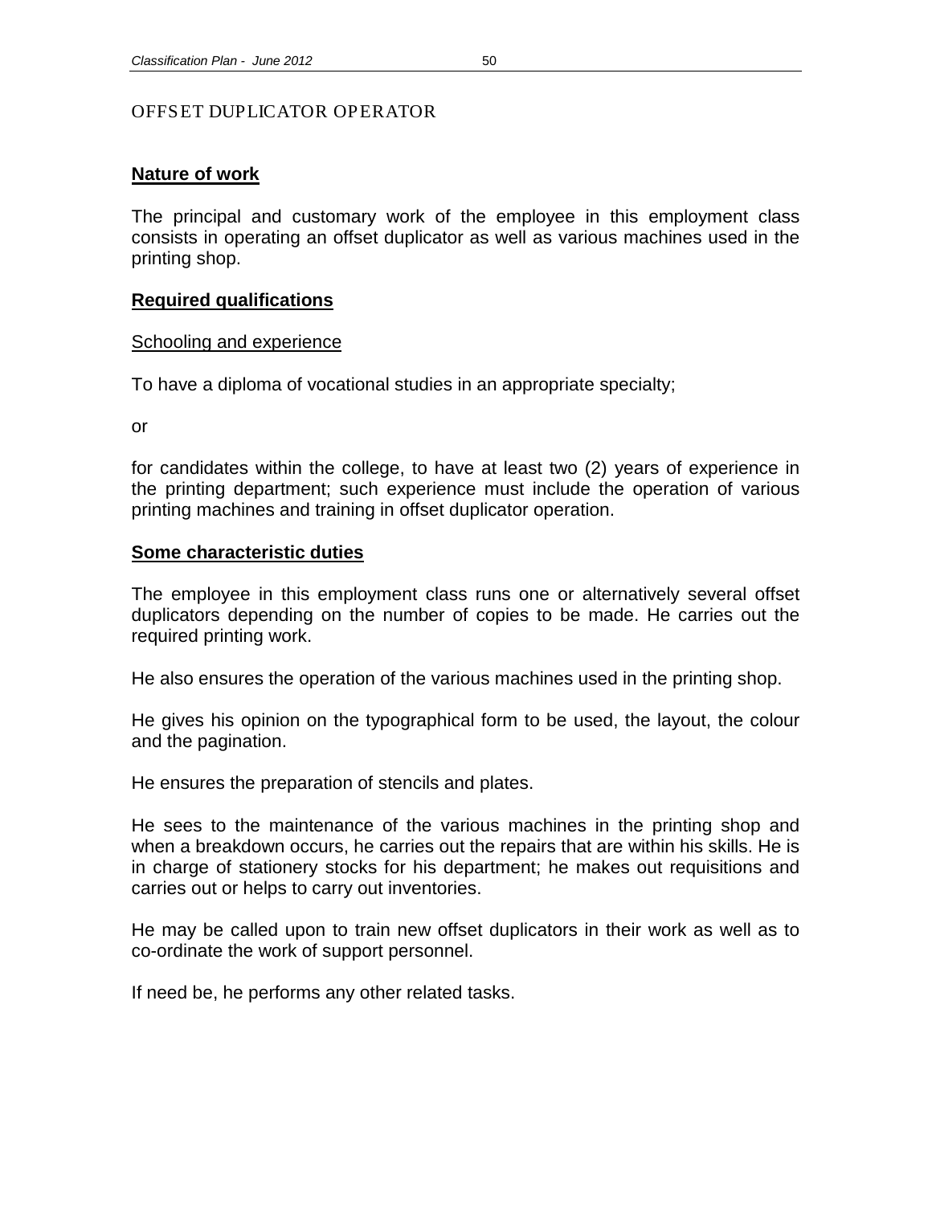# OFFSET DUPLICATOR OPERATOR

## Nature of work

The principal and customary work of the employee in this employment class consists in operating an offset duplicator as well as various machines used in the printing shop.

## Required qualifications

### Schooling and experience

To have a diploma of vocational studies in an appropriate specialty;

or

for candidates within the college, to have at least two (2) years of experience in the printing department; such experience must include the operation of various printing machines and training in offset duplicator operation.

## Some characteristic duties

The employee in this employment class runs one or alternatively several offset duplicators depending on the number of copies to be made. He carries out the required printing work.

He also ensures the operation of the various machines used in the printing shop.

He gives his opinion on the typographical form to be used, the layout, the colour and the pagination.

He ensures the preparation of stencils and plates.

He sees to the maintenance of the various machines in the printing shop and when a breakdown occurs, he carries out the repairs that are within his skills. He is in charge of stationery stocks for his department; he makes out requisitions and carries out or helps to carry out inventories.

He may be called upon to train new offset duplicators in their work as well as to co-ordinate the work of support personnel.

If need be, he performs any other related tasks.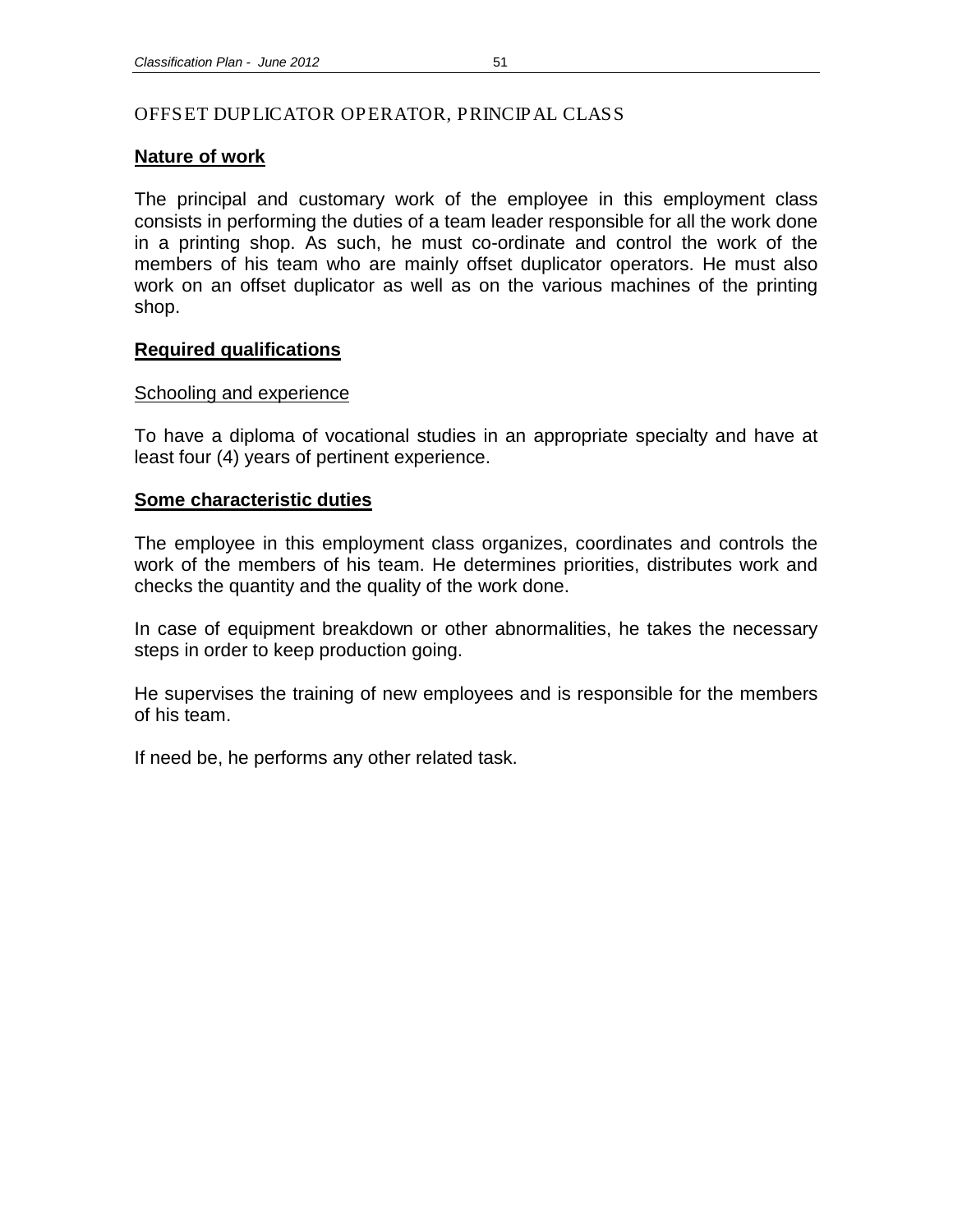# OFFSET DUPLICATOR OPERATOR, PRINCIPAL CLASS

## Nature of work

The principal and customary work of the employee in this employment class consists in performing the duties of a team leader responsible for all the work done in a printing shop. As such, he must co-ordinate and control the work of the members of his team who are mainly offset duplicator operators. He must also work on an offset duplicator as well as on the various machines of the printing shop.

## Required qualifications

### Schooling and experience

To have a diploma of vocational studies in an appropriate specialty and have at least four (4) years of pertinent experience.

## Some characteristic duties

The employee in this employment class organizes, coordinates and controls the work of the members of his team. He determines priorities, distributes work and checks the quantity and the quality of the work done.

In case of equipment breakdown or other abnormalities, he takes the necessary steps in order to keep production going.

He supervises the training of new employees and is responsible for the members of his team.

If need be, he performs any other related task.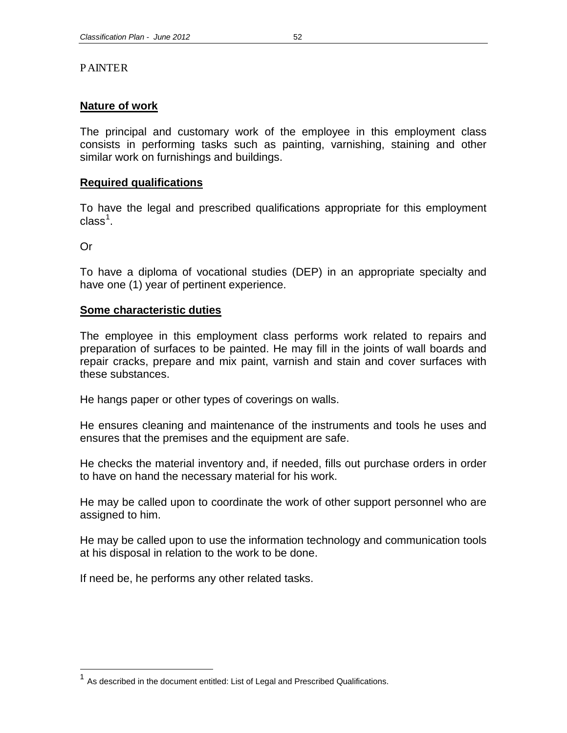# PAINTER

## Nature of work

The principal and customary work of the employee in this employment class consists in performing tasks such as painting, varnishing, staining and other similar work on furnishings and buildings.

## Required qualifications

To have the legal and prescribed qualifications appropriate for this employment class[1].

Or

To have a diploma of vocational studies (DEP) in an appropriate specialty and have one (1) year of pertinent experience.

## Some characteristic duties

The employee in this employment class performs work related to repairs and preparation of surfaces to be painted. He may fill in the joints of wall boards and repair cracks, prepare and mix paint, varnish and stain and cover surfaces with these substances.

He hangs paper or other types of coverings on walls.

He ensures cleaning and maintenance of the instruments and tools he uses and ensures that the premises and the equipment are safe.

He checks the material inventory and, if needed, fills out purchase orders in order to have on hand the necessary material for his work.

He may be called upon to coordinate the work of other support personnel who are assigned to him.

He may be called upon to use the information technology and communication tools at his disposal in relation to the work to be done.

If need be, he performs any other related tasks.

---

[1] As described in the document entitled: List of Legal and Prescribed Qualifications.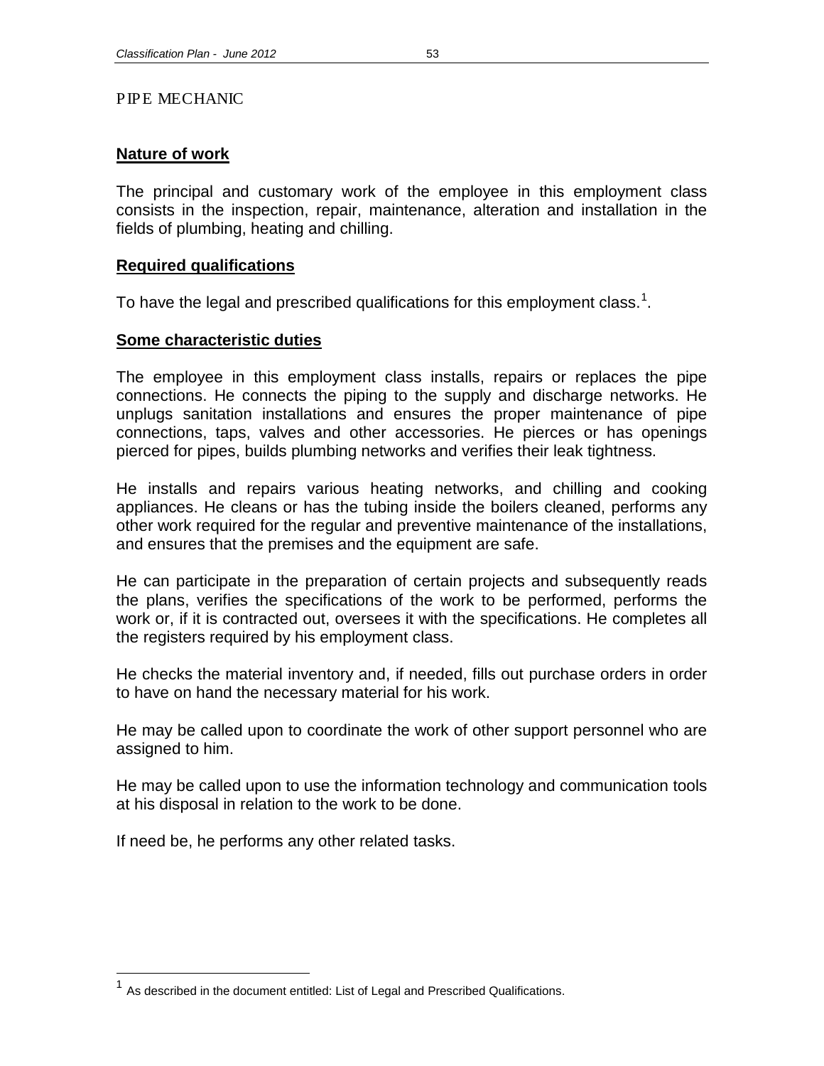# PIPE MECHANIC

## Nature of work

The principal and customary work of the employee in this employment class consists in the inspection, repair, maintenance, alteration and installation in the fields of plumbing, heating and chilling.

## Required qualifications

To have the legal and prescribed qualifications for this employment class.[1].

## Some characteristic duties

The employee in this employment class installs, repairs or replaces the pipe connections. He connects the piping to the supply and discharge networks. He unplugs sanitation installations and ensures the proper maintenance of pipe connections, taps, valves and other accessories. He pierces or has openings pierced for pipes, builds plumbing networks and verifies their leak tightness.

He installs and repairs various heating networks, and chilling and cooking appliances. He cleans or has the tubing inside the boilers cleaned, performs any other work required for the regular and preventive maintenance of the installations, and ensures that the premises and the equipment are safe.

He can participate in the preparation of certain projects and subsequently reads the plans, verifies the specifications of the work to be performed, performs the work or, if it is contracted out, oversees it with the specifications. He completes all the registers required by his employment class.

He checks the material inventory and, if needed, fills out purchase orders in order to have on hand the necessary material for his work.

He may be called upon to coordinate the work of other support personnel who are assigned to him.

He may be called upon to use the information technology and communication tools at his disposal in relation to the work to be done.

If need be, he performs any other related tasks.

---

[1] As described in the document entitled: List of Legal and Prescribed Qualifications.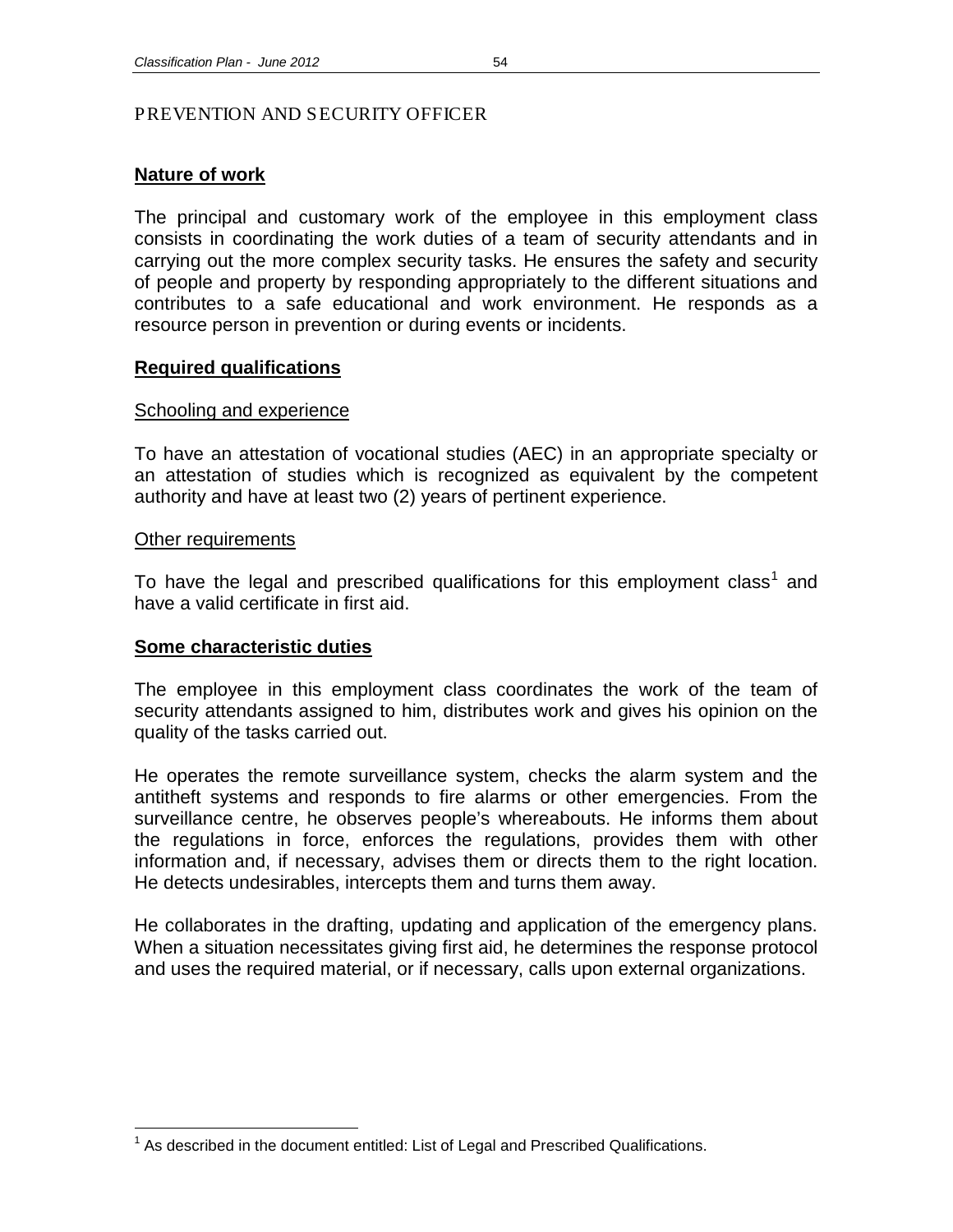## PREVENTION AND SECURITY OFFICER

### Nature of work

The principal and customary work of the employee in this employment class consists in coordinating the work duties of a team of security attendants and in carrying out the more complex security tasks. He ensures the safety and security of people and property by responding appropriately to the different situations and contributes to a safe educational and work environment. He responds as a resource person in prevention or during events or incidents.

### Required qualifications

#### Schooling and experience

To have an attestation of vocational studies (AEC) in an appropriate specialty or an attestation of studies which is recognized as equivalent by the competent authority and have at least two (2) years of pertinent experience.

#### Other requirements

To have the legal and prescribed qualifications for this employment class[1] and have a valid certificate in first aid.

### Some characteristic duties

The employee in this employment class coordinates the work of the team of security attendants assigned to him, distributes work and gives his opinion on the quality of the tasks carried out.

He operates the remote surveillance system, checks the alarm system and the antitheft systems and responds to fire alarms or other emergencies. From the surveillance centre, he observes people's whereabouts. He informs them about the regulations in force, enforces the regulations, provides them with other information and, if necessary, advises them or directs them to the right location. He detects undesirables, intercepts them and turns them away.

He collaborates in the drafting, updating and application of the emergency plans. When a situation necessitates giving first aid, he determines the response protocol and uses the required material, or if necessary, calls upon external organizations.

---

[1] As described in the document entitled: List of Legal and Prescribed Qualifications.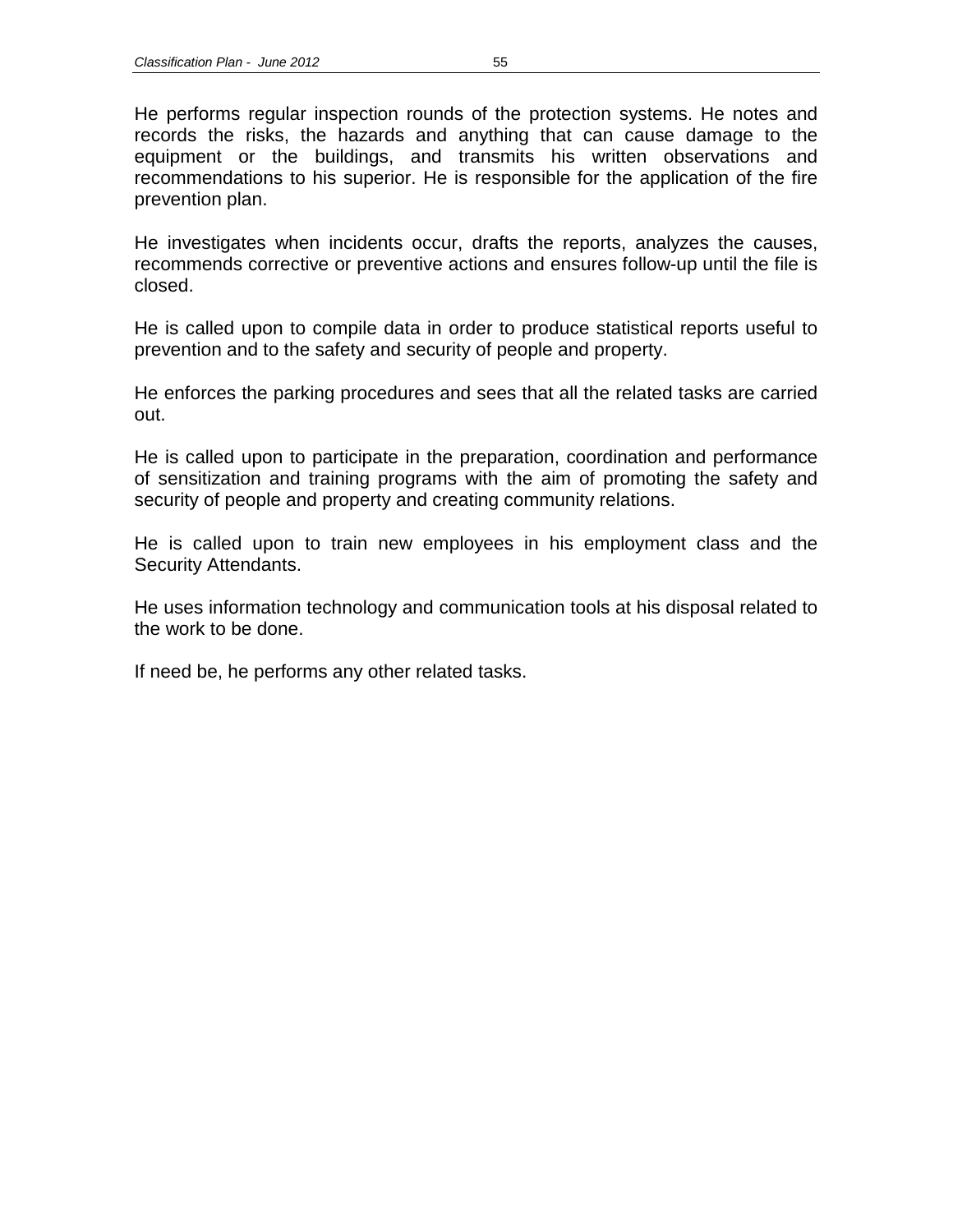He performs regular inspection rounds of the protection systems. He notes and records the risks, the hazards and anything that can cause damage to the equipment or the buildings, and transmits his written observations and recommendations to his superior. He is responsible for the application of the fire prevention plan.

He investigates when incidents occur, drafts the reports, analyzes the causes, recommends corrective or preventive actions and ensures follow-up until the file is closed.

He is called upon to compile data in order to produce statistical reports useful to prevention and to the safety and security of people and property.

He enforces the parking procedures and sees that all the related tasks are carried out.

He is called upon to participate in the preparation, coordination and performance of sensitization and training programs with the aim of promoting the safety and security of people and property and creating community relations.

He is called upon to train new employees in his employment class and the Security Attendants.

He uses information technology and communication tools at his disposal related to the work to be done.

If need be, he performs any other related tasks.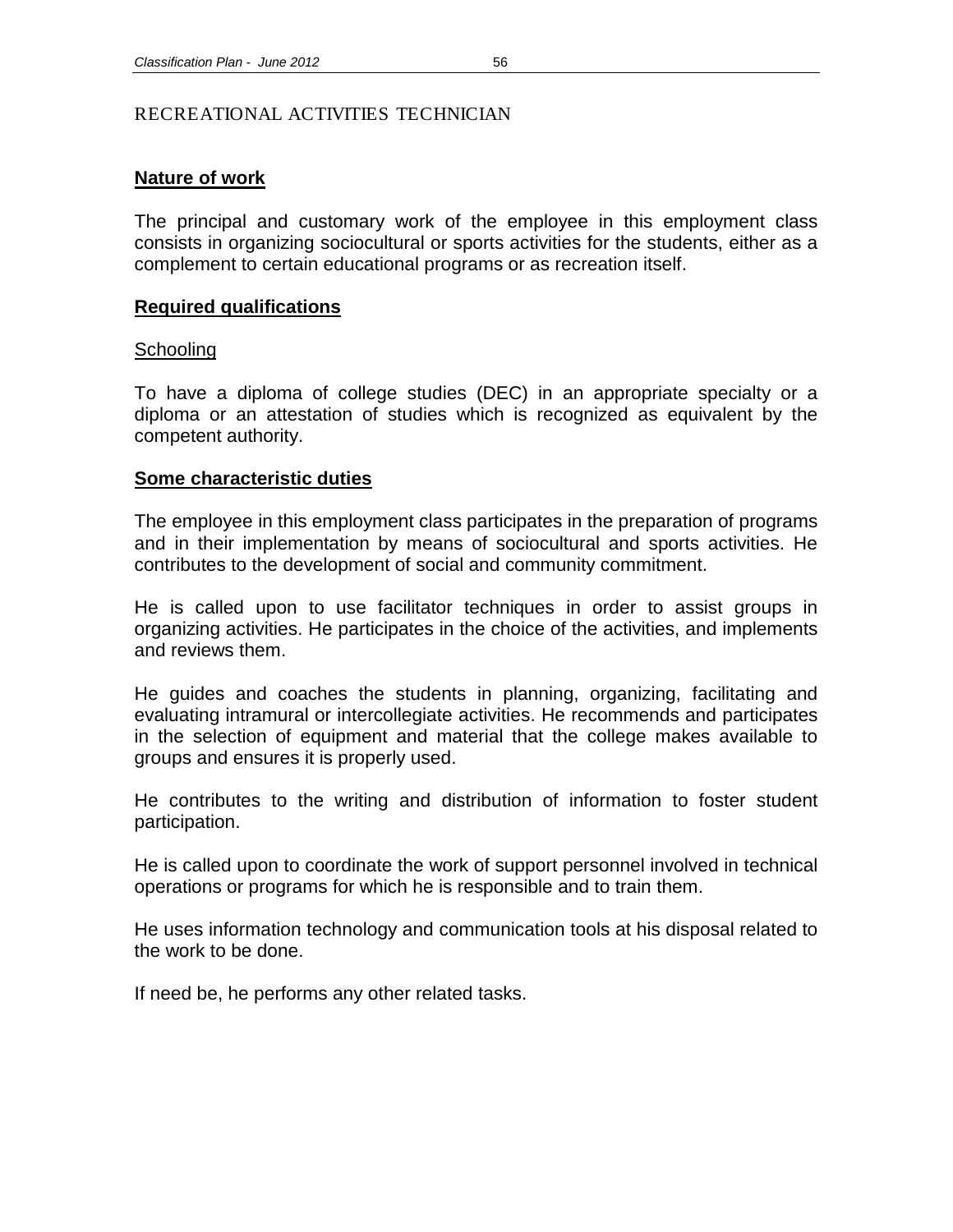# RECREATIONAL ACTIVITIES TECHNICIAN

## Nature of work

The principal and customary work of the employee in this employment class consists in organizing sociocultural or sports activities for the students, either as a complement to certain educational programs or as recreation itself.

## Required qualifications

### Schooling

To have a diploma of college studies (DEC) in an appropriate specialty or a diploma or an attestation of studies which is recognized as equivalent by the competent authority.

## Some characteristic duties

The employee in this employment class participates in the preparation of programs and in their implementation by means of sociocultural and sports activities. He contributes to the development of social and community commitment.

He is called upon to use facilitator techniques in order to assist groups in organizing activities. He participates in the choice of the activities, and implements and reviews them.

He guides and coaches the students in planning, organizing, facilitating and evaluating intramural or intercollegiate activities. He recommends and participates in the selection of equipment and material that the college makes available to groups and ensures it is properly used.

He contributes to the writing and distribution of information to foster student participation.

He is called upon to coordinate the work of support personnel involved in technical operations or programs for which he is responsible and to train them.

He uses information technology and communication tools at his disposal related to the work to be done.

If need be, he performs any other related tasks.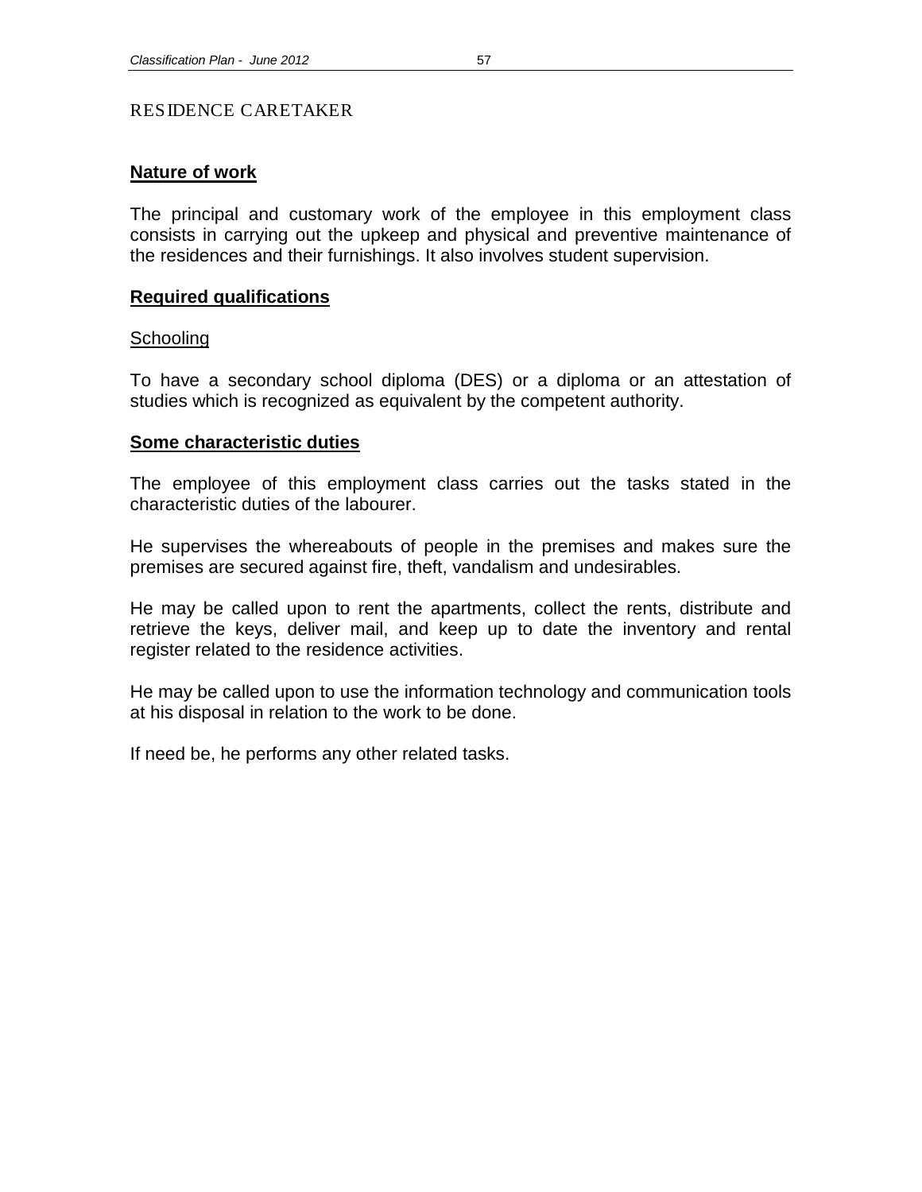# RESIDENCE CARETAKER

## Nature of work

The principal and customary work of the employee in this employment class consists in carrying out the upkeep and physical and preventive maintenance of the residences and their furnishings. It also involves student supervision.

## Required qualifications

### Schooling

To have a secondary school diploma (DES) or a diploma or an attestation of studies which is recognized as equivalent by the competent authority.

## Some characteristic duties

The employee of this employment class carries out the tasks stated in the characteristic duties of the labourer.

He supervises the whereabouts of people in the premises and makes sure the premises are secured against fire, theft, vandalism and undesirables.

He may be called upon to rent the apartments, collect the rents, distribute and retrieve the keys, deliver mail, and keep up to date the inventory and rental register related to the residence activities.

He may be called upon to use the information technology and communication tools at his disposal in relation to the work to be done.

If need be, he performs any other related tasks.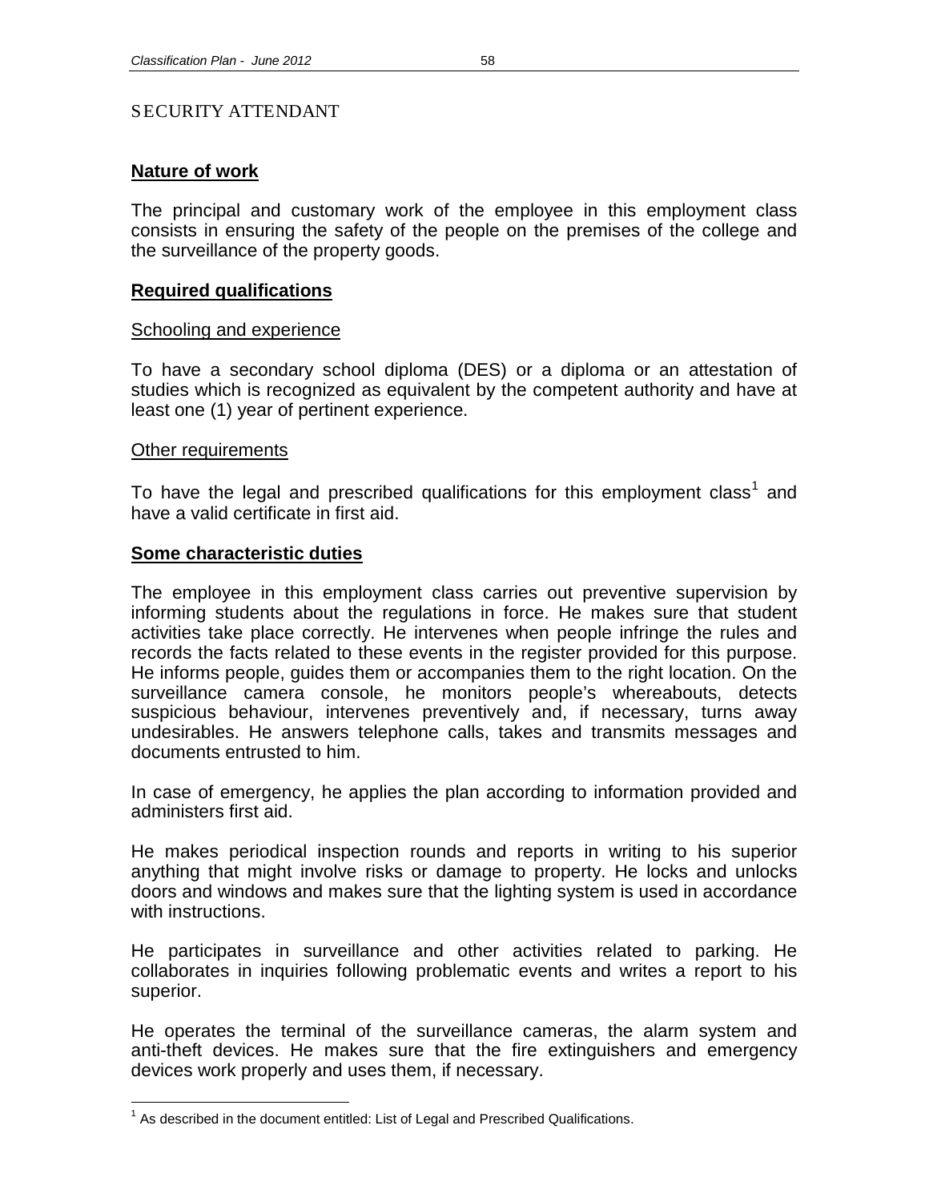# SECURITY ATTENDANT

## Nature of work

The principal and customary work of the employee in this employment class consists in ensuring the safety of the people on the premises of the college and the surveillance of the property goods.

## Required qualifications

### Schooling and experience

To have a secondary school diploma (DES) or a diploma or an attestation of studies which is recognized as equivalent by the competent authority and have at least one (1) year of pertinent experience.

### Other requirements

To have the legal and prescribed qualifications for this employment class[1] and have a valid certificate in first aid.

## Some characteristic duties

The employee in this employment class carries out preventive supervision by informing students about the regulations in force. He makes sure that student activities take place correctly. He intervenes when people infringe the rules and records the facts related to these events in the register provided for this purpose. He informs people, guides them or accompanies them to the right location. On the surveillance camera console, he monitors people's whereabouts, detects suspicious behaviour, intervenes preventively and, if necessary, turns away undesirables. He answers telephone calls, takes and transmits messages and documents entrusted to him.

In case of emergency, he applies the plan according to information provided and administers first aid.

He makes periodical inspection rounds and reports in writing to his superior anything that might involve risks or damage to property. He locks and unlocks doors and windows and makes sure that the lighting system is used in accordance with instructions.

He participates in surveillance and other activities related to parking. He collaborates in inquiries following problematic events and writes a report to his superior.

He operates the terminal of the surveillance cameras, the alarm system and anti-theft devices. He makes sure that the fire extinguishers and emergency devices work properly and uses them, if necessary.

---

[1] As described in the document entitled: List of Legal and Prescribed Qualifications.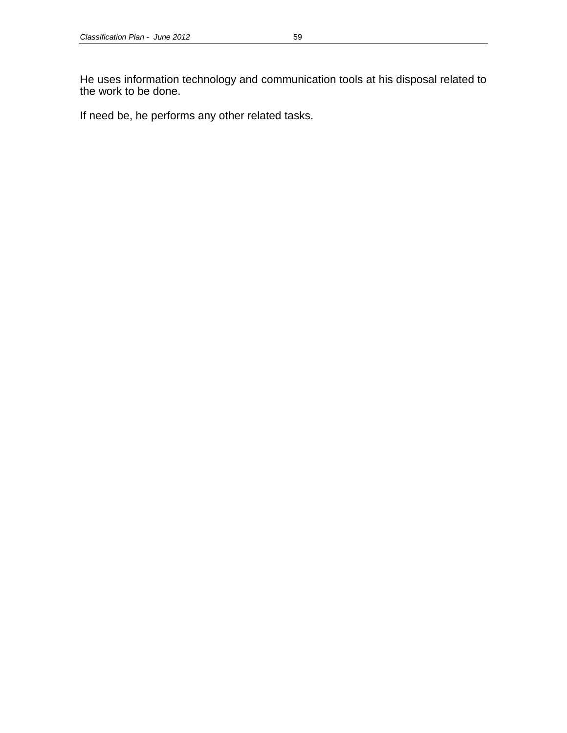He uses information technology and communication tools at his disposal related to the work to be done.

If need be, he performs any other related tasks.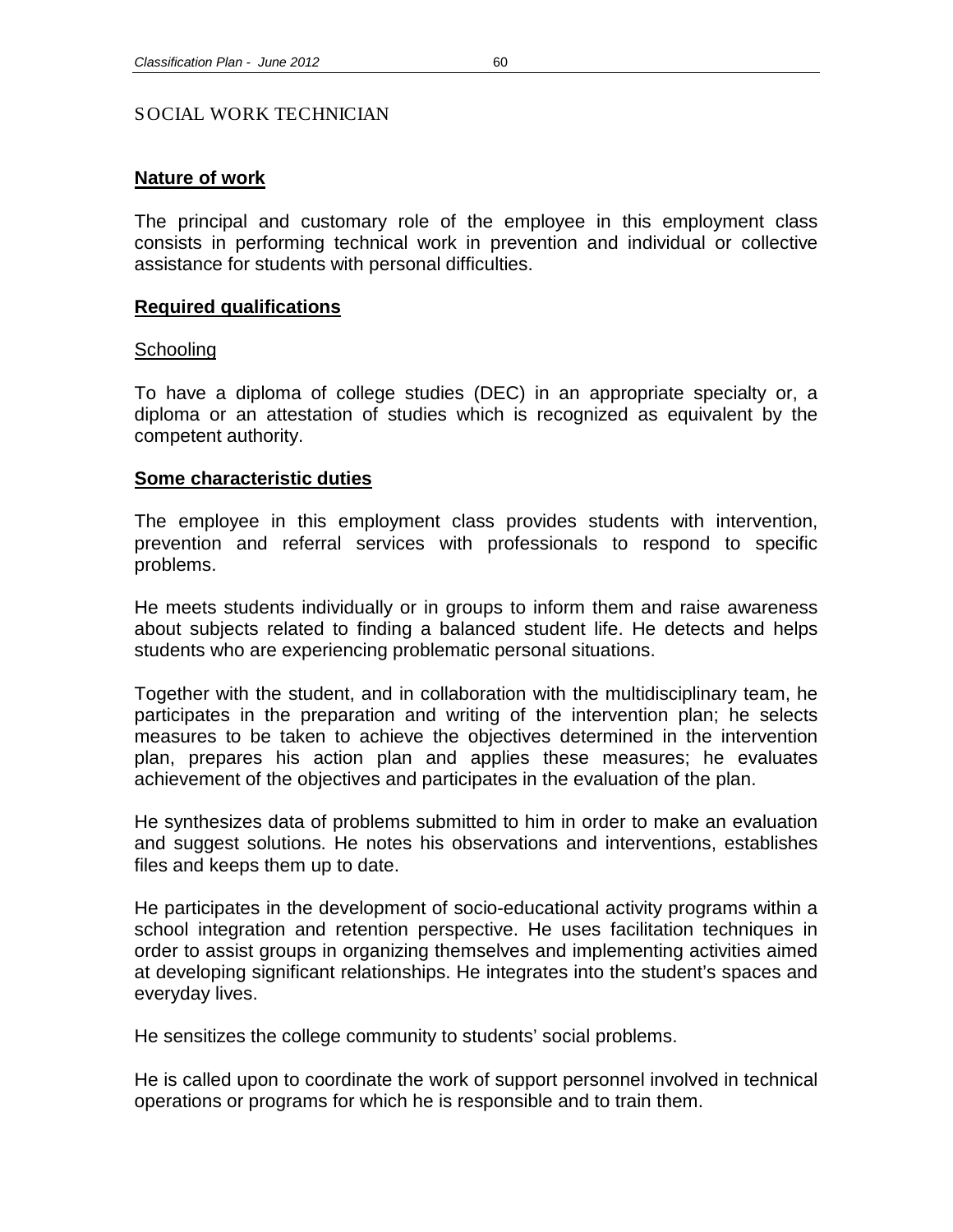# SOCIAL WORK TECHNICIAN

## Nature of work

The principal and customary role of the employee in this employment class consists in performing technical work in prevention and individual or collective assistance for students with personal difficulties.

## Required qualifications

### Schooling

To have a diploma of college studies (DEC) in an appropriate specialty or, a diploma or an attestation of studies which is recognized as equivalent by the competent authority.

## Some characteristic duties

The employee in this employment class provides students with intervention, prevention and referral services with professionals to respond to specific problems.

He meets students individually or in groups to inform them and raise awareness about subjects related to finding a balanced student life. He detects and helps students who are experiencing problematic personal situations.

Together with the student, and in collaboration with the multidisciplinary team, he participates in the preparation and writing of the intervention plan; he selects measures to be taken to achieve the objectives determined in the intervention plan, prepares his action plan and applies these measures; he evaluates achievement of the objectives and participates in the evaluation of the plan.

He synthesizes data of problems submitted to him in order to make an evaluation and suggest solutions. He notes his observations and interventions, establishes files and keeps them up to date.

He participates in the development of socio-educational activity programs within a school integration and retention perspective. He uses facilitation techniques in order to assist groups in organizing themselves and implementing activities aimed at developing significant relationships. He integrates into the student's spaces and everyday lives.

He sensitizes the college community to students' social problems.

He is called upon to coordinate the work of support personnel involved in technical operations or programs for which he is responsible and to train them.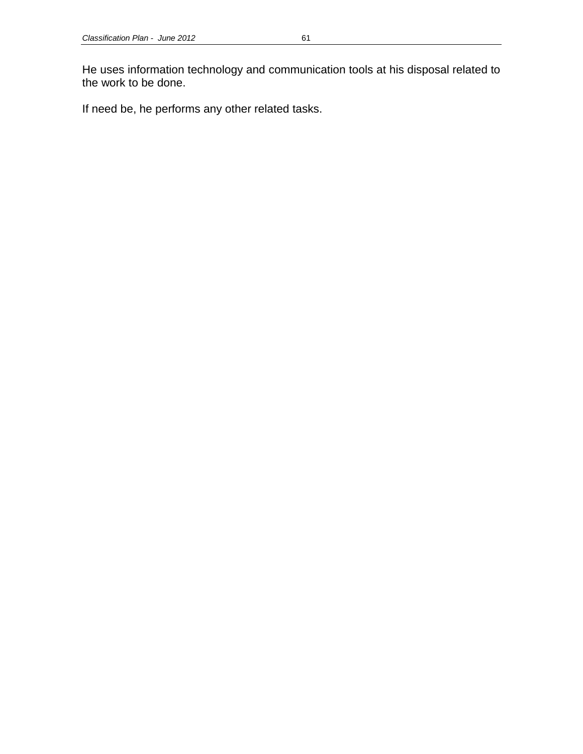He uses information technology and communication tools at his disposal related to the work to be done.

If need be, he performs any other related tasks.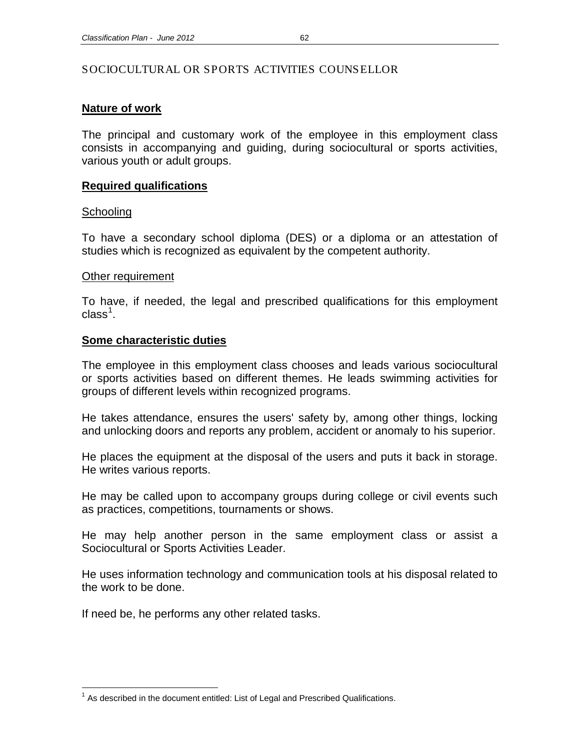# SOCIOCULTURAL OR SPORTS ACTIVITIES COUNSELLOR

## Nature of work

The principal and customary work of the employee in this employment class consists in accompanying and guiding, during sociocultural or sports activities, various youth or adult groups.

## Required qualifications

### Schooling

To have a secondary school diploma (DES) or a diploma or an attestation of studies which is recognized as equivalent by the competent authority.

### Other requirement

To have, if needed, the legal and prescribed qualifications for this employment class[1].

## Some characteristic duties

The employee in this employment class chooses and leads various sociocultural or sports activities based on different themes. He leads swimming activities for groups of different levels within recognized programs.

He takes attendance, ensures the users' safety by, among other things, locking and unlocking doors and reports any problem, accident or anomaly to his superior.

He places the equipment at the disposal of the users and puts it back in storage. He writes various reports.

He may be called upon to accompany groups during college or civil events such as practices, competitions, tournaments or shows.

He may help another person in the same employment class or assist a Sociocultural or Sports Activities Leader.

He uses information technology and communication tools at his disposal related to the work to be done.

If need be, he performs any other related tasks.

---

[1] As described in the document entitled: List of Legal and Prescribed Qualifications.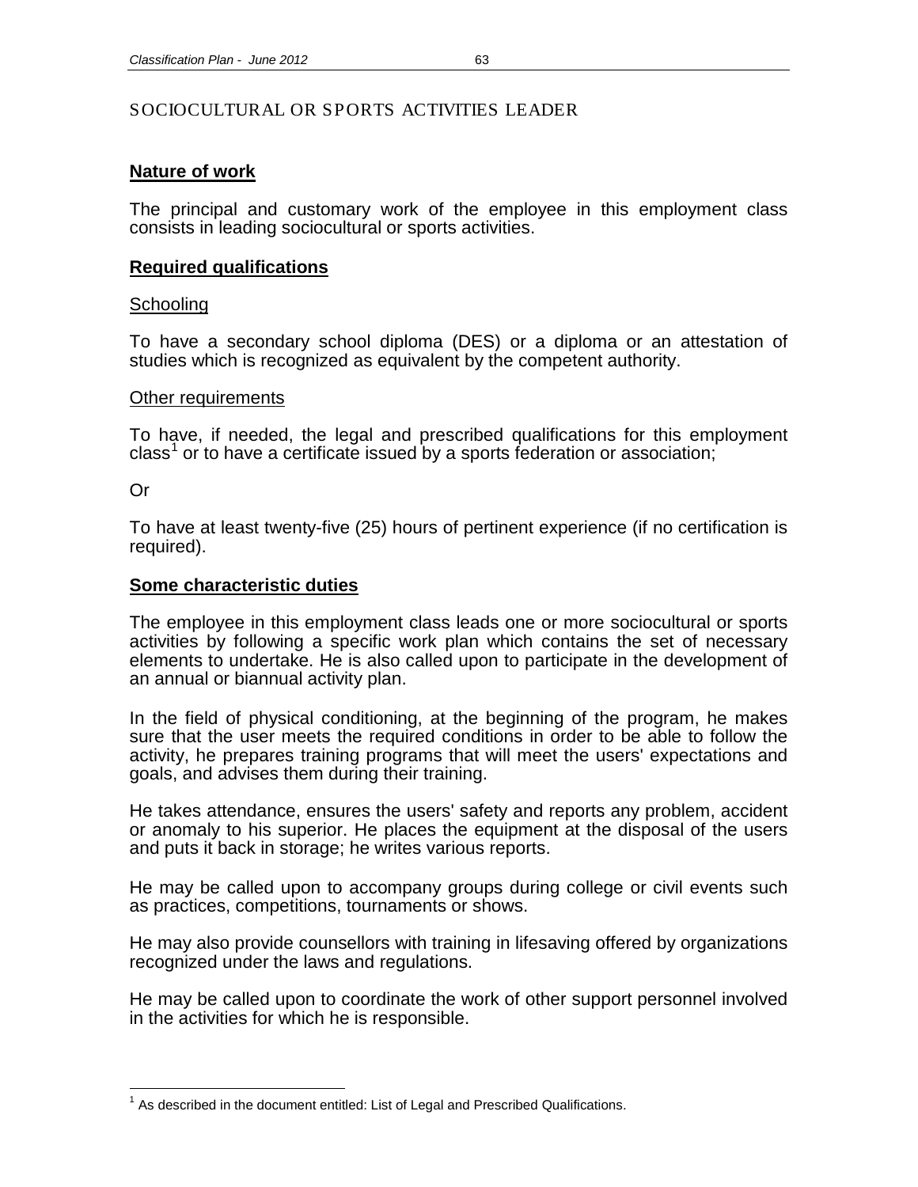# SOCIOCULTURAL OR SPORTS ACTIVITIES LEADER

## Nature of work

The principal and customary work of the employee in this employment class consists in leading sociocultural or sports activities.

## Required qualifications

### Schooling

To have a secondary school diploma (DES) or a diploma or an attestation of studies which is recognized as equivalent by the competent authority.

### Other requirements

To have, if needed, the legal and prescribed qualifications for this employment class[1] or to have a certificate issued by a sports federation or association;

Or

To have at least twenty-five (25) hours of pertinent experience (if no certification is required).

## Some characteristic duties

The employee in this employment class leads one or more sociocultural or sports activities by following a specific work plan which contains the set of necessary elements to undertake. He is also called upon to participate in the development of an annual or biannual activity plan.

In the field of physical conditioning, at the beginning of the program, he makes sure that the user meets the required conditions in order to be able to follow the activity, he prepares training programs that will meet the users' expectations and goals, and advises them during their training.

He takes attendance, ensures the users' safety and reports any problem, accident or anomaly to his superior. He places the equipment at the disposal of the users and puts it back in storage; he writes various reports.

He may be called upon to accompany groups during college or civil events such as practices, competitions, tournaments or shows.

He may also provide counsellors with training in lifesaving offered by organizations recognized under the laws and regulations.

He may be called upon to coordinate the work of other support personnel involved in the activities for which he is responsible.

---

[1] As described in the document entitled: List of Legal and Prescribed Qualifications.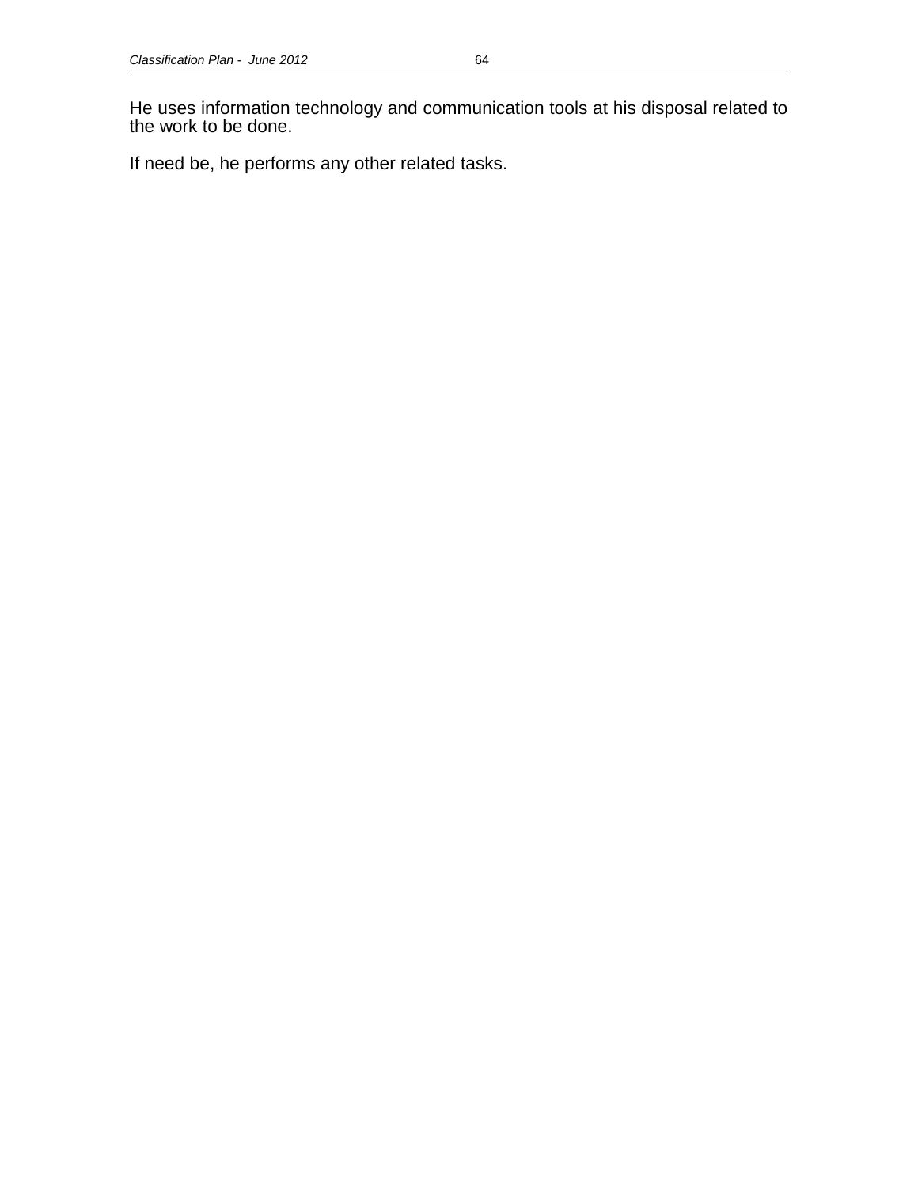He uses information technology and communication tools at his disposal related to the work to be done.

If need be, he performs any other related tasks.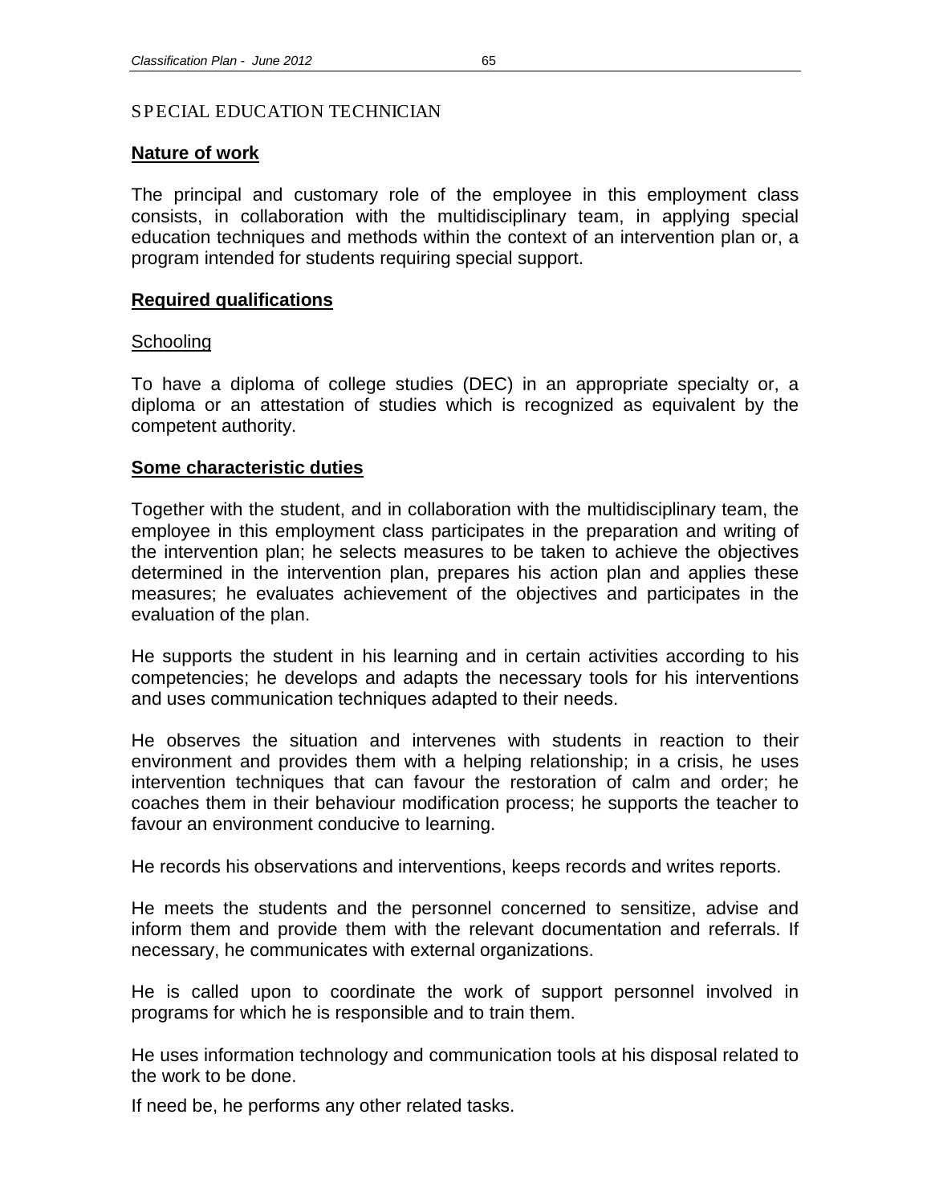# SPECIAL EDUCATION TECHNICIAN

## Nature of work

The principal and customary role of the employee in this employment class consists, in collaboration with the multidisciplinary team, in applying special education techniques and methods within the context of an intervention plan or, a program intended for students requiring special support.

## Required qualifications

### Schooling

To have a diploma of college studies (DEC) in an appropriate specialty or, a diploma or an attestation of studies which is recognized as equivalent by the competent authority.

## Some characteristic duties

Together with the student, and in collaboration with the multidisciplinary team, the employee in this employment class participates in the preparation and writing of the intervention plan; he selects measures to be taken to achieve the objectives determined in the intervention plan, prepares his action plan and applies these measures; he evaluates achievement of the objectives and participates in the evaluation of the plan.

He supports the student in his learning and in certain activities according to his competencies; he develops and adapts the necessary tools for his interventions and uses communication techniques adapted to their needs.

He observes the situation and intervenes with students in reaction to their environment and provides them with a helping relationship; in a crisis, he uses intervention techniques that can favour the restoration of calm and order; he coaches them in their behaviour modification process; he supports the teacher to favour an environment conducive to learning.

He records his observations and interventions, keeps records and writes reports.

He meets the students and the personnel concerned to sensitize, advise and inform them and provide them with the relevant documentation and referrals. If necessary, he communicates with external organizations.

He is called upon to coordinate the work of support personnel involved in programs for which he is responsible and to train them.

He uses information technology and communication tools at his disposal related to the work to be done.

If need be, he performs any other related tasks.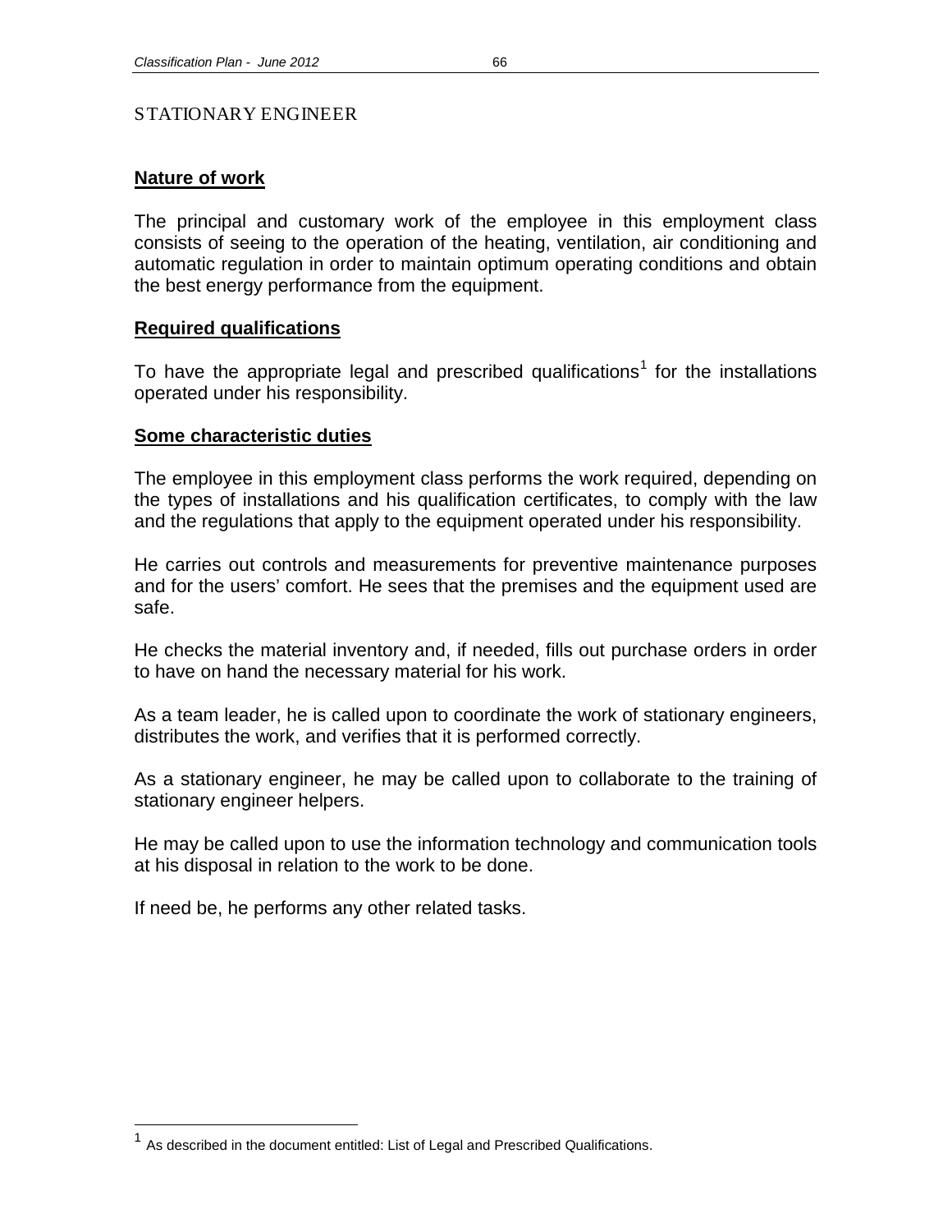STATIONARY ENGINEER

## Nature of work

The principal and customary work of the employee in this employment class consists of seeing to the operation of the heating, ventilation, air conditioning and automatic regulation in order to maintain optimum operating conditions and obtain the best energy performance from the equipment.

## Required qualifications

To have the appropriate legal and prescribed qualifications[1] for the installations operated under his responsibility.

## Some characteristic duties

The employee in this employment class performs the work required, depending on the types of installations and his qualification certificates, to comply with the law and the regulations that apply to the equipment operated under his responsibility.

He carries out controls and measurements for preventive maintenance purposes and for the users' comfort. He sees that the premises and the equipment used are safe.

He checks the material inventory and, if needed, fills out purchase orders in order to have on hand the necessary material for his work.

As a team leader, he is called upon to coordinate the work of stationary engineers, distributes the work, and verifies that it is performed correctly.

As a stationary engineer, he may be called upon to collaborate to the training of stationary engineer helpers.

He may be called upon to use the information technology and communication tools at his disposal in relation to the work to be done.

If need be, he performs any other related tasks.

[1] As described in the document entitled: List of Legal and Prescribed Qualifications.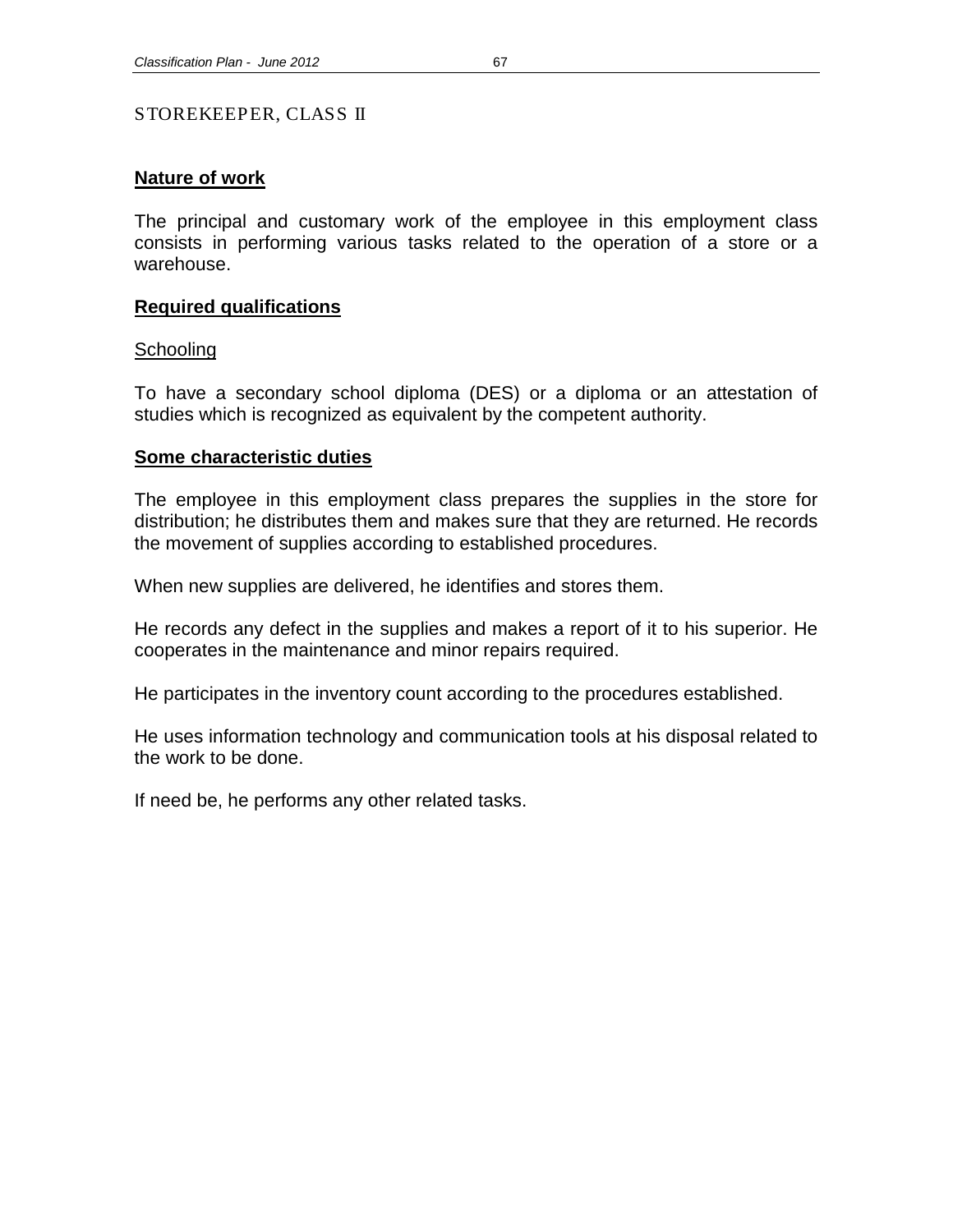# STOREKEEPER, CLASS II

## Nature of work

The principal and customary work of the employee in this employment class consists in performing various tasks related to the operation of a store or a warehouse.

## Required qualifications

### Schooling

To have a secondary school diploma (DES) or a diploma or an attestation of studies which is recognized as equivalent by the competent authority.

## Some characteristic duties

The employee in this employment class prepares the supplies in the store for distribution; he distributes them and makes sure that they are returned. He records the movement of supplies according to established procedures.

When new supplies are delivered, he identifies and stores them.

He records any defect in the supplies and makes a report of it to his superior. He cooperates in the maintenance and minor repairs required.

He participates in the inventory count according to the procedures established.

He uses information technology and communication tools at his disposal related to the work to be done.

If need be, he performs any other related tasks.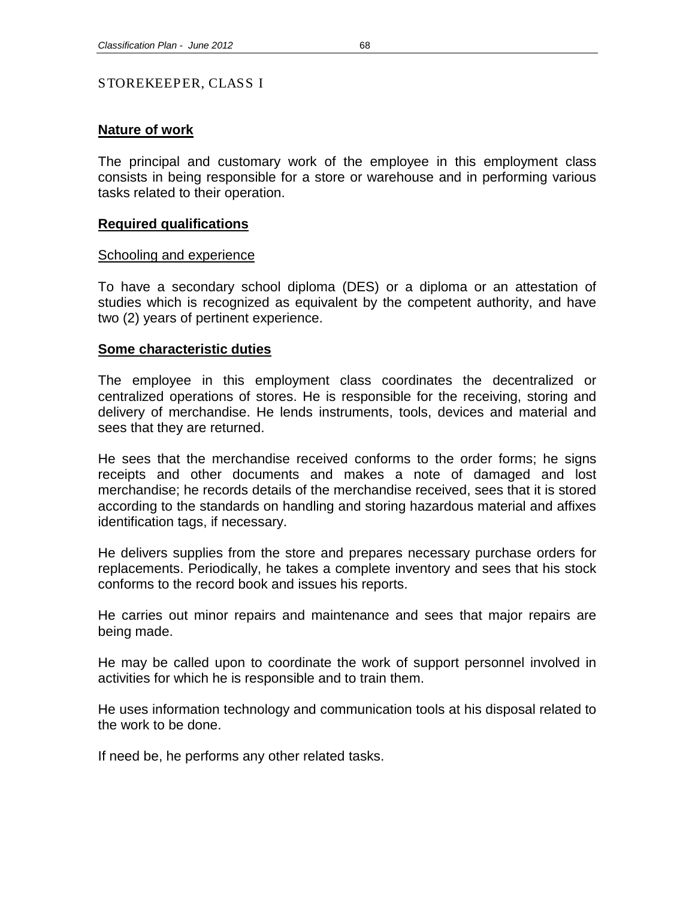# STOREKEEPER, CLASS I

## **Nature of work**

The principal and customary work of the employee in this employment class consists in being responsible for a store or warehouse and in performing various tasks related to their operation.

## **Required qualifications**

### Schooling and experience

To have a secondary school diploma (DES) or a diploma or an attestation of studies which is recognized as equivalent by the competent authority, and have two (2) years of pertinent experience.

## **Some characteristic duties**

The employee in this employment class coordinates the decentralized or centralized operations of stores. He is responsible for the receiving, storing and delivery of merchandise. He lends instruments, tools, devices and material and sees that they are returned.

He sees that the merchandise received conforms to the order forms; he signs receipts and other documents and makes a note of damaged and lost merchandise; he records details of the merchandise received, sees that it is stored according to the standards on handling and storing hazardous material and affixes identification tags, if necessary.

He delivers supplies from the store and prepares necessary purchase orders for replacements. Periodically, he takes a complete inventory and sees that his stock conforms to the record book and issues his reports.

He carries out minor repairs and maintenance and sees that major repairs are being made.

He may be called upon to coordinate the work of support personnel involved in activities for which he is responsible and to train them.

He uses information technology and communication tools at his disposal related to the work to be done.

If need be, he performs any other related tasks.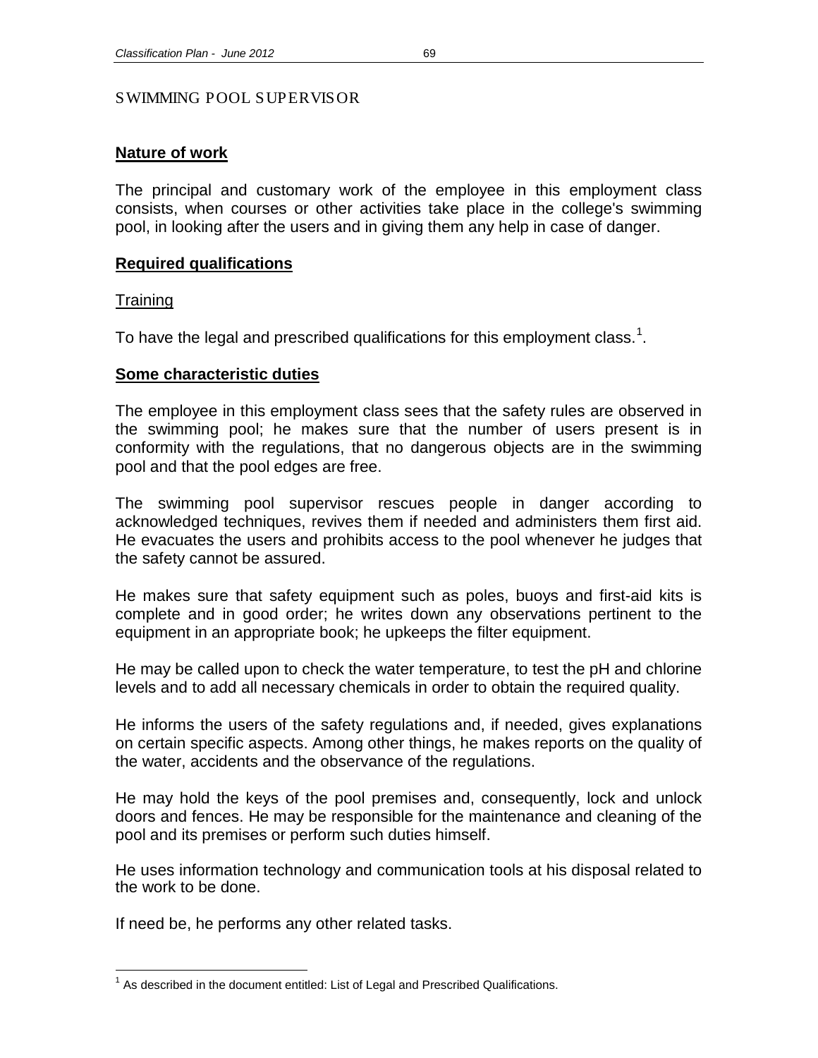# SWIMMING POOL SUPERVISOR

## Nature of work

The principal and customary work of the employee in this employment class consists, when courses or other activities take place in the college's swimming pool, in looking after the users and in giving them any help in case of danger.

## Required qualifications

### Training

To have the legal and prescribed qualifications for this employment class.[1].

## Some characteristic duties

The employee in this employment class sees that the safety rules are observed in the swimming pool; he makes sure that the number of users present is in conformity with the regulations, that no dangerous objects are in the swimming pool and that the pool edges are free.

The swimming pool supervisor rescues people in danger according to acknowledged techniques, revives them if needed and administers them first aid. He evacuates the users and prohibits access to the pool whenever he judges that the safety cannot be assured.

He makes sure that safety equipment such as poles, buoys and first-aid kits is complete and in good order; he writes down any observations pertinent to the equipment in an appropriate book; he upkeeps the filter equipment.

He may be called upon to check the water temperature, to test the pH and chlorine levels and to add all necessary chemicals in order to obtain the required quality.

He informs the users of the safety regulations and, if needed, gives explanations on certain specific aspects. Among other things, he makes reports on the quality of the water, accidents and the observance of the regulations.

He may hold the keys of the pool premises and, consequently, lock and unlock doors and fences. He may be responsible for the maintenance and cleaning of the pool and its premises or perform such duties himself.

He uses information technology and communication tools at his disposal related to the work to be done.

If need be, he performs any other related tasks.

---

[1] As described in the document entitled: List of Legal and Prescribed Qualifications.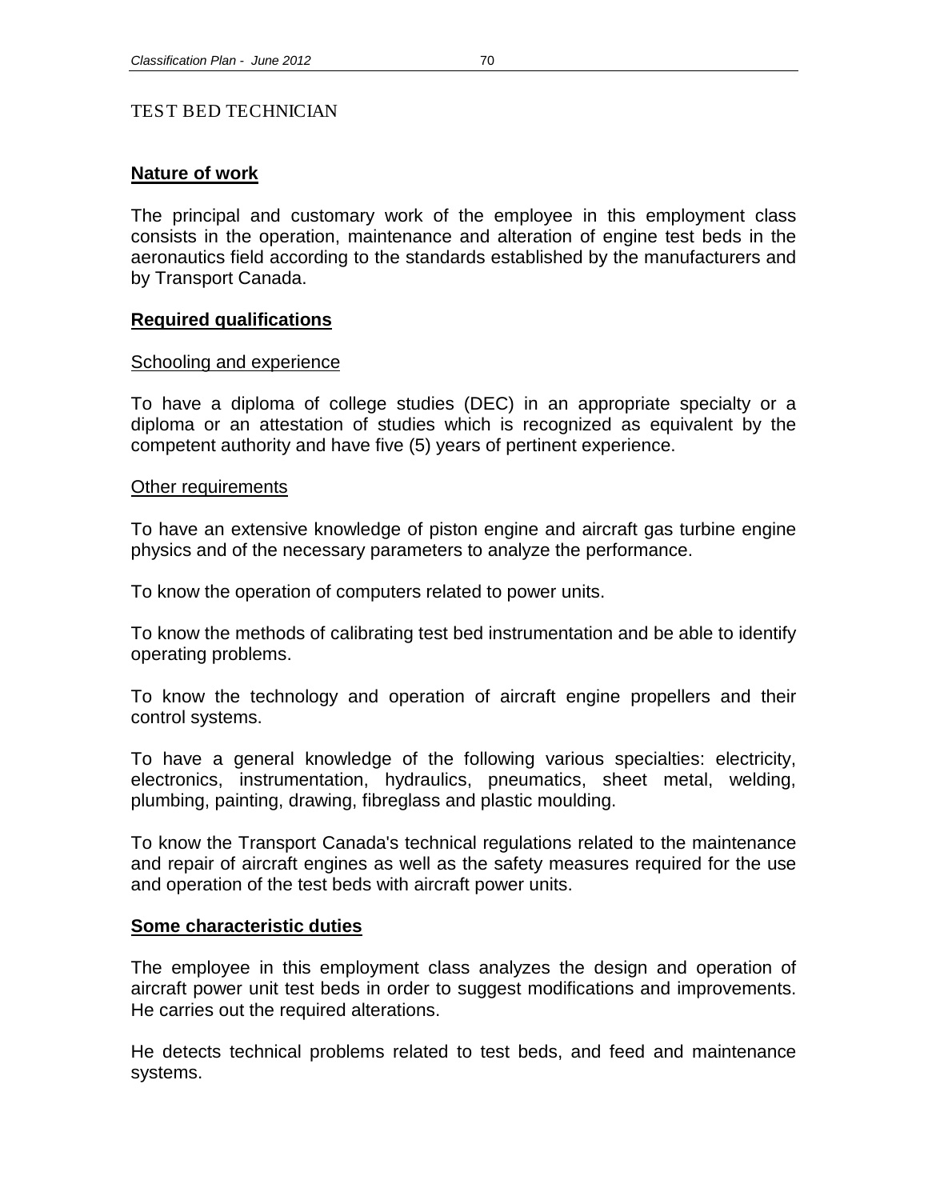# TEST BED TECHNICIAN

## Nature of work

The principal and customary work of the employee in this employment class consists in the operation, maintenance and alteration of engine test beds in the aeronautics field according to the standards established by the manufacturers and by Transport Canada.

## Required qualifications

### Schooling and experience

To have a diploma of college studies (DEC) in an appropriate specialty or a diploma or an attestation of studies which is recognized as equivalent by the competent authority and have five (5) years of pertinent experience.

### Other requirements

To have an extensive knowledge of piston engine and aircraft gas turbine engine physics and of the necessary parameters to analyze the performance.

To know the operation of computers related to power units.

To know the methods of calibrating test bed instrumentation and be able to identify operating problems.

To know the technology and operation of aircraft engine propellers and their control systems.

To have a general knowledge of the following various specialties: electricity, electronics, instrumentation, hydraulics, pneumatics, sheet metal, welding, plumbing, painting, drawing, fibreglass and plastic moulding.

To know the Transport Canada's technical regulations related to the maintenance and repair of aircraft engines as well as the safety measures required for the use and operation of the test beds with aircraft power units.

## Some characteristic duties

The employee in this employment class analyzes the design and operation of aircraft power unit test beds in order to suggest modifications and improvements. He carries out the required alterations.

He detects technical problems related to test beds, and feed and maintenance systems.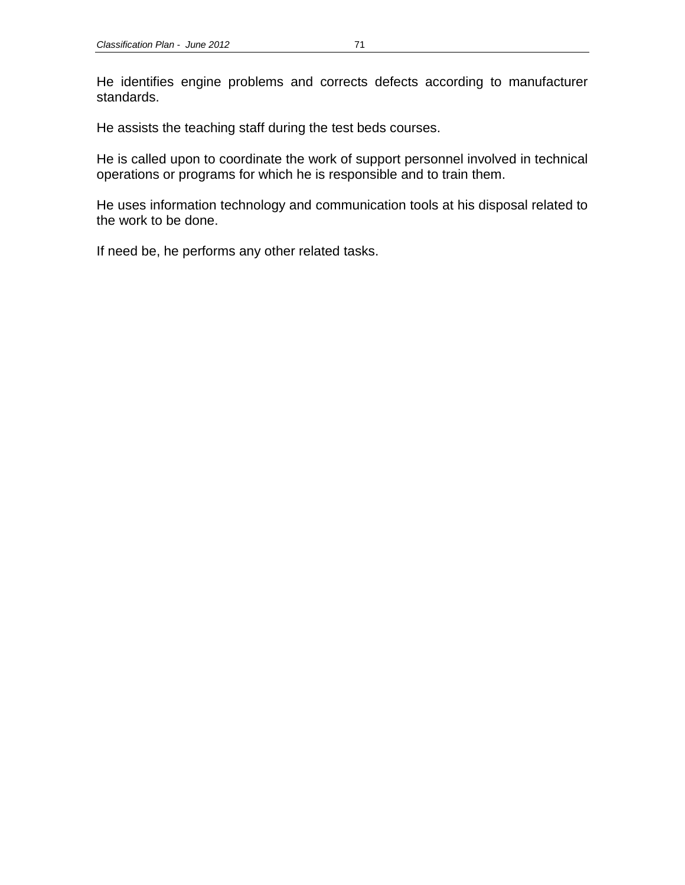He identifies engine problems and corrects defects according to manufacturer standards.

He assists the teaching staff during the test beds courses.

He is called upon to coordinate the work of support personnel involved in technical operations or programs for which he is responsible and to train them.

He uses information technology and communication tools at his disposal related to the work to be done.

If need be, he performs any other related tasks.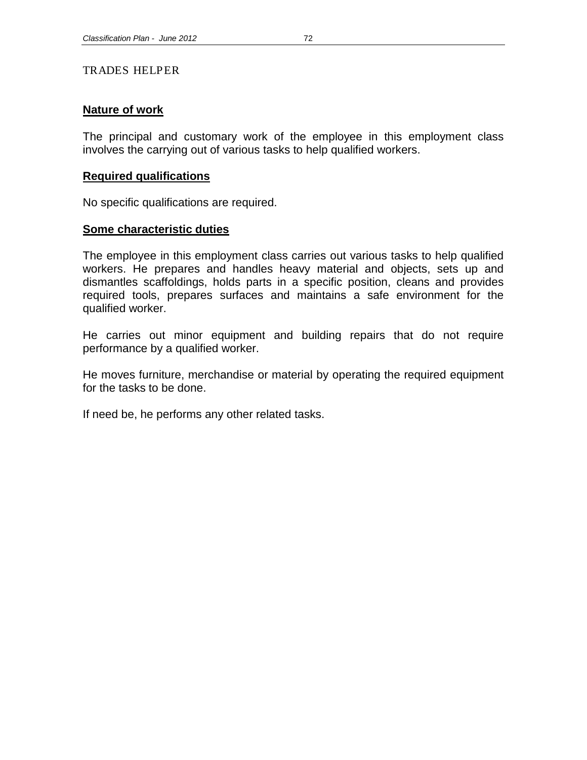# TRADES HELPER

## Nature of work

The principal and customary work of the employee in this employment class involves the carrying out of various tasks to help qualified workers.

## Required qualifications

No specific qualifications are required.

## Some characteristic duties

The employee in this employment class carries out various tasks to help qualified workers. He prepares and handles heavy material and objects, sets up and dismantles scaffoldings, holds parts in a specific position, cleans and provides required tools, prepares surfaces and maintains a safe environment for the qualified worker.

He carries out minor equipment and building repairs that do not require performance by a qualified worker.

He moves furniture, merchandise or material by operating the required equipment for the tasks to be done.

If need be, he performs any other related tasks.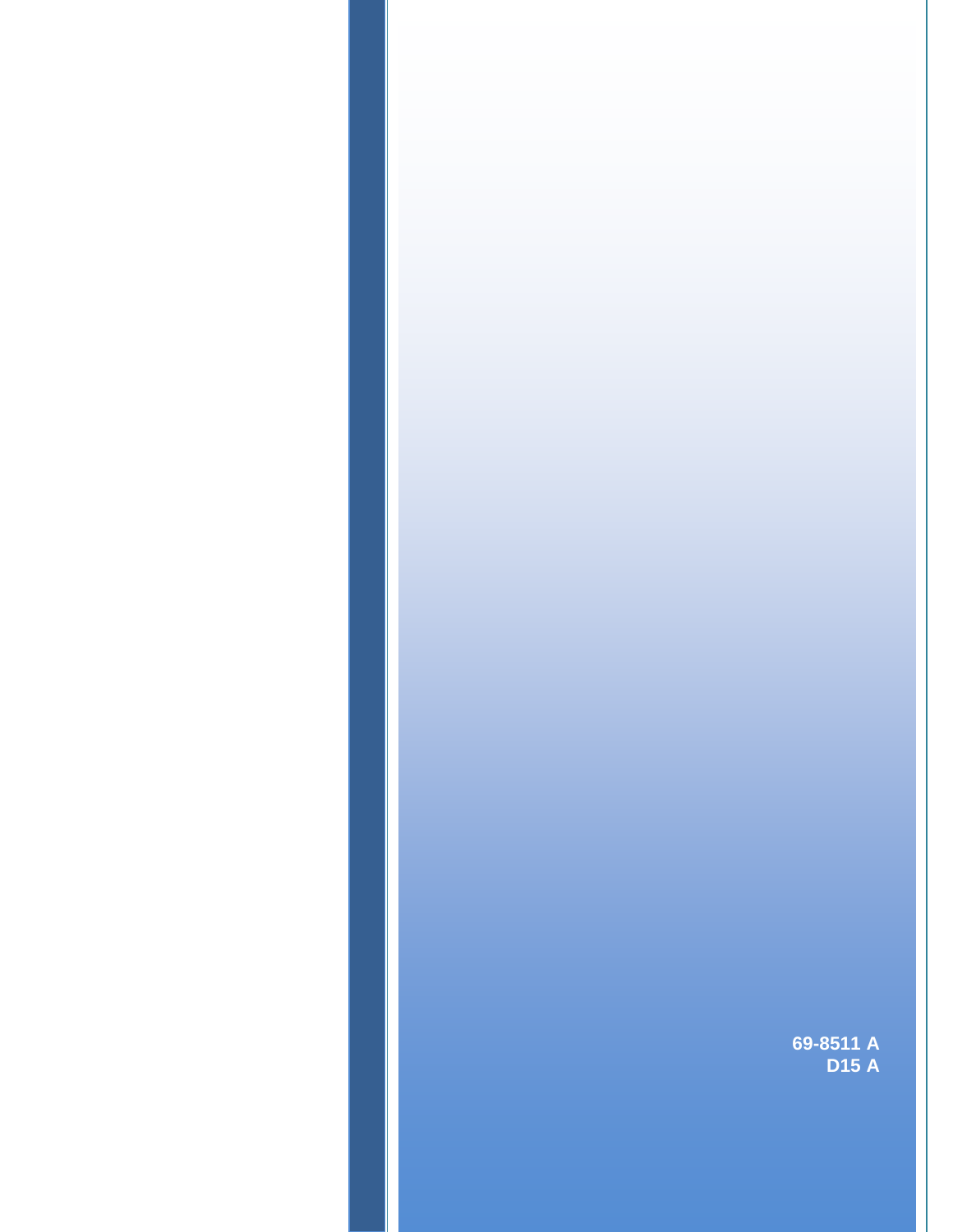69-8511 A
D15 A